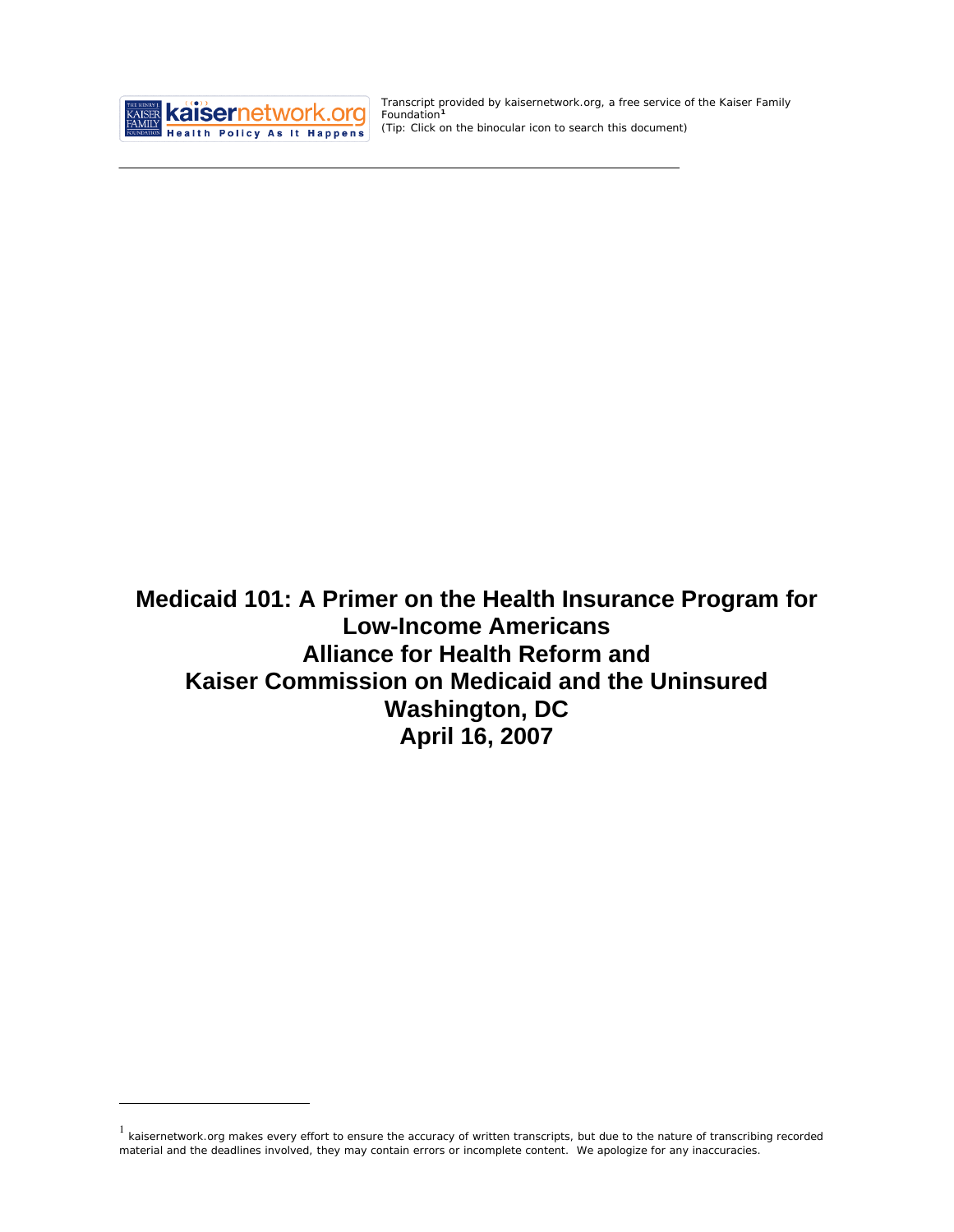Transcript provided by kaisernetwork.org, a free service of the Kaiser Family Foundation[1]
(Tip: Click on the binocular icon to search this document)

# Medicaid 101: A Primer on the Health Insurance Program for Low-Income Americans
# Alliance for Health Reform and Kaiser Commission on Medicaid and the Uninsured
# Washington, DC
# April 16, 2007

[1] kaisernetwork.org makes every effort to ensure the accuracy of written transcripts, but due to the nature of transcribing recorded material and the deadlines involved, they may contain errors or incomplete content. We apologize for any inaccuracies.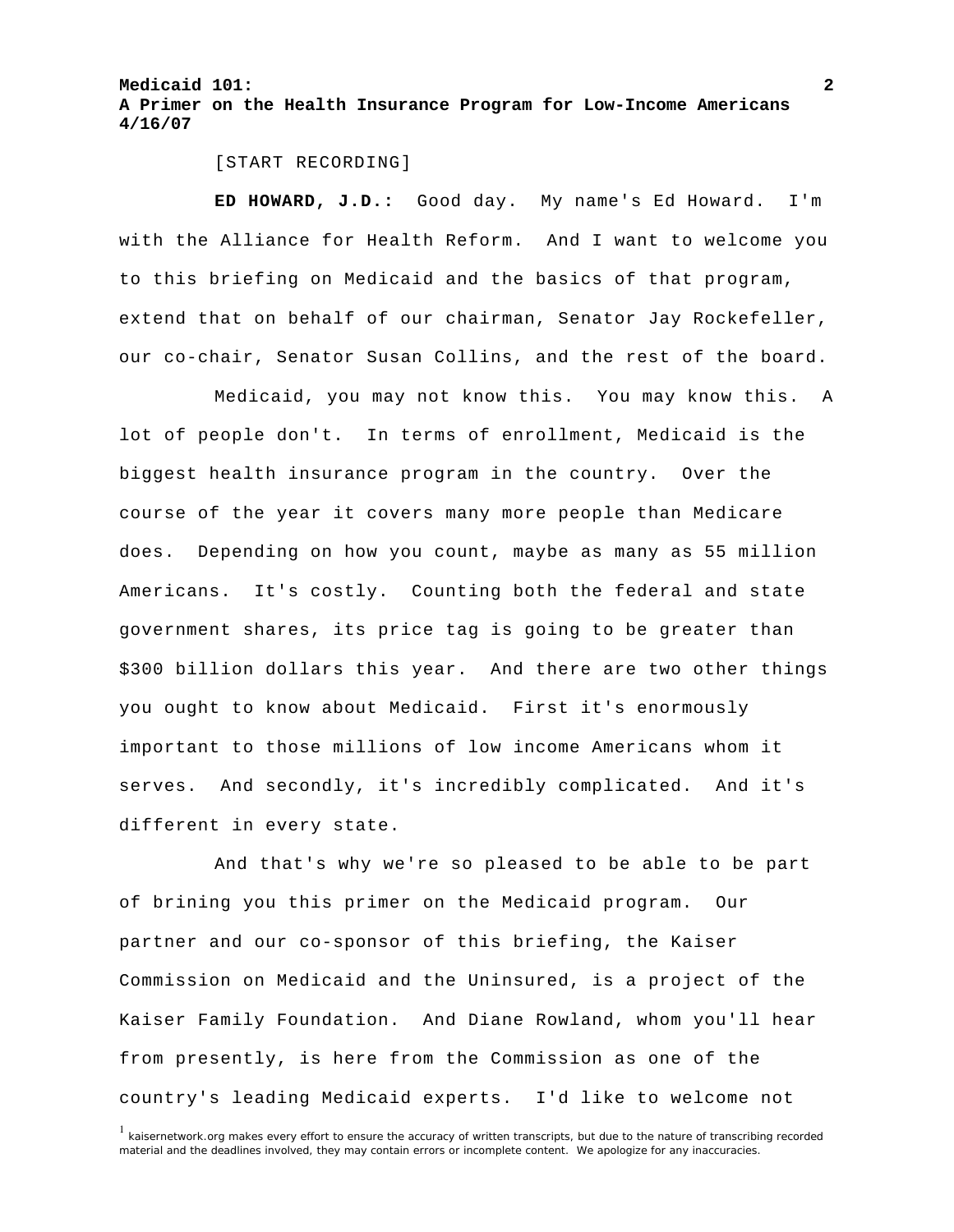[START RECORDING]

**ED HOWARD, J.D.:** Good day. My name's Ed Howard. I'm with the Alliance for Health Reform. And I want to welcome you to this briefing on Medicaid and the basics of that program, extend that on behalf of our chairman, Senator Jay Rockefeller, our co-chair, Senator Susan Collins, and the rest of the board.

Medicaid, you may not know this. You may know this. A lot of people don't. In terms of enrollment, Medicaid is the biggest health insurance program in the country. Over the course of the year it covers many more people than Medicare does. Depending on how you count, maybe as many as 55 million Americans. It's costly. Counting both the federal and state government shares, its price tag is going to be greater than $300 billion dollars this year. And there are two other things you ought to know about Medicaid. First it's enormously important to those millions of low income Americans whom it serves. And secondly, it's incredibly complicated. And it's different in every state.

And that's why we're so pleased to be able to be part of brining you this primer on the Medicaid program. Our partner and our co-sponsor of this briefing, the Kaiser Commission on Medicaid and the Uninsured, is a project of the Kaiser Family Foundation. And Diane Rowland, whom you'll hear from presently, is here from the Commission as one of the country's leading Medicaid experts. I'd like to welcome not

[1] kaisernetwork.org makes every effort to ensure the accuracy of written transcripts, but due to the nature of transcribing recorded material and the deadlines involved, they may contain errors or incomplete content. We apologize for any inaccuracies.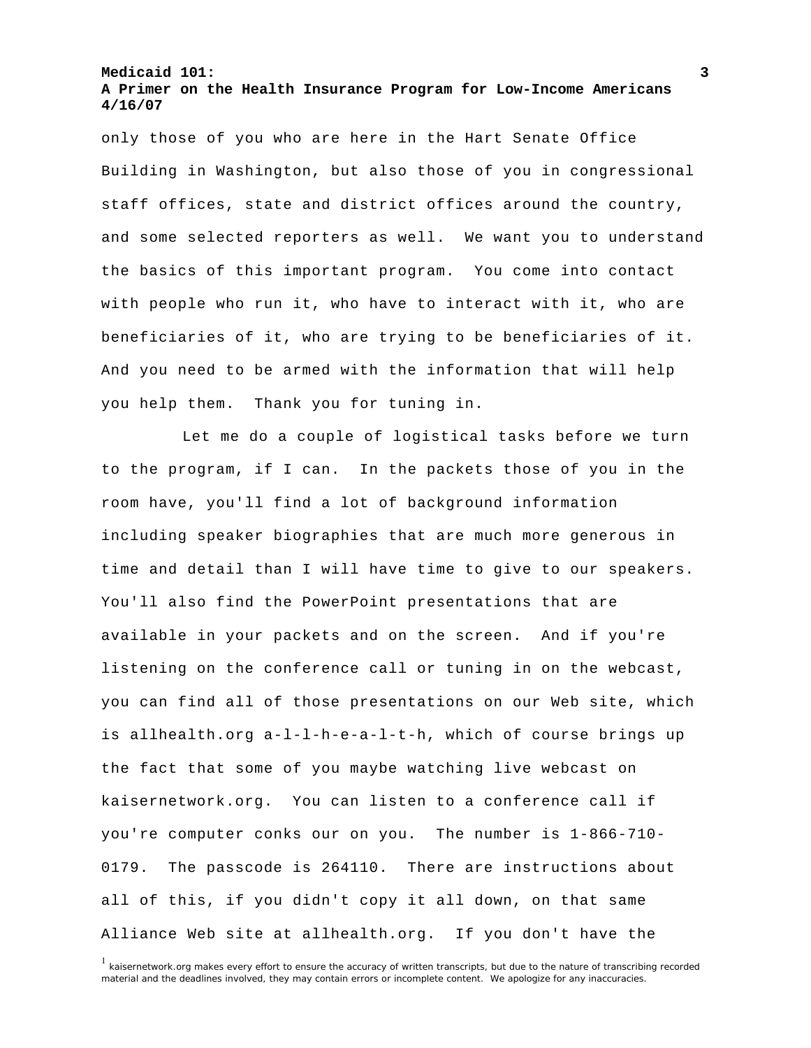only those of you who are here in the Hart Senate Office Building in Washington, but also those of you in congressional staff offices, state and district offices around the country, and some selected reporters as well. We want you to understand the basics of this important program. You come into contact with people who run it, who have to interact with it, who are beneficiaries of it, who are trying to be beneficiaries of it. And you need to be armed with the information that will help you help them. Thank you for tuning in.

Let me do a couple of logistical tasks before we turn to the program, if I can. In the packets those of you in the room have, you'll find a lot of background information including speaker biographies that are much more generous in time and detail than I will have time to give to our speakers. You'll also find the PowerPoint presentations that are available in your packets and on the screen. And if you're listening on the conference call or tuning in on the webcast, you can find all of those presentations on our Web site, which is allhealth.org a-l-l-h-e-a-l-t-h, which of course brings up the fact that some of you maybe watching live webcast on kaisernetwork.org. You can listen to a conference call if you're computer conks our on you. The number is 1-866-710-0179. The passcode is 264110. There are instructions about all of this, if you didn't copy it all down, on that same Alliance Web site at allhealth.org. If you don't have the

[1] kaisernetwork.org makes every effort to ensure the accuracy of written transcripts, but due to the nature of transcribing recorded material and the deadlines involved, they may contain errors or incomplete content. We apologize for any inaccuracies.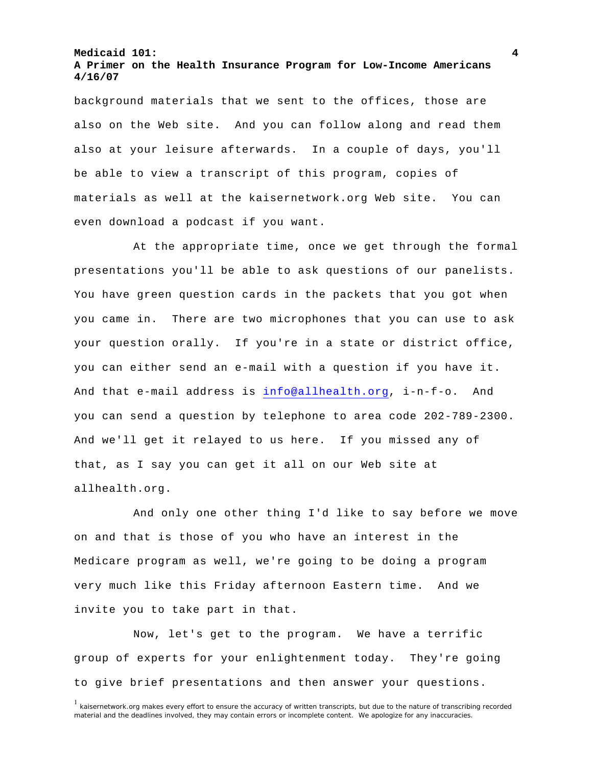background materials that we sent to the offices, those are also on the Web site. And you can follow along and read them also at your leisure afterwards. In a couple of days, you'll be able to view a transcript of this program, copies of materials as well at the kaisernetwork.org Web site. You can even download a podcast if you want.

At the appropriate time, once we get through the formal presentations you'll be able to ask questions of our panelists. You have green question cards in the packets that you got when you came in. There are two microphones that you can use to ask your question orally. If you're in a state or district office, you can either send an e-mail with a question if you have it. And that e-mail address is info@allhealth.org, i-n-f-o. And you can send a question by telephone to area code 202-789-2300. And we'll get it relayed to us here. If you missed any of that, as I say you can get it all on our Web site at allhealth.org.

And only one other thing I'd like to say before we move on and that is those of you who have an interest in the Medicare program as well, we're going to be doing a program very much like this Friday afternoon Eastern time. And we invite you to take part in that.

Now, let's get to the program. We have a terrific group of experts for your enlightenment today. They're going to give brief presentations and then answer your questions.

[1] kaisernetwork.org makes every effort to ensure the accuracy of written transcripts, but due to the nature of transcribing recorded material and the deadlines involved, they may contain errors or incomplete content. We apologize for any inaccuracies.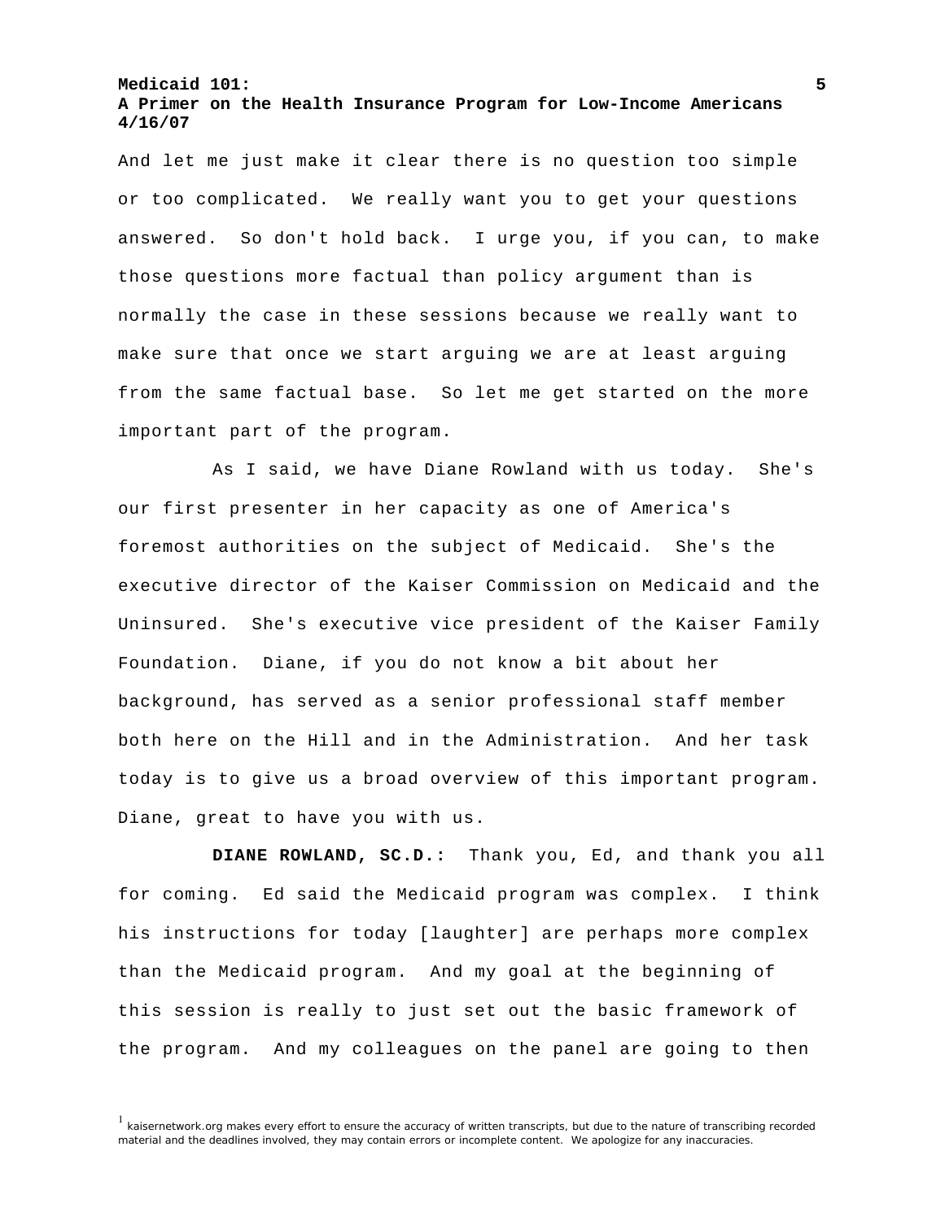And let me just make it clear there is no question too simple or too complicated. We really want you to get your questions answered. So don't hold back. I urge you, if you can, to make those questions more factual than policy argument than is normally the case in these sessions because we really want to make sure that once we start arguing we are at least arguing from the same factual base. So let me get started on the more important part of the program.

As I said, we have Diane Rowland with us today. She's our first presenter in her capacity as one of America's foremost authorities on the subject of Medicaid. She's the executive director of the Kaiser Commission on Medicaid and the Uninsured. She's executive vice president of the Kaiser Family Foundation. Diane, if you do not know a bit about her background, has served as a senior professional staff member both here on the Hill and in the Administration. And her task today is to give us a broad overview of this important program. Diane, great to have you with us.

**DIANE ROWLAND, SC.D.:** Thank you, Ed, and thank you all for coming. Ed said the Medicaid program was complex. I think his instructions for today [laughter] are perhaps more complex than the Medicaid program. And my goal at the beginning of this session is really to just set out the basic framework of the program. And my colleagues on the panel are going to then

[1] kaisernetwork.org makes every effort to ensure the accuracy of written transcripts, but due to the nature of transcribing recorded material and the deadlines involved, they may contain errors or incomplete content. We apologize for any inaccuracies.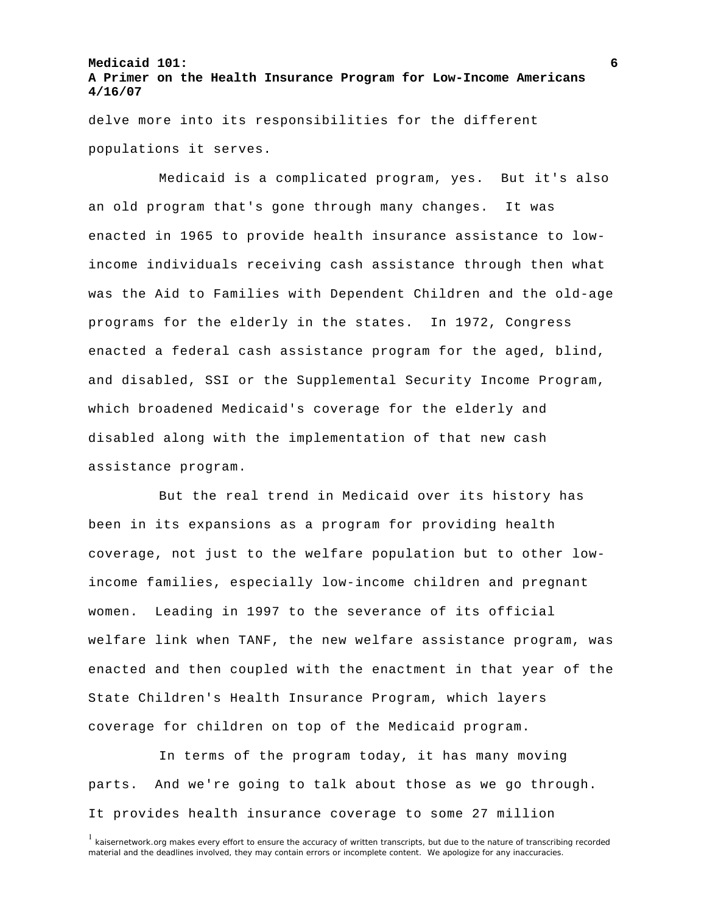delve more into its responsibilities for the different populations it serves.

Medicaid is a complicated program, yes. But it's also an old program that's gone through many changes. It was enacted in 1965 to provide health insurance assistance to low-income individuals receiving cash assistance through then what was the Aid to Families with Dependent Children and the old-age programs for the elderly in the states. In 1972, Congress enacted a federal cash assistance program for the aged, blind, and disabled, SSI or the Supplemental Security Income Program, which broadened Medicaid's coverage for the elderly and disabled along with the implementation of that new cash assistance program.

But the real trend in Medicaid over its history has been in its expansions as a program for providing health coverage, not just to the welfare population but to other low-income families, especially low-income children and pregnant women. Leading in 1997 to the severance of its official welfare link when TANF, the new welfare assistance program, was enacted and then coupled with the enactment in that year of the State Children's Health Insurance Program, which layers coverage for children on top of the Medicaid program.

In terms of the program today, it has many moving parts. And we're going to talk about those as we go through. It provides health insurance coverage to some 27 million

[1] kaisernetwork.org makes every effort to ensure the accuracy of written transcripts, but due to the nature of transcribing recorded material and the deadlines involved, they may contain errors or incomplete content. We apologize for any inaccuracies.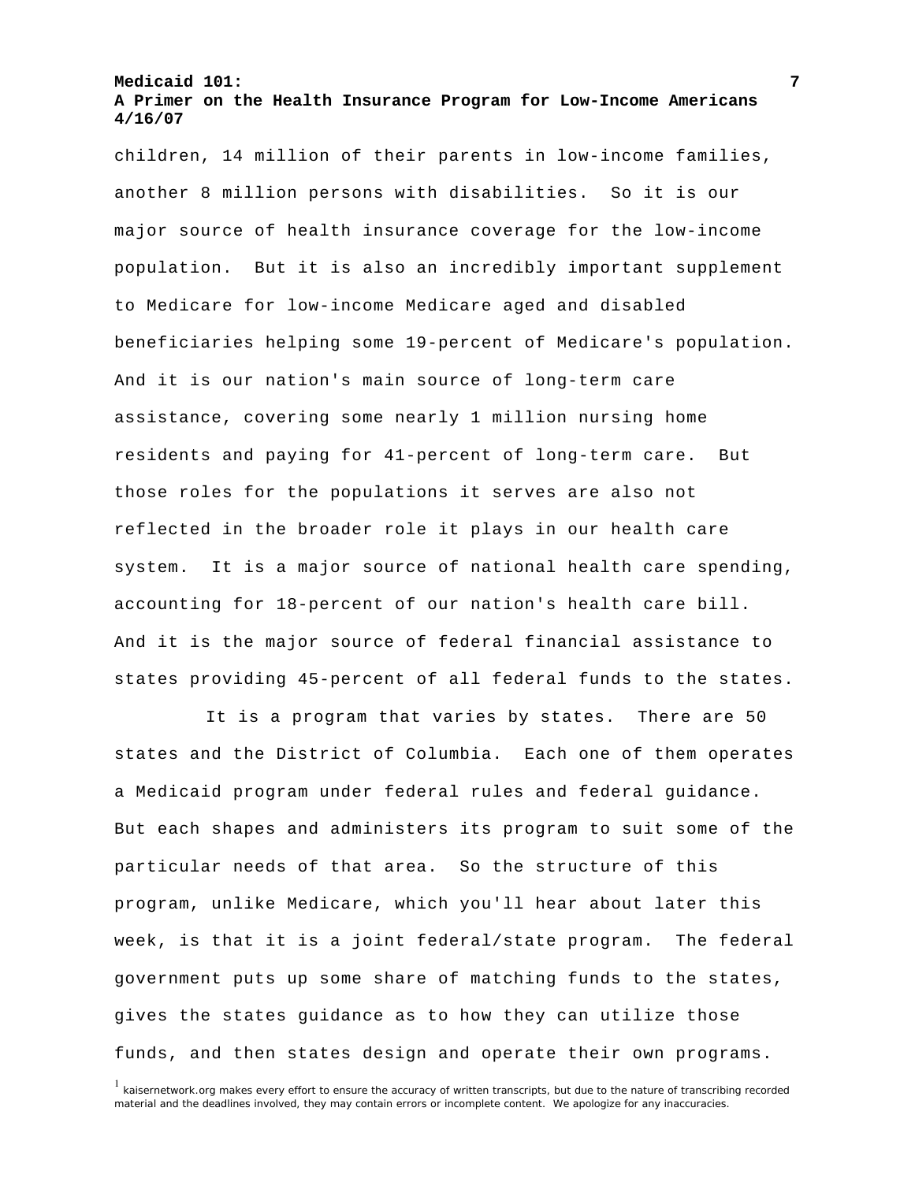children, 14 million of their parents in low-income families, another 8 million persons with disabilities. So it is our major source of health insurance coverage for the low-income population. But it is also an incredibly important supplement to Medicare for low-income Medicare aged and disabled beneficiaries helping some 19-percent of Medicare's population. And it is our nation's main source of long-term care assistance, covering some nearly 1 million nursing home residents and paying for 41-percent of long-term care. But those roles for the populations it serves are also not reflected in the broader role it plays in our health care system. It is a major source of national health care spending, accounting for 18-percent of our nation's health care bill. And it is the major source of federal financial assistance to states providing 45-percent of all federal funds to the states.

It is a program that varies by states. There are 50 states and the District of Columbia. Each one of them operates a Medicaid program under federal rules and federal guidance. But each shapes and administers its program to suit some of the particular needs of that area. So the structure of this program, unlike Medicare, which you'll hear about later this week, is that it is a joint federal/state program. The federal government puts up some share of matching funds to the states, gives the states guidance as to how they can utilize those funds, and then states design and operate their own programs.

[1] kaisernetwork.org makes every effort to ensure the accuracy of written transcripts, but due to the nature of transcribing recorded material and the deadlines involved, they may contain errors or incomplete content. We apologize for any inaccuracies.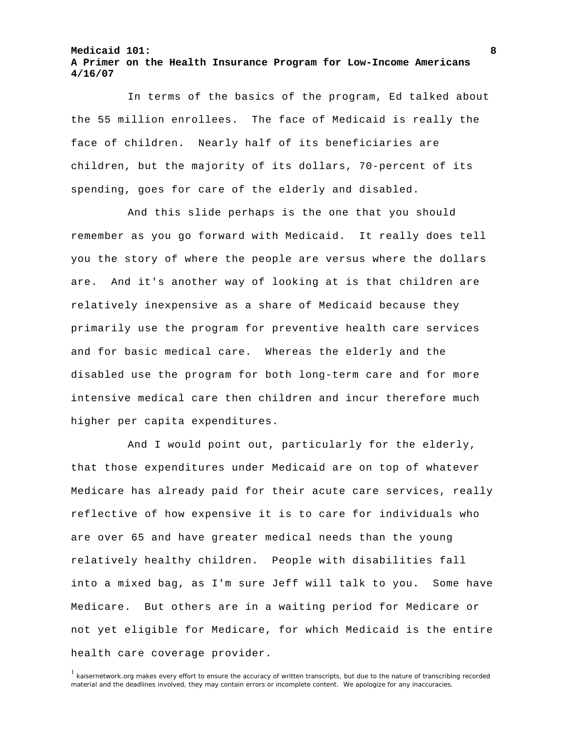In terms of the basics of the program, Ed talked about the 55 million enrollees. The face of Medicaid is really the face of children. Nearly half of its beneficiaries are children, but the majority of its dollars, 70-percent of its spending, goes for care of the elderly and disabled.

And this slide perhaps is the one that you should remember as you go forward with Medicaid. It really does tell you the story of where the people are versus where the dollars are. And it's another way of looking at is that children are relatively inexpensive as a share of Medicaid because they primarily use the program for preventive health care services and for basic medical care. Whereas the elderly and the disabled use the program for both long-term care and for more intensive medical care then children and incur therefore much higher per capita expenditures.

And I would point out, particularly for the elderly, that those expenditures under Medicaid are on top of whatever Medicare has already paid for their acute care services, really reflective of how expensive it is to care for individuals who are over 65 and have greater medical needs than the young relatively healthy children. People with disabilities fall into a mixed bag, as I'm sure Jeff will talk to you. Some have Medicare. But others are in a waiting period for Medicare or not yet eligible for Medicare, for which Medicaid is the entire health care coverage provider.

[1] kaisernetwork.org makes every effort to ensure the accuracy of written transcripts, but due to the nature of transcribing recorded material and the deadlines involved, they may contain errors or incomplete content. We apologize for any inaccuracies.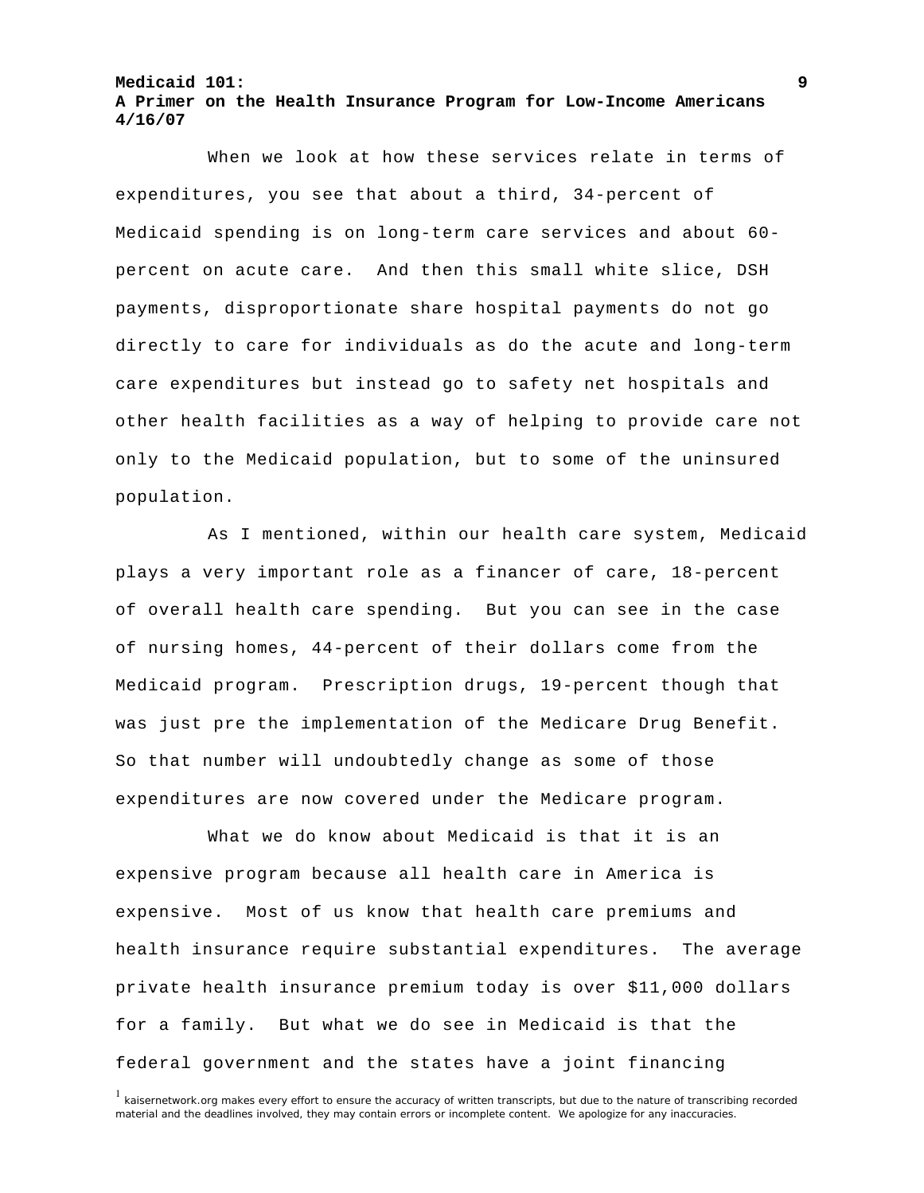When we look at how these services relate in terms of expenditures, you see that about a third, 34-percent of Medicaid spending is on long-term care services and about 60-percent on acute care. And then this small white slice, DSH payments, disproportionate share hospital payments do not go directly to care for individuals as do the acute and long-term care expenditures but instead go to safety net hospitals and other health facilities as a way of helping to provide care not only to the Medicaid population, but to some of the uninsured population.

As I mentioned, within our health care system, Medicaid plays a very important role as a financer of care, 18-percent of overall health care spending. But you can see in the case of nursing homes, 44-percent of their dollars come from the Medicaid program. Prescription drugs, 19-percent though that was just pre the implementation of the Medicare Drug Benefit. So that number will undoubtedly change as some of those expenditures are now covered under the Medicare program.

What we do know about Medicaid is that it is an expensive program because all health care in America is expensive. Most of us know that health care premiums and health insurance require substantial expenditures. The average private health insurance premium today is over $11,000 dollars for a family. But what we do see in Medicaid is that the federal government and the states have a joint financing

[1] kaisernetwork.org makes every effort to ensure the accuracy of written transcripts, but due to the nature of transcribing recorded material and the deadlines involved, they may contain errors or incomplete content. We apologize for any inaccuracies.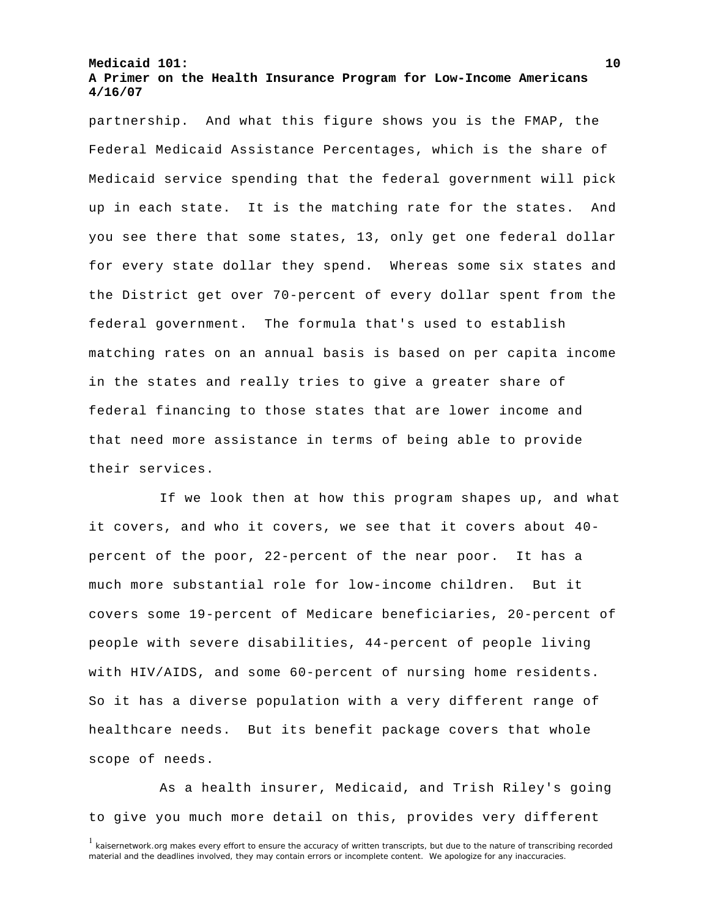partnership. And what this figure shows you is the FMAP, the Federal Medicaid Assistance Percentages, which is the share of Medicaid service spending that the federal government will pick up in each state. It is the matching rate for the states. And you see there that some states, 13, only get one federal dollar for every state dollar they spend. Whereas some six states and the District get over 70-percent of every dollar spent from the federal government. The formula that's used to establish matching rates on an annual basis is based on per capita income in the states and really tries to give a greater share of federal financing to those states that are lower income and that need more assistance in terms of being able to provide their services.

If we look then at how this program shapes up, and what it covers, and who it covers, we see that it covers about 40-percent of the poor, 22-percent of the near poor. It has a much more substantial role for low-income children. But it covers some 19-percent of Medicare beneficiaries, 20-percent of people with severe disabilities, 44-percent of people living with HIV/AIDS, and some 60-percent of nursing home residents. So it has a diverse population with a very different range of healthcare needs. But its benefit package covers that whole scope of needs.

As a health insurer, Medicaid, and Trish Riley's going to give you much more detail on this, provides very different

[1] kaisernetwork.org makes every effort to ensure the accuracy of written transcripts, but due to the nature of transcribing recorded material and the deadlines involved, they may contain errors or incomplete content. We apologize for any inaccuracies.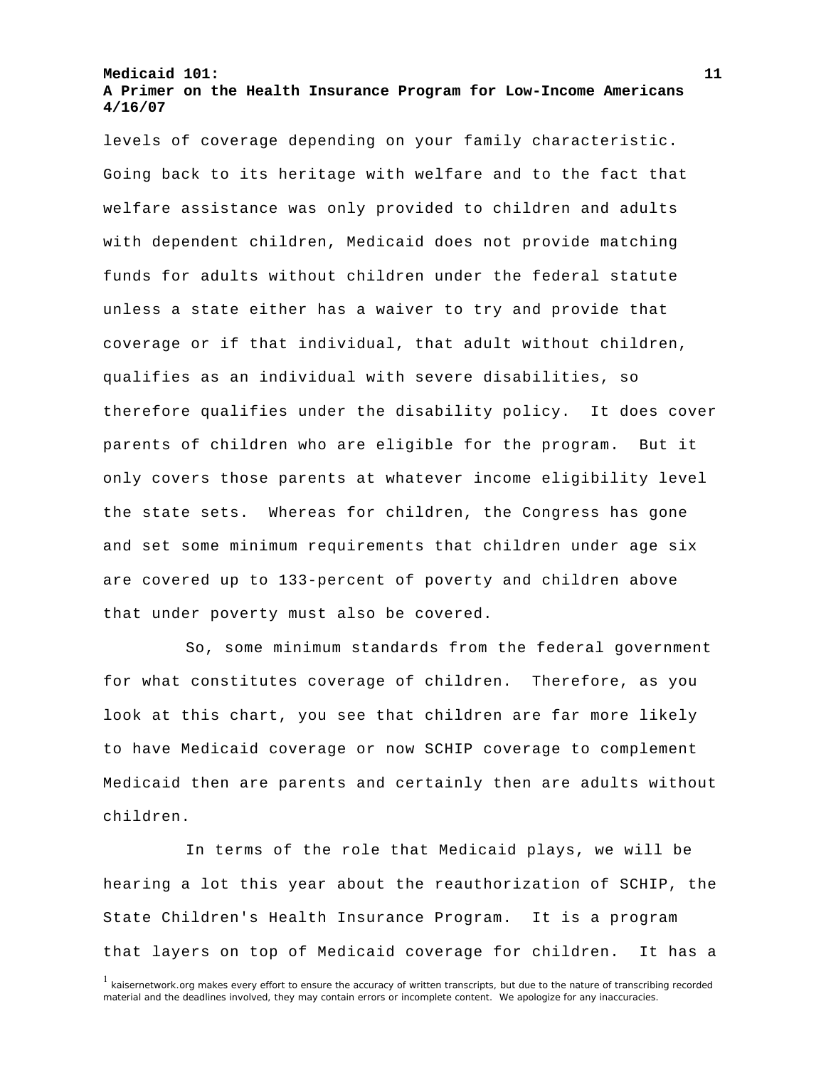levels of coverage depending on your family characteristic. Going back to its heritage with welfare and to the fact that welfare assistance was only provided to children and adults with dependent children, Medicaid does not provide matching funds for adults without children under the federal statute unless a state either has a waiver to try and provide that coverage or if that individual, that adult without children, qualifies as an individual with severe disabilities, so therefore qualifies under the disability policy. It does cover parents of children who are eligible for the program. But it only covers those parents at whatever income eligibility level the state sets. Whereas for children, the Congress has gone and set some minimum requirements that children under age six are covered up to 133-percent of poverty and children above that under poverty must also be covered.

So, some minimum standards from the federal government for what constitutes coverage of children. Therefore, as you look at this chart, you see that children are far more likely to have Medicaid coverage or now SCHIP coverage to complement Medicaid then are parents and certainly then are adults without children.

In terms of the role that Medicaid plays, we will be hearing a lot this year about the reauthorization of SCHIP, the State Children's Health Insurance Program. It is a program that layers on top of Medicaid coverage for children. It has a

[1] kaisernetwork.org makes every effort to ensure the accuracy of written transcripts, but due to the nature of transcribing recorded material and the deadlines involved, they may contain errors or incomplete content. We apologize for any inaccuracies.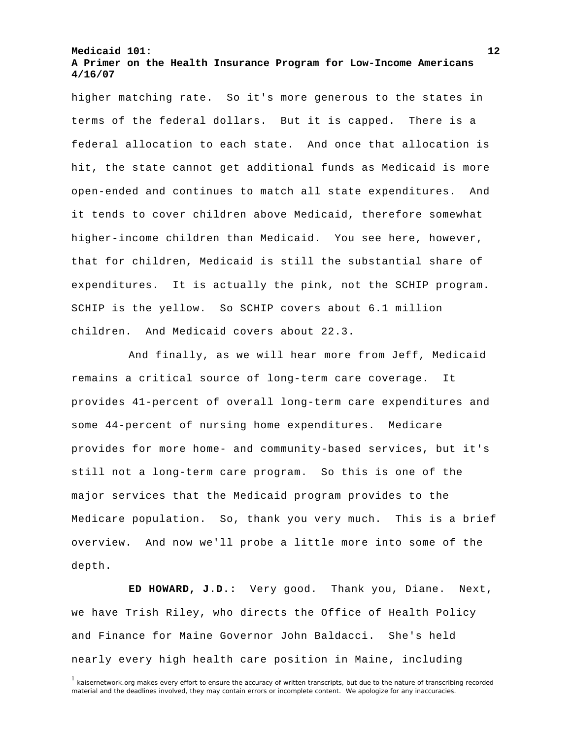higher matching rate. So it's more generous to the states in terms of the federal dollars. But it is capped. There is a federal allocation to each state. And once that allocation is hit, the state cannot get additional funds as Medicaid is more open-ended and continues to match all state expenditures. And it tends to cover children above Medicaid, therefore somewhat higher-income children than Medicaid. You see here, however, that for children, Medicaid is still the substantial share of expenditures. It is actually the pink, not the SCHIP program. SCHIP is the yellow. So SCHIP covers about 6.1 million children. And Medicaid covers about 22.3.

And finally, as we will hear more from Jeff, Medicaid remains a critical source of long-term care coverage. It provides 41-percent of overall long-term care expenditures and some 44-percent of nursing home expenditures. Medicare provides for more home- and community-based services, but it's still not a long-term care program. So this is one of the major services that the Medicaid program provides to the Medicare population. So, thank you very much. This is a brief overview. And now we'll probe a little more into some of the depth.

**ED HOWARD, J.D.:** Very good. Thank you, Diane. Next, we have Trish Riley, who directs the Office of Health Policy and Finance for Maine Governor John Baldacci. She's held nearly every high health care position in Maine, including

[1] kaisernetwork.org makes every effort to ensure the accuracy of written transcripts, but due to the nature of transcribing recorded material and the deadlines involved, they may contain errors or incomplete content. We apologize for any inaccuracies.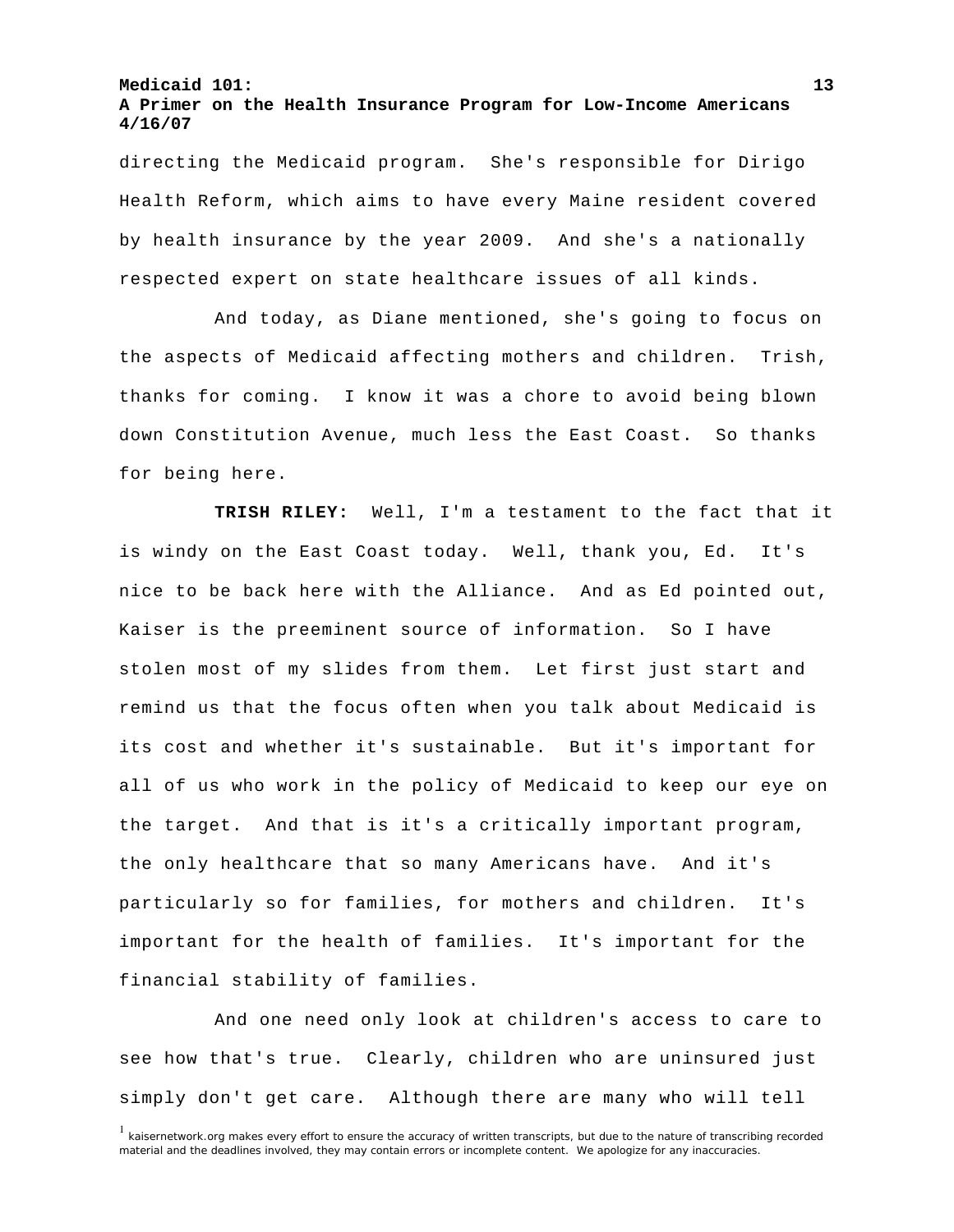directing the Medicaid program. She's responsible for Dirigo Health Reform, which aims to have every Maine resident covered by health insurance by the year 2009. And she's a nationally respected expert on state healthcare issues of all kinds.

And today, as Diane mentioned, she's going to focus on the aspects of Medicaid affecting mothers and children. Trish, thanks for coming. I know it was a chore to avoid being blown down Constitution Avenue, much less the East Coast. So thanks for being here.

**TRISH RILEY:** Well, I'm a testament to the fact that it is windy on the East Coast today. Well, thank you, Ed. It's nice to be back here with the Alliance. And as Ed pointed out, Kaiser is the preeminent source of information. So I have stolen most of my slides from them. Let first just start and remind us that the focus often when you talk about Medicaid is its cost and whether it's sustainable. But it's important for all of us who work in the policy of Medicaid to keep our eye on the target. And that is it's a critically important program, the only healthcare that so many Americans have. And it's particularly so for families, for mothers and children. It's important for the health of families. It's important for the financial stability of families.

And one need only look at children's access to care to see how that's true. Clearly, children who are uninsured just simply don't get care. Although there are many who will tell

[1] kaisernetwork.org makes every effort to ensure the accuracy of written transcripts, but due to the nature of transcribing recorded material and the deadlines involved, they may contain errors or incomplete content. We apologize for any inaccuracies.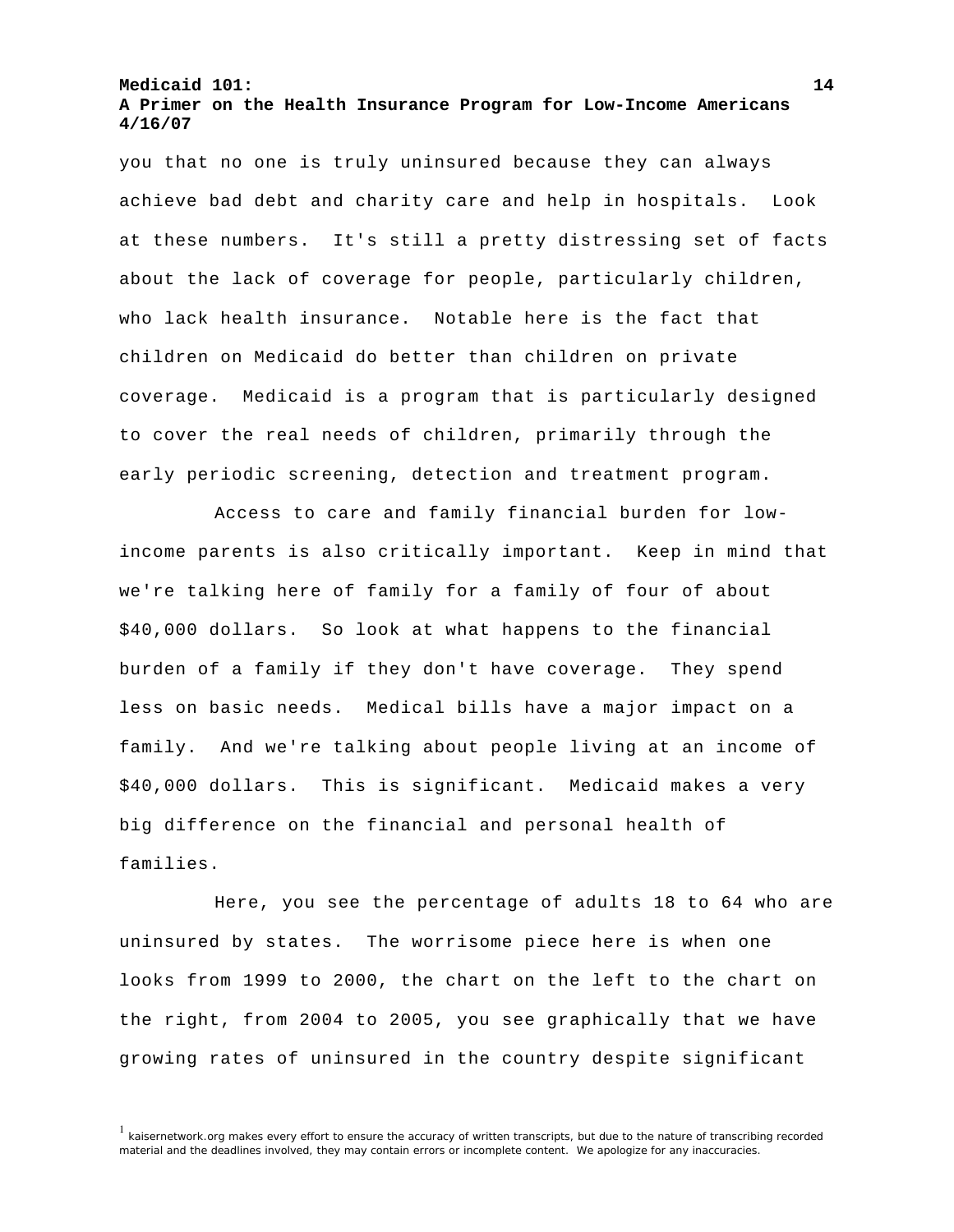you that no one is truly uninsured because they can always achieve bad debt and charity care and help in hospitals. Look at these numbers. It's still a pretty distressing set of facts about the lack of coverage for people, particularly children, who lack health insurance. Notable here is the fact that children on Medicaid do better than children on private coverage. Medicaid is a program that is particularly designed to cover the real needs of children, primarily through the early periodic screening, detection and treatment program.

Access to care and family financial burden for low-income parents is also critically important. Keep in mind that we're talking here of family for a family of four of about $40,000 dollars. So look at what happens to the financial burden of a family if they don't have coverage. They spend less on basic needs. Medical bills have a major impact on a family. And we're talking about people living at an income of $40,000 dollars. This is significant. Medicaid makes a very big difference on the financial and personal health of families.

Here, you see the percentage of adults 18 to 64 who are uninsured by states. The worrisome piece here is when one looks from 1999 to 2000, the chart on the left to the chart on the right, from 2004 to 2005, you see graphically that we have growing rates of uninsured in the country despite significant

[1] kaisernetwork.org makes every effort to ensure the accuracy of written transcripts, but due to the nature of transcribing recorded material and the deadlines involved, they may contain errors or incomplete content. We apologize for any inaccuracies.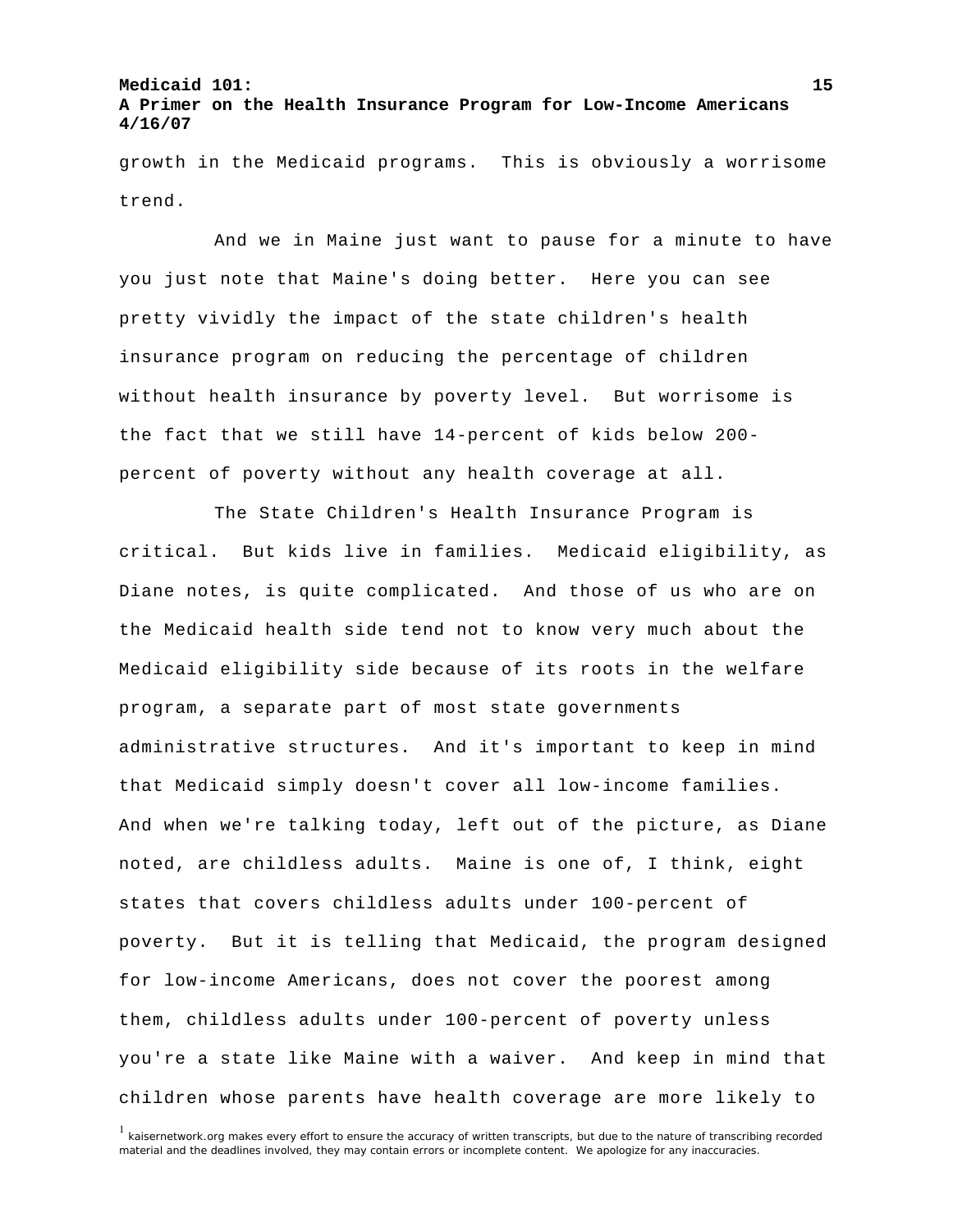growth in the Medicaid programs. This is obviously a worrisome trend.

And we in Maine just want to pause for a minute to have you just note that Maine's doing better. Here you can see pretty vividly the impact of the state children's health insurance program on reducing the percentage of children without health insurance by poverty level. But worrisome is the fact that we still have 14-percent of kids below 200-percent of poverty without any health coverage at all.

The State Children's Health Insurance Program is critical. But kids live in families. Medicaid eligibility, as Diane notes, is quite complicated. And those of us who are on the Medicaid health side tend not to know very much about the Medicaid eligibility side because of its roots in the welfare program, a separate part of most state governments administrative structures. And it's important to keep in mind that Medicaid simply doesn't cover all low-income families. And when we're talking today, left out of the picture, as Diane noted, are childless adults. Maine is one of, I think, eight states that covers childless adults under 100-percent of poverty. But it is telling that Medicaid, the program designed for low-income Americans, does not cover the poorest among them, childless adults under 100-percent of poverty unless you're a state like Maine with a waiver. And keep in mind that children whose parents have health coverage are more likely to

[1] kaisernetwork.org makes every effort to ensure the accuracy of written transcripts, but due to the nature of transcribing recorded material and the deadlines involved, they may contain errors or incomplete content. We apologize for any inaccuracies.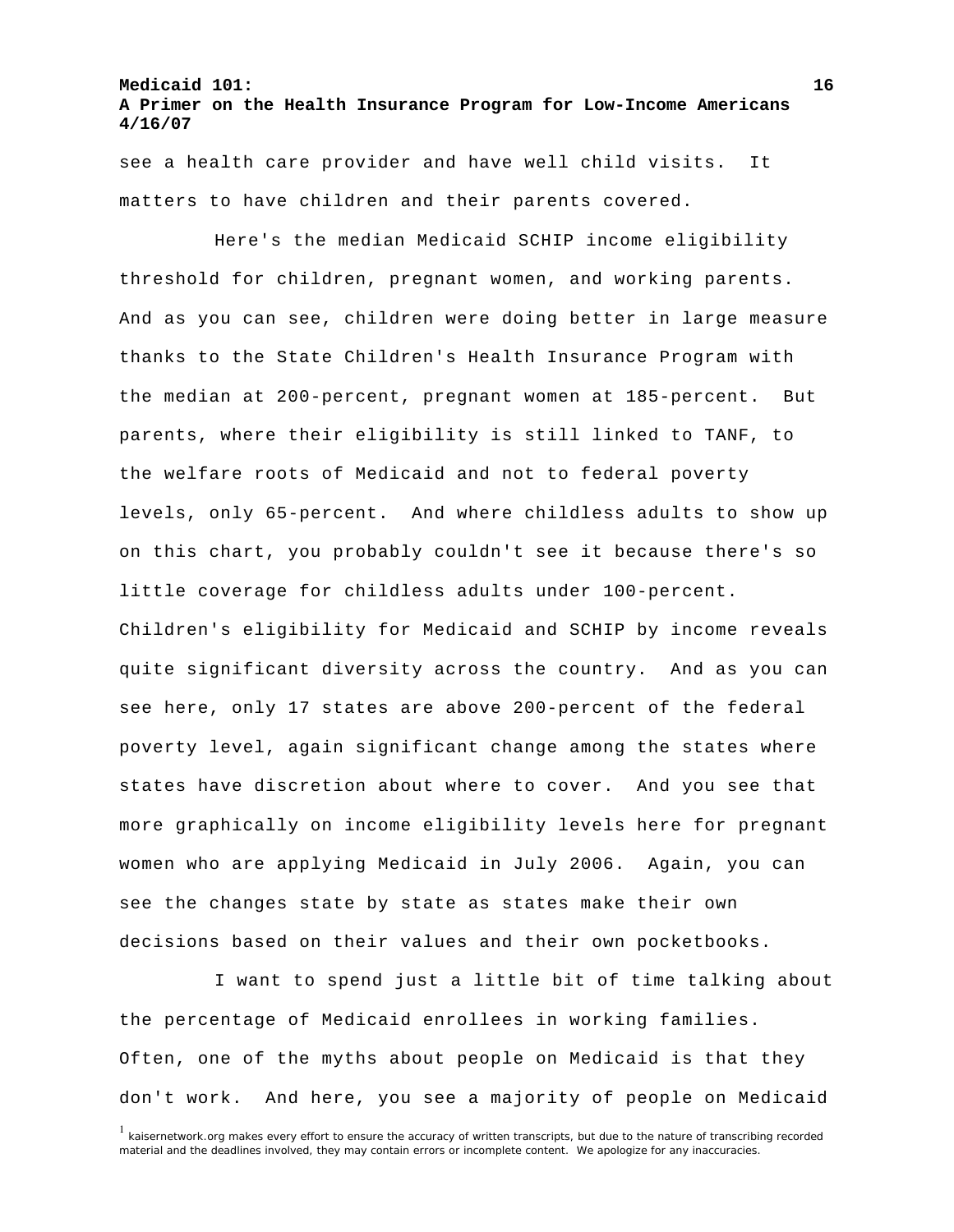see a health care provider and have well child visits. It matters to have children and their parents covered.

Here's the median Medicaid SCHIP income eligibility threshold for children, pregnant women, and working parents. And as you can see, children were doing better in large measure thanks to the State Children's Health Insurance Program with the median at 200-percent, pregnant women at 185-percent. But parents, where their eligibility is still linked to TANF, to the welfare roots of Medicaid and not to federal poverty levels, only 65-percent. And where childless adults to show up on this chart, you probably couldn't see it because there's so little coverage for childless adults under 100-percent. Children's eligibility for Medicaid and SCHIP by income reveals quite significant diversity across the country. And as you can see here, only 17 states are above 200-percent of the federal poverty level, again significant change among the states where states have discretion about where to cover. And you see that more graphically on income eligibility levels here for pregnant women who are applying Medicaid in July 2006. Again, you can see the changes state by state as states make their own decisions based on their values and their own pocketbooks.

I want to spend just a little bit of time talking about the percentage of Medicaid enrollees in working families. Often, one of the myths about people on Medicaid is that they don't work. And here, you see a majority of people on Medicaid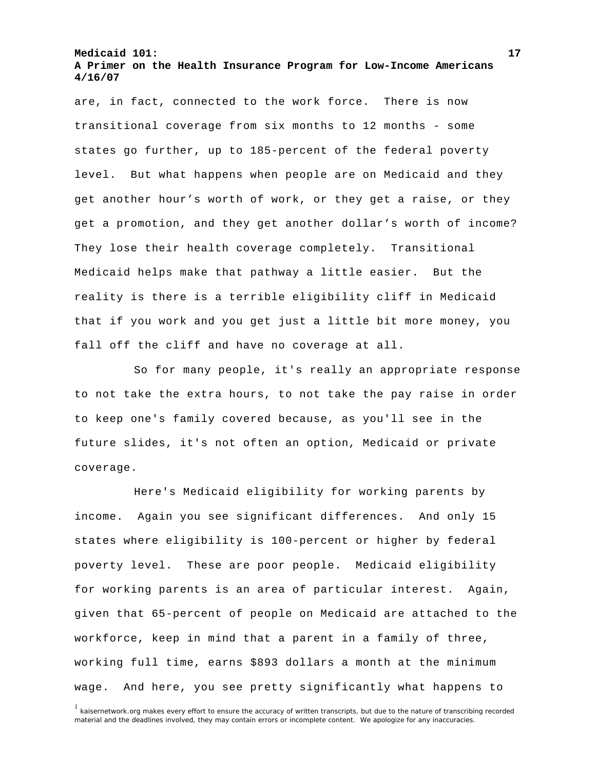are, in fact, connected to the work force. There is now transitional coverage from six months to 12 months - some states go further, up to 185-percent of the federal poverty level. But what happens when people are on Medicaid and they get another hour's worth of work, or they get a raise, or they get a promotion, and they get another dollar's worth of income? They lose their health coverage completely. Transitional Medicaid helps make that pathway a little easier. But the reality is there is a terrible eligibility cliff in Medicaid that if you work and you get just a little bit more money, you fall off the cliff and have no coverage at all.

So for many people, it's really an appropriate response to not take the extra hours, to not take the pay raise in order to keep one's family covered because, as you'll see in the future slides, it's not often an option, Medicaid or private coverage.

Here's Medicaid eligibility for working parents by income. Again you see significant differences. And only 15 states where eligibility is 100-percent or higher by federal poverty level. These are poor people. Medicaid eligibility for working parents is an area of particular interest. Again, given that 65-percent of people on Medicaid are attached to the workforce, keep in mind that a parent in a family of three, working full time, earns $893 dollars a month at the minimum wage. And here, you see pretty significantly what happens to

[1] kaisernetwork.org makes every effort to ensure the accuracy of written transcripts, but due to the nature of transcribing recorded material and the deadlines involved, they may contain errors or incomplete content. We apologize for any inaccuracies.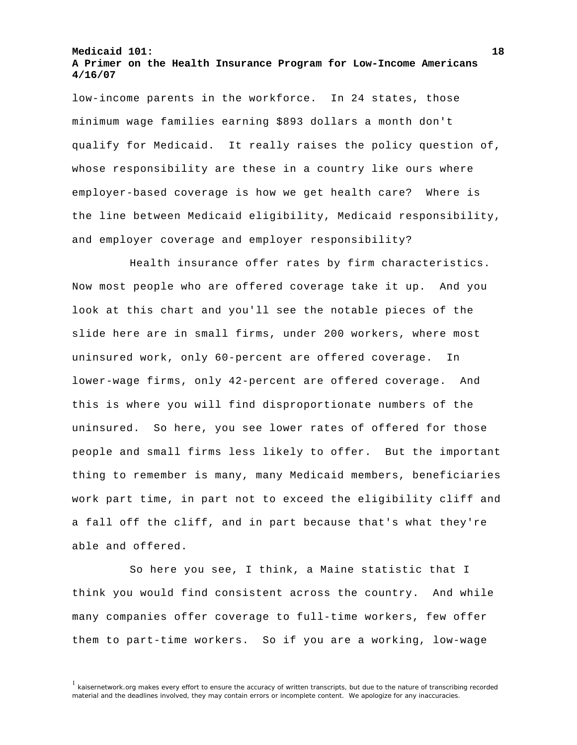low-income parents in the workforce. In 24 states, those minimum wage families earning $893 dollars a month don't qualify for Medicaid. It really raises the policy question of, whose responsibility are these in a country like ours where employer-based coverage is how we get health care? Where is the line between Medicaid eligibility, Medicaid responsibility, and employer coverage and employer responsibility?

Health insurance offer rates by firm characteristics. Now most people who are offered coverage take it up. And you look at this chart and you'll see the notable pieces of the slide here are in small firms, under 200 workers, where most uninsured work, only 60-percent are offered coverage. In lower-wage firms, only 42-percent are offered coverage. And this is where you will find disproportionate numbers of the uninsured. So here, you see lower rates of offered for those people and small firms less likely to offer. But the important thing to remember is many, many Medicaid members, beneficiaries work part time, in part not to exceed the eligibility cliff and a fall off the cliff, and in part because that's what they're able and offered.

So here you see, I think, a Maine statistic that I think you would find consistent across the country. And while many companies offer coverage to full-time workers, few offer them to part-time workers. So if you are a working, low-wage

[1] kaisernetwork.org makes every effort to ensure the accuracy of written transcripts, but due to the nature of transcribing recorded material and the deadlines involved, they may contain errors or incomplete content. We apologize for any inaccuracies.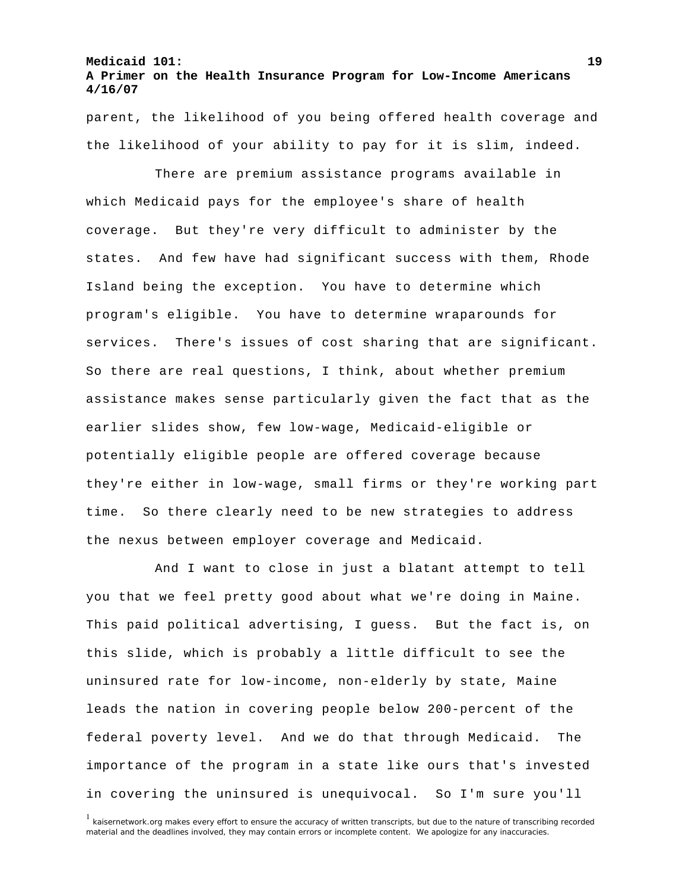parent, the likelihood of you being offered health coverage and the likelihood of your ability to pay for it is slim, indeed.

There are premium assistance programs available in which Medicaid pays for the employee's share of health coverage. But they're very difficult to administer by the states. And few have had significant success with them, Rhode Island being the exception. You have to determine which program's eligible. You have to determine wraparounds for services. There's issues of cost sharing that are significant. So there are real questions, I think, about whether premium assistance makes sense particularly given the fact that as the earlier slides show, few low-wage, Medicaid-eligible or potentially eligible people are offered coverage because they're either in low-wage, small firms or they're working part time. So there clearly need to be new strategies to address the nexus between employer coverage and Medicaid.

And I want to close in just a blatant attempt to tell you that we feel pretty good about what we're doing in Maine. This paid political advertising, I guess. But the fact is, on this slide, which is probably a little difficult to see the uninsured rate for low-income, non-elderly by state, Maine leads the nation in covering people below 200-percent of the federal poverty level. And we do that through Medicaid. The importance of the program in a state like ours that's invested in covering the uninsured is unequivocal. So I'm sure you'll

[1] kaisernetwork.org makes every effort to ensure the accuracy of written transcripts, but due to the nature of transcribing recorded material and the deadlines involved, they may contain errors or incomplete content. We apologize for any inaccuracies.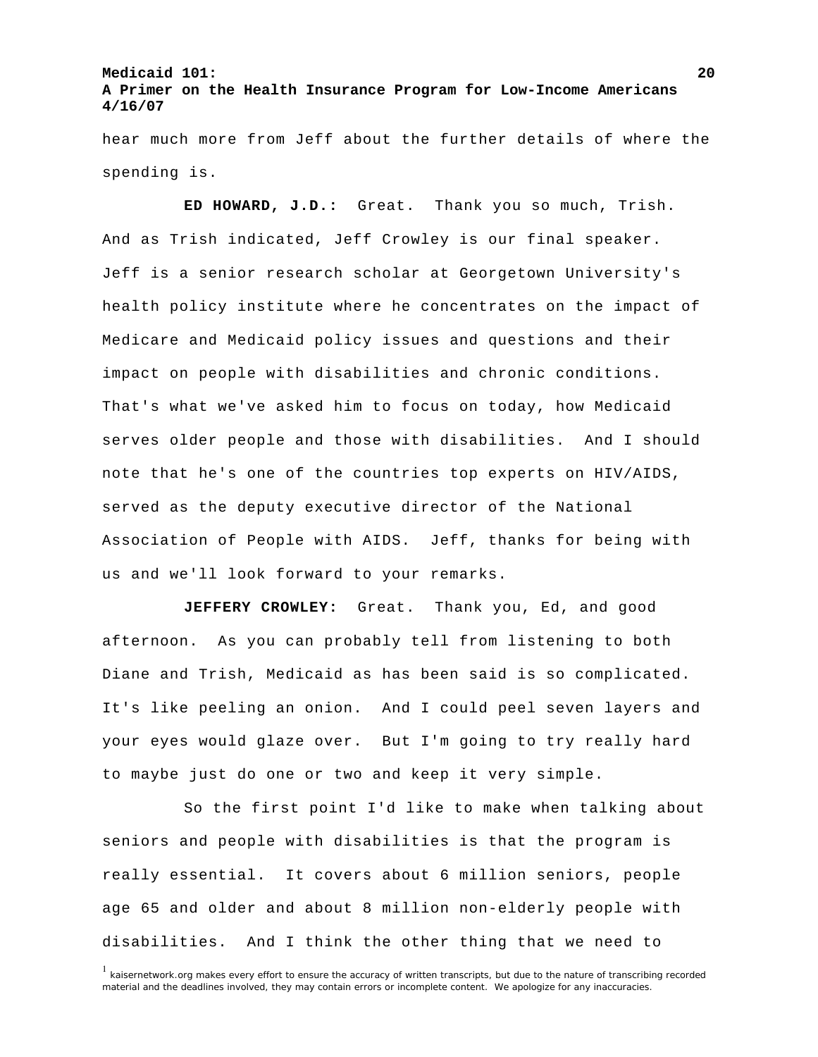hear much more from Jeff about the further details of where the spending is.

**ED HOWARD, J.D.:** Great. Thank you so much, Trish. And as Trish indicated, Jeff Crowley is our final speaker. Jeff is a senior research scholar at Georgetown University's health policy institute where he concentrates on the impact of Medicare and Medicaid policy issues and questions and their impact on people with disabilities and chronic conditions. That's what we've asked him to focus on today, how Medicaid serves older people and those with disabilities. And I should note that he's one of the countries top experts on HIV/AIDS, served as the deputy executive director of the National Association of People with AIDS. Jeff, thanks for being with us and we'll look forward to your remarks.

**JEFFERY CROWLEY:** Great. Thank you, Ed, and good afternoon. As you can probably tell from listening to both Diane and Trish, Medicaid as has been said is so complicated. It's like peeling an onion. And I could peel seven layers and your eyes would glaze over. But I'm going to try really hard to maybe just do one or two and keep it very simple.

So the first point I'd like to make when talking about seniors and people with disabilities is that the program is really essential. It covers about 6 million seniors, people age 65 and older and about 8 million non-elderly people with disabilities. And I think the other thing that we need to

[1] kaisernetwork.org makes every effort to ensure the accuracy of written transcripts, but due to the nature of transcribing recorded material and the deadlines involved, they may contain errors or incomplete content. We apologize for any inaccuracies.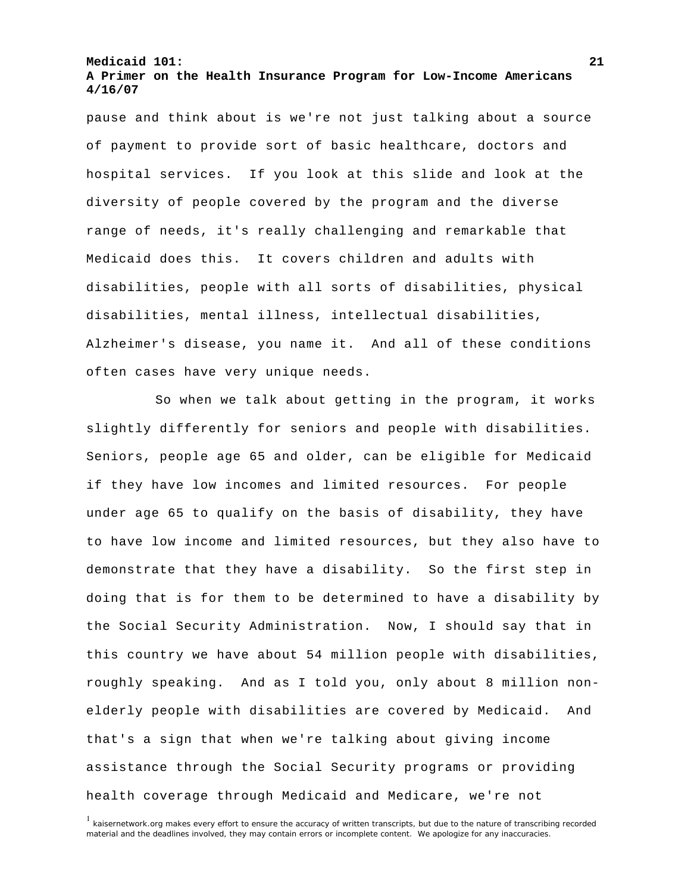pause and think about is we're not just talking about a source of payment to provide sort of basic healthcare, doctors and hospital services. If you look at this slide and look at the diversity of people covered by the program and the diverse range of needs, it's really challenging and remarkable that Medicaid does this. It covers children and adults with disabilities, people with all sorts of disabilities, physical disabilities, mental illness, intellectual disabilities, Alzheimer's disease, you name it. And all of these conditions often cases have very unique needs.

So when we talk about getting in the program, it works slightly differently for seniors and people with disabilities. Seniors, people age 65 and older, can be eligible for Medicaid if they have low incomes and limited resources. For people under age 65 to qualify on the basis of disability, they have to have low income and limited resources, but they also have to demonstrate that they have a disability. So the first step in doing that is for them to be determined to have a disability by the Social Security Administration. Now, I should say that in this country we have about 54 million people with disabilities, roughly speaking. And as I told you, only about 8 million non-elderly people with disabilities are covered by Medicaid. And that's a sign that when we're talking about giving income assistance through the Social Security programs or providing health coverage through Medicaid and Medicare, we're not

[1] kaisernetwork.org makes every effort to ensure the accuracy of written transcripts, but due to the nature of transcribing recorded material and the deadlines involved, they may contain errors or incomplete content. We apologize for any inaccuracies.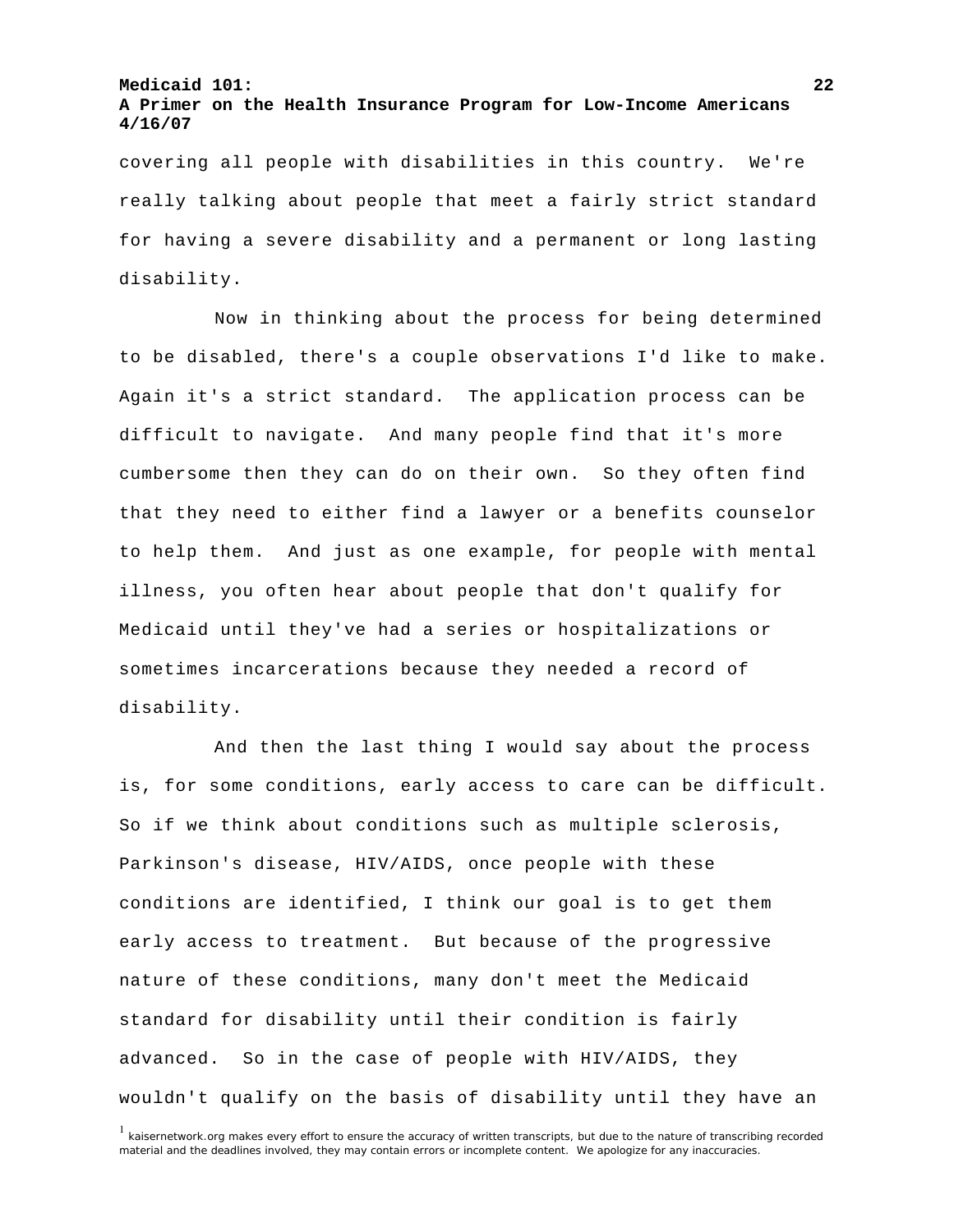covering all people with disabilities in this country. We're really talking about people that meet a fairly strict standard for having a severe disability and a permanent or long lasting disability.

Now in thinking about the process for being determined to be disabled, there's a couple observations I'd like to make. Again it's a strict standard. The application process can be difficult to navigate. And many people find that it's more cumbersome then they can do on their own. So they often find that they need to either find a lawyer or a benefits counselor to help them. And just as one example, for people with mental illness, you often hear about people that don't qualify for Medicaid until they've had a series or hospitalizations or sometimes incarcerations because they needed a record of disability.

And then the last thing I would say about the process is, for some conditions, early access to care can be difficult. So if we think about conditions such as multiple sclerosis, Parkinson's disease, HIV/AIDS, once people with these conditions are identified, I think our goal is to get them early access to treatment. But because of the progressive nature of these conditions, many don't meet the Medicaid standard for disability until their condition is fairly advanced. So in the case of people with HIV/AIDS, they wouldn't qualify on the basis of disability until they have an

[1] kaisernetwork.org makes every effort to ensure the accuracy of written transcripts, but due to the nature of transcribing recorded material and the deadlines involved, they may contain errors or incomplete content. We apologize for any inaccuracies.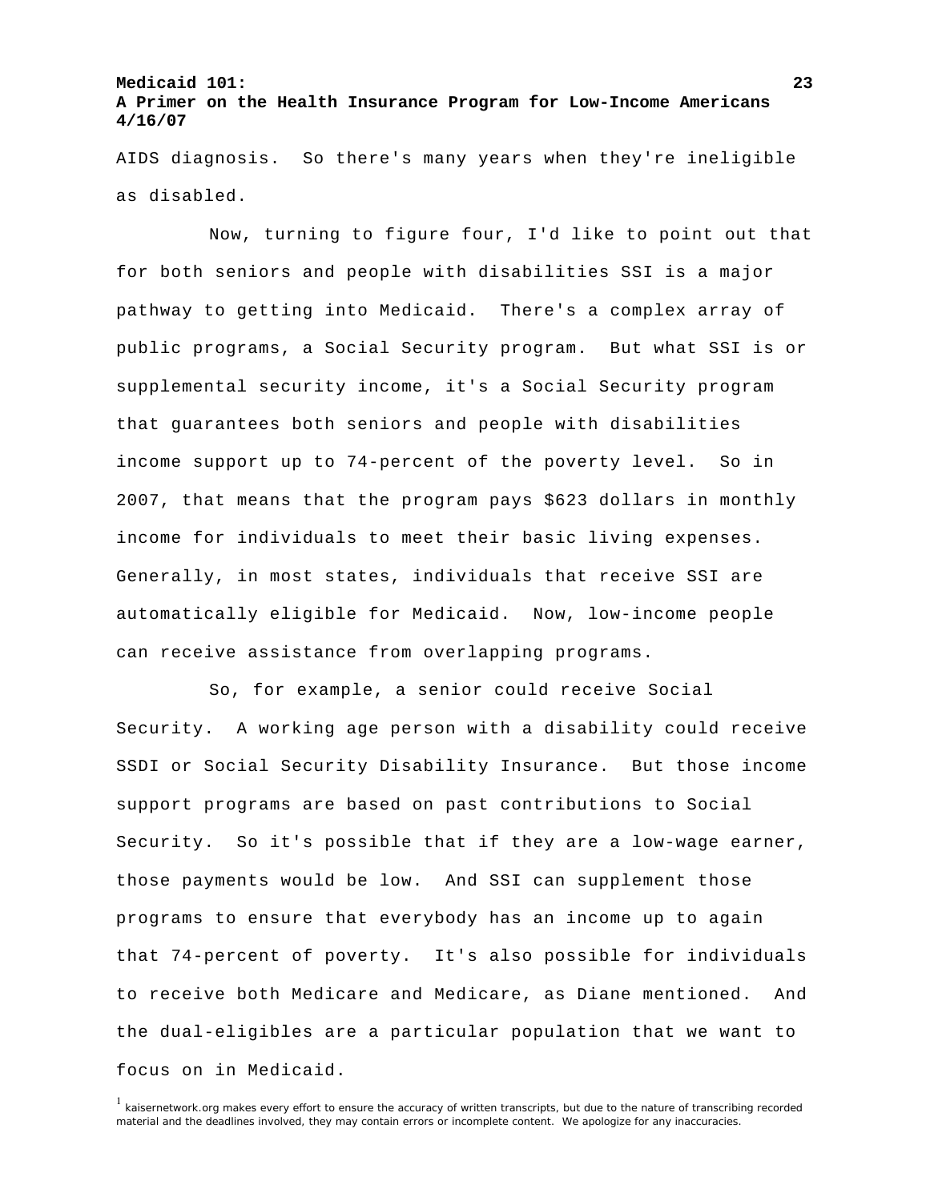AIDS diagnosis. So there's many years when they're ineligible as disabled.

Now, turning to figure four, I'd like to point out that for both seniors and people with disabilities SSI is a major pathway to getting into Medicaid. There's a complex array of public programs, a Social Security program. But what SSI is or supplemental security income, it's a Social Security program that guarantees both seniors and people with disabilities income support up to 74-percent of the poverty level. So in 2007, that means that the program pays $623 dollars in monthly income for individuals to meet their basic living expenses. Generally, in most states, individuals that receive SSI are automatically eligible for Medicaid. Now, low-income people can receive assistance from overlapping programs.

So, for example, a senior could receive Social Security. A working age person with a disability could receive SSDI or Social Security Disability Insurance. But those income support programs are based on past contributions to Social Security. So it's possible that if they are a low-wage earner, those payments would be low. And SSI can supplement those programs to ensure that everybody has an income up to again that 74-percent of poverty. It's also possible for individuals to receive both Medicare and Medicare, as Diane mentioned. And the dual-eligibles are a particular population that we want to focus on in Medicaid.

[1] kaisernetwork.org makes every effort to ensure the accuracy of written transcripts, but due to the nature of transcribing recorded material and the deadlines involved, they may contain errors or incomplete content. We apologize for any inaccuracies.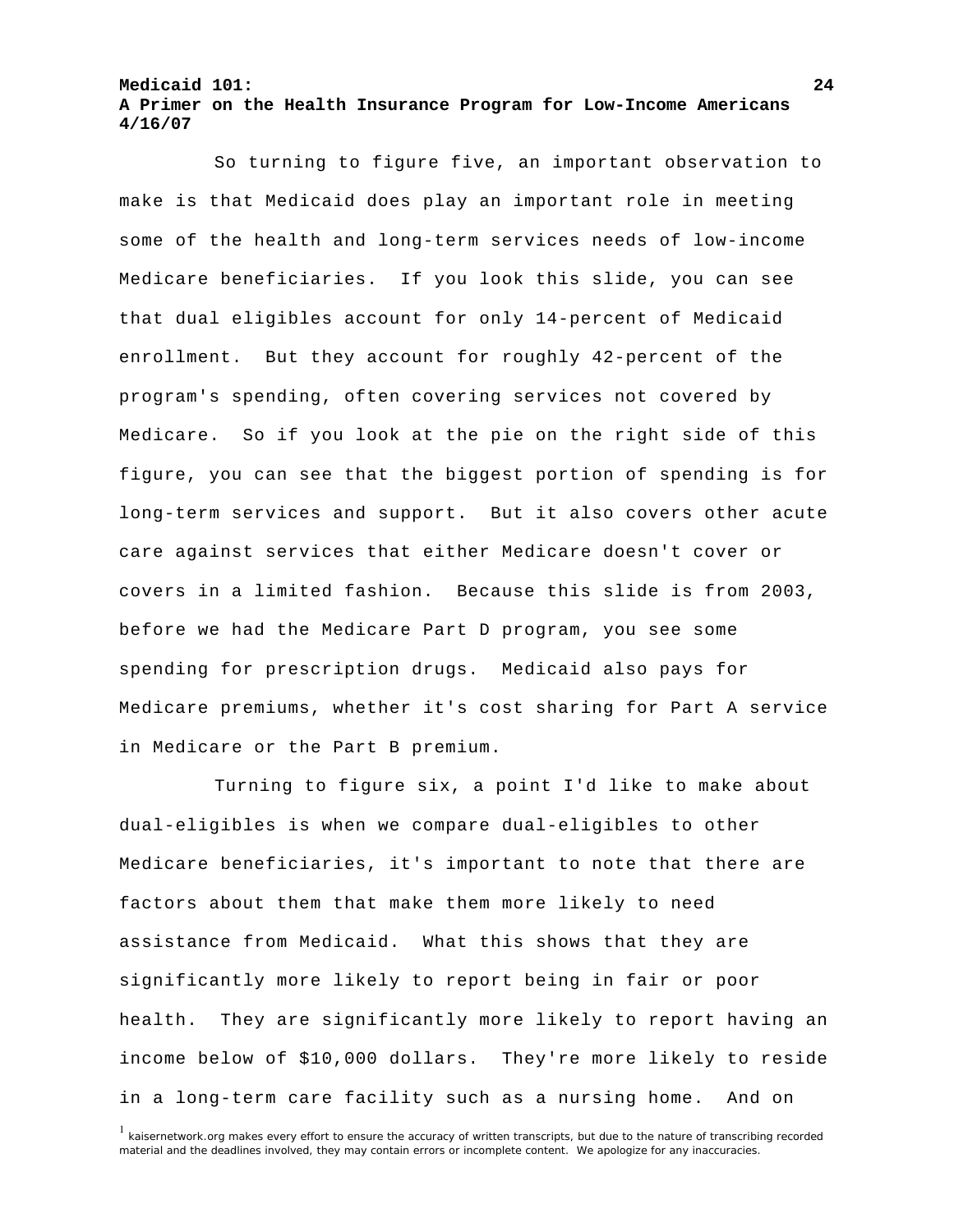So turning to figure five, an important observation to make is that Medicaid does play an important role in meeting some of the health and long-term services needs of low-income Medicare beneficiaries. If you look this slide, you can see that dual eligibles account for only 14-percent of Medicaid enrollment. But they account for roughly 42-percent of the program's spending, often covering services not covered by Medicare. So if you look at the pie on the right side of this figure, you can see that the biggest portion of spending is for long-term services and support. But it also covers other acute care against services that either Medicare doesn't cover or covers in a limited fashion. Because this slide is from 2003, before we had the Medicare Part D program, you see some spending for prescription drugs. Medicaid also pays for Medicare premiums, whether it's cost sharing for Part A service in Medicare or the Part B premium.

Turning to figure six, a point I'd like to make about dual-eligibles is when we compare dual-eligibles to other Medicare beneficiaries, it's important to note that there are factors about them that make them more likely to need assistance from Medicaid. What this shows that they are significantly more likely to report being in fair or poor health. They are significantly more likely to report having an income below of $10,000 dollars. They're more likely to reside in a long-term care facility such as a nursing home. And on

[1] kaisernetwork.org makes every effort to ensure the accuracy of written transcripts, but due to the nature of transcribing recorded material and the deadlines involved, they may contain errors or incomplete content. We apologize for any inaccuracies.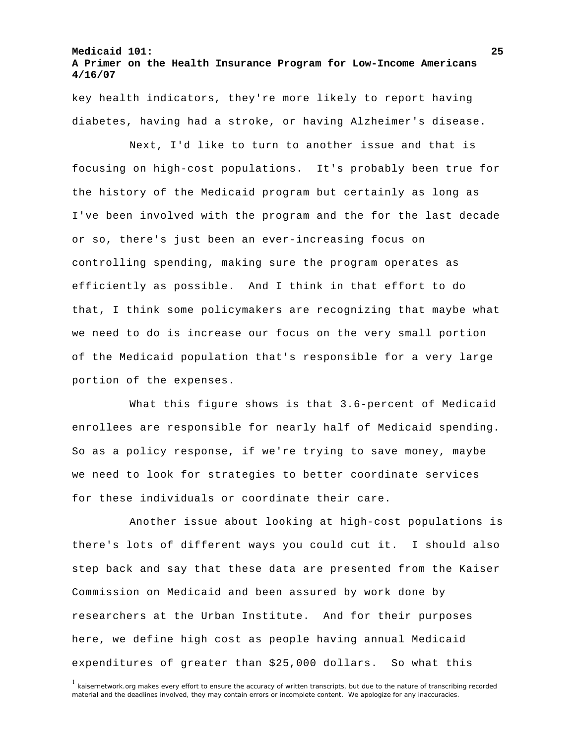key health indicators, they're more likely to report having diabetes, having had a stroke, or having Alzheimer's disease.

Next, I'd like to turn to another issue and that is focusing on high-cost populations. It's probably been true for the history of the Medicaid program but certainly as long as I've been involved with the program and the for the last decade or so, there's just been an ever-increasing focus on controlling spending, making sure the program operates as efficiently as possible. And I think in that effort to do that, I think some policymakers are recognizing that maybe what we need to do is increase our focus on the very small portion of the Medicaid population that's responsible for a very large portion of the expenses.

What this figure shows is that 3.6-percent of Medicaid enrollees are responsible for nearly half of Medicaid spending. So as a policy response, if we're trying to save money, maybe we need to look for strategies to better coordinate services for these individuals or coordinate their care.

Another issue about looking at high-cost populations is there's lots of different ways you could cut it. I should also step back and say that these data are presented from the Kaiser Commission on Medicaid and been assured by work done by researchers at the Urban Institute. And for their purposes here, we define high cost as people having annual Medicaid expenditures of greater than $25,000 dollars. So what this

[1] kaisernetwork.org makes every effort to ensure the accuracy of written transcripts, but due to the nature of transcribing recorded material and the deadlines involved, they may contain errors or incomplete content. We apologize for any inaccuracies.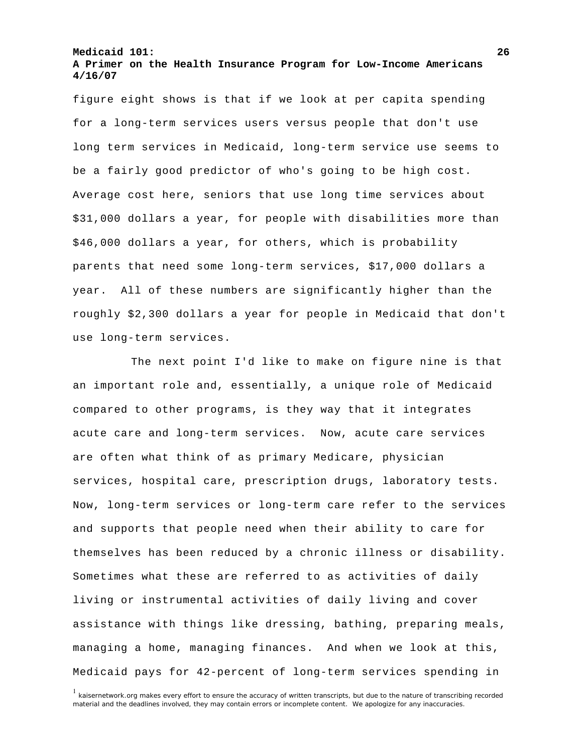figure eight shows is that if we look at per capita spending for a long-term services users versus people that don't use long term services in Medicaid, long-term service use seems to be a fairly good predictor of who's going to be high cost. Average cost here, seniors that use long time services about $31,000 dollars a year, for people with disabilities more than $46,000 dollars a year, for others, which is probability parents that need some long-term services, $17,000 dollars a year. All of these numbers are significantly higher than the roughly $2,300 dollars a year for people in Medicaid that don't use long-term services.

The next point I'd like to make on figure nine is that an important role and, essentially, a unique role of Medicaid compared to other programs, is they way that it integrates acute care and long-term services. Now, acute care services are often what think of as primary Medicare, physician services, hospital care, prescription drugs, laboratory tests. Now, long-term services or long-term care refer to the services and supports that people need when their ability to care for themselves has been reduced by a chronic illness or disability. Sometimes what these are referred to as activities of daily living or instrumental activities of daily living and cover assistance with things like dressing, bathing, preparing meals, managing a home, managing finances. And when we look at this, Medicaid pays for 42-percent of long-term services spending in

[1] kaisernetwork.org makes every effort to ensure the accuracy of written transcripts, but due to the nature of transcribing recorded material and the deadlines involved, they may contain errors or incomplete content. We apologize for any inaccuracies.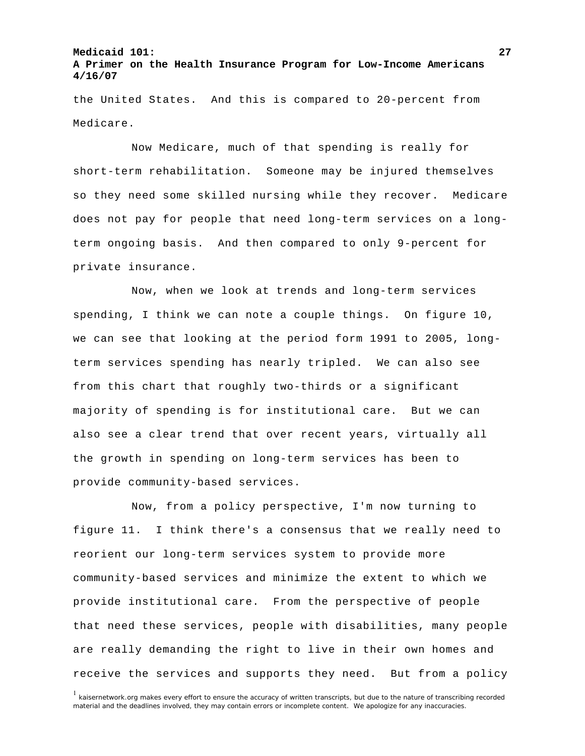the United States. And this is compared to 20-percent from Medicare.

Now Medicare, much of that spending is really for short-term rehabilitation. Someone may be injured themselves so they need some skilled nursing while they recover. Medicare does not pay for people that need long-term services on a long-term ongoing basis. And then compared to only 9-percent for private insurance.

Now, when we look at trends and long-term services spending, I think we can note a couple things. On figure 10, we can see that looking at the period form 1991 to 2005, long-term services spending has nearly tripled. We can also see from this chart that roughly two-thirds or a significant majority of spending is for institutional care. But we can also see a clear trend that over recent years, virtually all the growth in spending on long-term services has been to provide community-based services.

Now, from a policy perspective, I'm now turning to figure 11. I think there's a consensus that we really need to reorient our long-term services system to provide more community-based services and minimize the extent to which we provide institutional care. From the perspective of people that need these services, people with disabilities, many people are really demanding the right to live in their own homes and receive the services and supports they need. But from a policy

[1] kaisernetwork.org makes every effort to ensure the accuracy of written transcripts, but due to the nature of transcribing recorded material and the deadlines involved, they may contain errors or incomplete content. We apologize for any inaccuracies.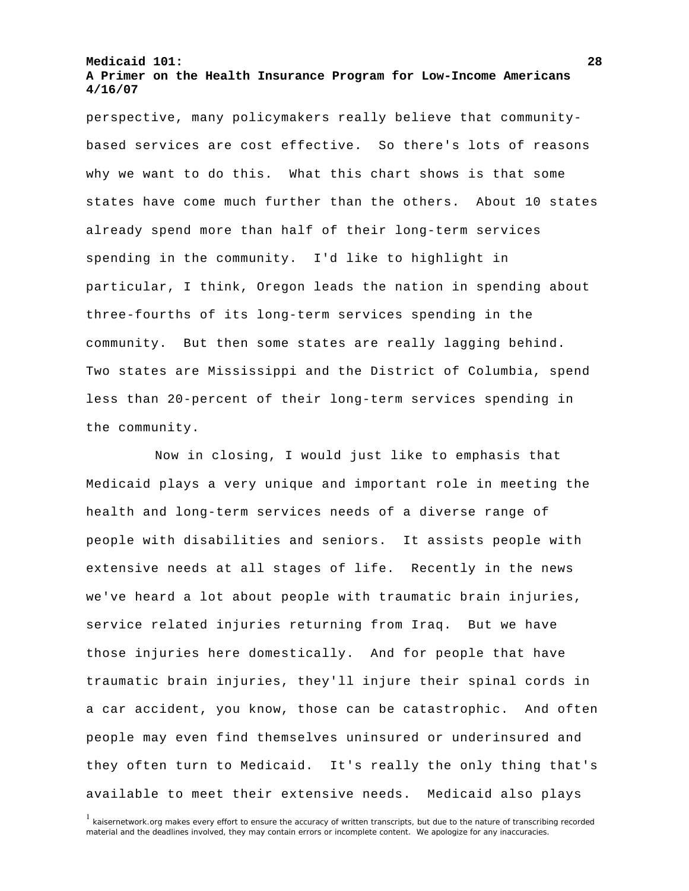perspective, many policymakers really believe that community-based services are cost effective. So there's lots of reasons why we want to do this. What this chart shows is that some states have come much further than the others. About 10 states already spend more than half of their long-term services spending in the community. I'd like to highlight in particular, I think, Oregon leads the nation in spending about three-fourths of its long-term services spending in the community. But then some states are really lagging behind. Two states are Mississippi and the District of Columbia, spend less than 20-percent of their long-term services spending in the community.

Now in closing, I would just like to emphasis that Medicaid plays a very unique and important role in meeting the health and long-term services needs of a diverse range of people with disabilities and seniors. It assists people with extensive needs at all stages of life. Recently in the news we've heard a lot about people with traumatic brain injuries, service related injuries returning from Iraq. But we have those injuries here domestically. And for people that have traumatic brain injuries, they'll injure their spinal cords in a car accident, you know, those can be catastrophic. And often people may even find themselves uninsured or underinsured and they often turn to Medicaid. It's really the only thing that's available to meet their extensive needs. Medicaid also plays

[1] kaisernetwork.org makes every effort to ensure the accuracy of written transcripts, but due to the nature of transcribing recorded material and the deadlines involved, they may contain errors or incomplete content. We apologize for any inaccuracies.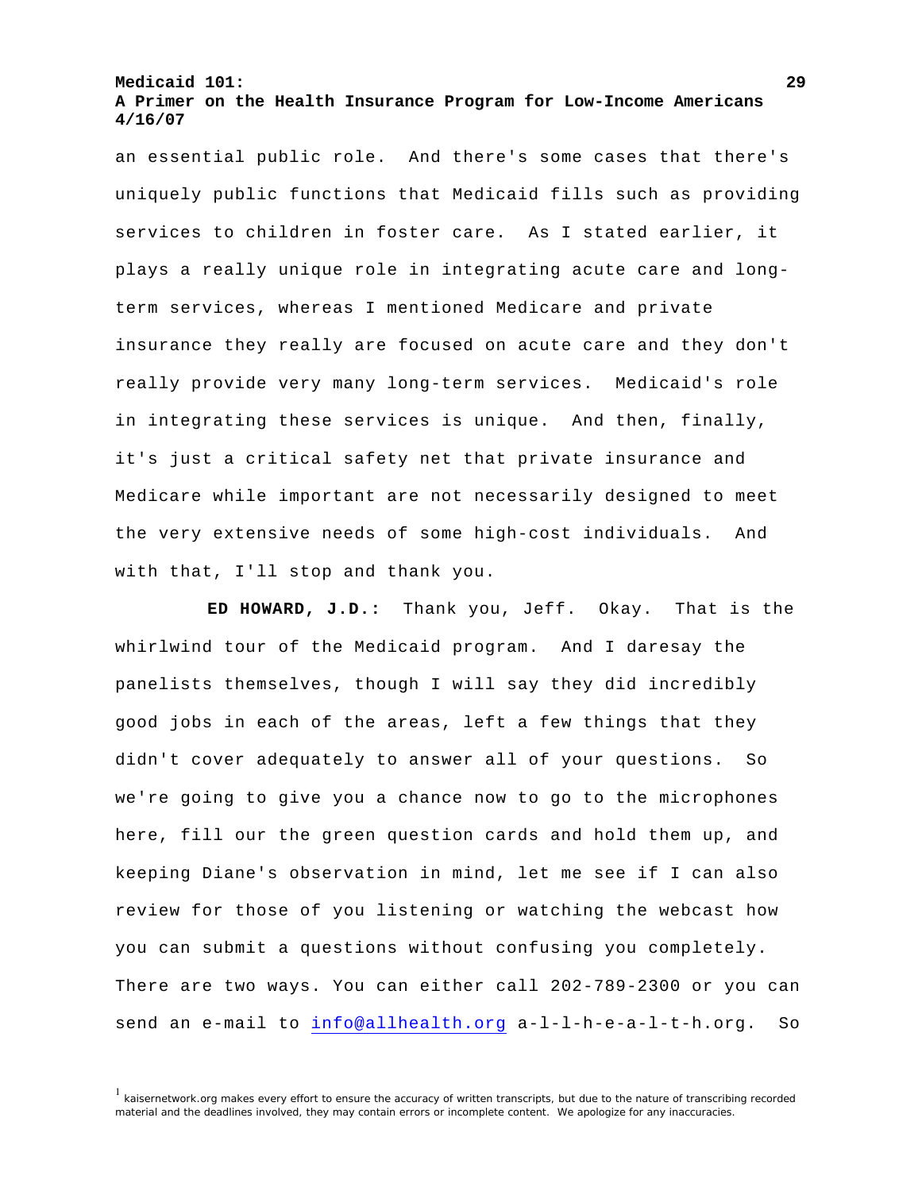an essential public role. And there's some cases that there's uniquely public functions that Medicaid fills such as providing services to children in foster care. As I stated earlier, it plays a really unique role in integrating acute care and long-term services, whereas I mentioned Medicare and private insurance they really are focused on acute care and they don't really provide very many long-term services. Medicaid's role in integrating these services is unique. And then, finally, it's just a critical safety net that private insurance and Medicare while important are not necessarily designed to meet the very extensive needs of some high-cost individuals. And with that, I'll stop and thank you.

**ED HOWARD, J.D.:** Thank you, Jeff. Okay. That is the whirlwind tour of the Medicaid program. And I daresay the panelists themselves, though I will say they did incredibly good jobs in each of the areas, left a few things that they didn't cover adequately to answer all of your questions. So we're going to give you a chance now to go to the microphones here, fill our the green question cards and hold them up, and keeping Diane's observation in mind, let me see if I can also review for those of you listening or watching the webcast how you can submit a questions without confusing you completely. There are two ways. You can either call 202-789-2300 or you can send an e-mail to info@allhealth.org a-l-l-h-e-a-l-t-h.org. So

[1] kaisernetwork.org makes every effort to ensure the accuracy of written transcripts, but due to the nature of transcribing recorded material and the deadlines involved, they may contain errors or incomplete content. We apologize for any inaccuracies.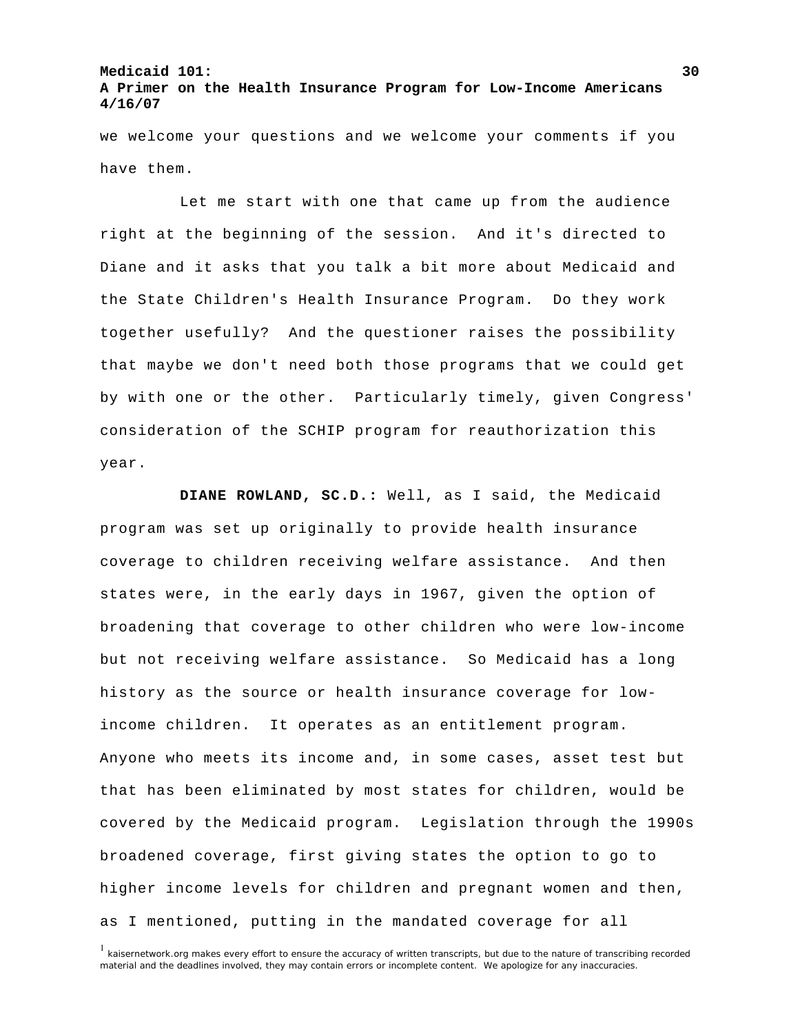we welcome your questions and we welcome your comments if you have them.

Let me start with one that came up from the audience right at the beginning of the session. And it's directed to Diane and it asks that you talk a bit more about Medicaid and the State Children's Health Insurance Program. Do they work together usefully? And the questioner raises the possibility that maybe we don't need both those programs that we could get by with one or the other. Particularly timely, given Congress' consideration of the SCHIP program for reauthorization this year.

**DIANE ROWLAND, SC.D.:** Well, as I said, the Medicaid program was set up originally to provide health insurance coverage to children receiving welfare assistance. And then states were, in the early days in 1967, given the option of broadening that coverage to other children who were low-income but not receiving welfare assistance. So Medicaid has a long history as the source or health insurance coverage for low-income children. It operates as an entitlement program. Anyone who meets its income and, in some cases, asset test but that has been eliminated by most states for children, would be covered by the Medicaid program. Legislation through the 1990s broadened coverage, first giving states the option to go to higher income levels for children and pregnant women and then, as I mentioned, putting in the mandated coverage for all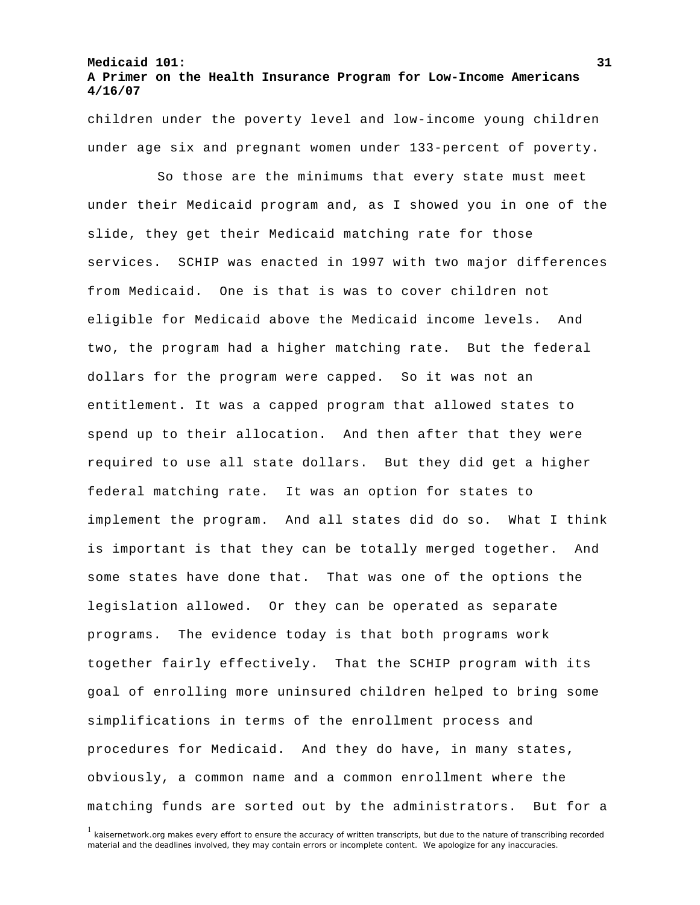children under the poverty level and low-income young children under age six and pregnant women under 133-percent of poverty.

So those are the minimums that every state must meet under their Medicaid program and, as I showed you in one of the slide, they get their Medicaid matching rate for those services. SCHIP was enacted in 1997 with two major differences from Medicaid. One is that is was to cover children not eligible for Medicaid above the Medicaid income levels. And two, the program had a higher matching rate. But the federal dollars for the program were capped. So it was not an entitlement. It was a capped program that allowed states to spend up to their allocation. And then after that they were required to use all state dollars. But they did get a higher federal matching rate. It was an option for states to implement the program. And all states did do so. What I think is important is that they can be totally merged together. And some states have done that. That was one of the options the legislation allowed. Or they can be operated as separate programs. The evidence today is that both programs work together fairly effectively. That the SCHIP program with its goal of enrolling more uninsured children helped to bring some simplifications in terms of the enrollment process and procedures for Medicaid. And they do have, in many states, obviously, a common name and a common enrollment where the matching funds are sorted out by the administrators. But for a

[1] kaisernetwork.org makes every effort to ensure the accuracy of written transcripts, but due to the nature of transcribing recorded material and the deadlines involved, they may contain errors or incomplete content. We apologize for any inaccuracies.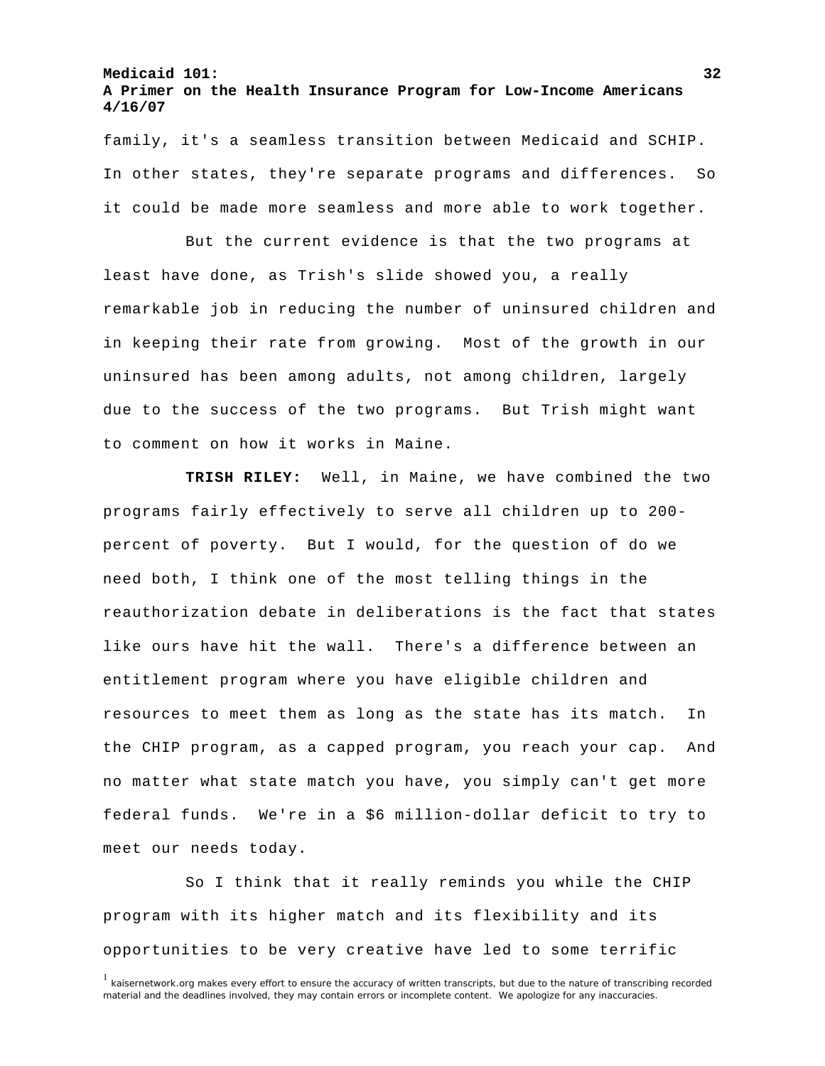family, it's a seamless transition between Medicaid and SCHIP. In other states, they're separate programs and differences. So it could be made more seamless and more able to work together.

But the current evidence is that the two programs at least have done, as Trish's slide showed you, a really remarkable job in reducing the number of uninsured children and in keeping their rate from growing. Most of the growth in our uninsured has been among adults, not among children, largely due to the success of the two programs. But Trish might want to comment on how it works in Maine.

**TRISH RILEY:** Well, in Maine, we have combined the two programs fairly effectively to serve all children up to 200-percent of poverty. But I would, for the question of do we need both, I think one of the most telling things in the reauthorization debate in deliberations is the fact that states like ours have hit the wall. There's a difference between an entitlement program where you have eligible children and resources to meet them as long as the state has its match. In the CHIP program, as a capped program, you reach your cap. And no matter what state match you have, you simply can't get more federal funds. We're in a $6 million-dollar deficit to try to meet our needs today.

So I think that it really reminds you while the CHIP program with its higher match and its flexibility and its opportunities to be very creative have led to some terrific

[1] kaisernetwork.org makes every effort to ensure the accuracy of written transcripts, but due to the nature of transcribing recorded material and the deadlines involved, they may contain errors or incomplete content. We apologize for any inaccuracies.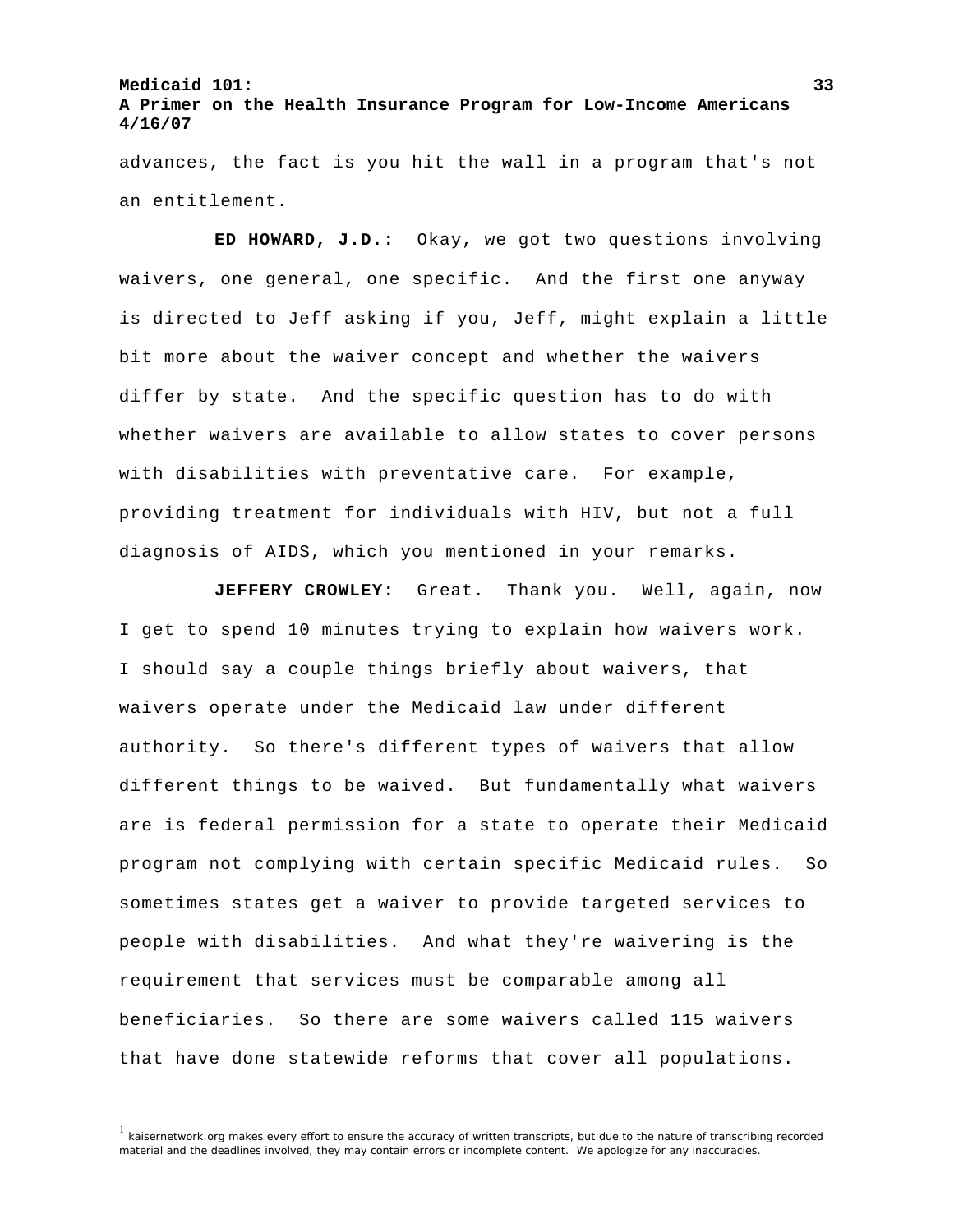advances, the fact is you hit the wall in a program that's not an entitlement.

**ED HOWARD, J.D.:** Okay, we got two questions involving waivers, one general, one specific. And the first one anyway is directed to Jeff asking if you, Jeff, might explain a little bit more about the waiver concept and whether the waivers differ by state. And the specific question has to do with whether waivers are available to allow states to cover persons with disabilities with preventative care. For example, providing treatment for individuals with HIV, but not a full diagnosis of AIDS, which you mentioned in your remarks.

**JEFFERY CROWLEY:** Great. Thank you. Well, again, now I get to spend 10 minutes trying to explain how waivers work. I should say a couple things briefly about waivers, that waivers operate under the Medicaid law under different authority. So there's different types of waivers that allow different things to be waived. But fundamentally what waivers are is federal permission for a state to operate their Medicaid program not complying with certain specific Medicaid rules. So sometimes states get a waiver to provide targeted services to people with disabilities. And what they're waivering is the requirement that services must be comparable among all beneficiaries. So there are some waivers called 115 waivers that have done statewide reforms that cover all populations.

[1] kaisernetwork.org makes every effort to ensure the accuracy of written transcripts, but due to the nature of transcribing recorded material and the deadlines involved, they may contain errors or incomplete content. We apologize for any inaccuracies.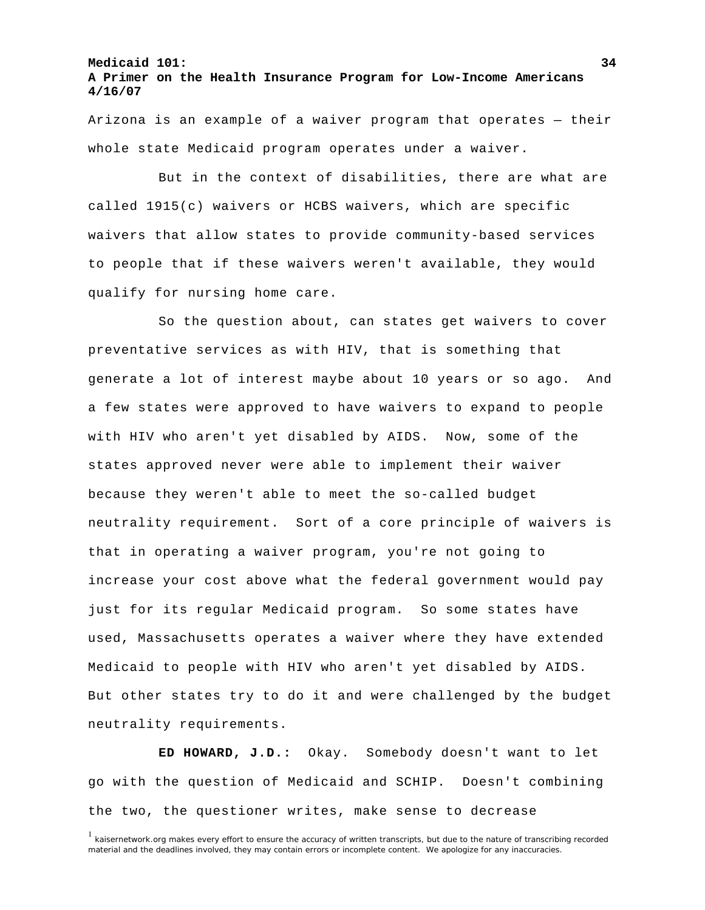Arizona is an example of a waiver program that operates — their whole state Medicaid program operates under a waiver.

But in the context of disabilities, there are what are called 1915(c) waivers or HCBS waivers, which are specific waivers that allow states to provide community-based services to people that if these waivers weren't available, they would qualify for nursing home care.

So the question about, can states get waivers to cover preventative services as with HIV, that is something that generate a lot of interest maybe about 10 years or so ago. And a few states were approved to have waivers to expand to people with HIV who aren't yet disabled by AIDS. Now, some of the states approved never were able to implement their waiver because they weren't able to meet the so-called budget neutrality requirement. Sort of a core principle of waivers is that in operating a waiver program, you're not going to increase your cost above what the federal government would pay just for its regular Medicaid program. So some states have used, Massachusetts operates a waiver where they have extended Medicaid to people with HIV who aren't yet disabled by AIDS. But other states try to do it and were challenged by the budget neutrality requirements.

**ED HOWARD, J.D.:** Okay. Somebody doesn't want to let go with the question of Medicaid and SCHIP. Doesn't combining the two, the questioner writes, make sense to decrease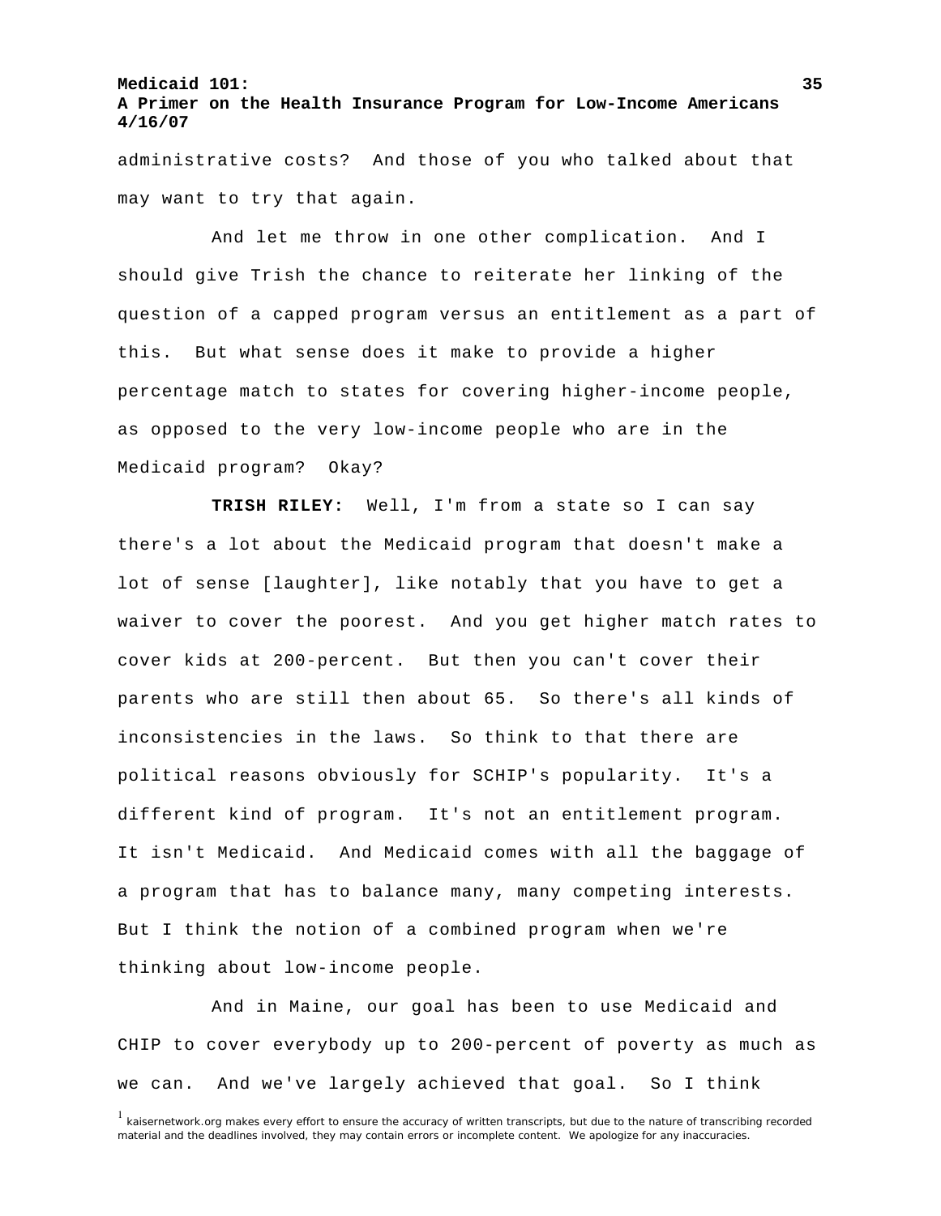administrative costs? And those of you who talked about that may want to try that again.

And let me throw in one other complication. And I should give Trish the chance to reiterate her linking of the question of a capped program versus an entitlement as a part of this. But what sense does it make to provide a higher percentage match to states for covering higher-income people, as opposed to the very low-income people who are in the Medicaid program? Okay?

**TRISH RILEY:** Well, I'm from a state so I can say there's a lot about the Medicaid program that doesn't make a lot of sense [laughter], like notably that you have to get a waiver to cover the poorest. And you get higher match rates to cover kids at 200-percent. But then you can't cover their parents who are still then about 65. So there's all kinds of inconsistencies in the laws. So think to that there are political reasons obviously for SCHIP's popularity. It's a different kind of program. It's not an entitlement program. It isn't Medicaid. And Medicaid comes with all the baggage of a program that has to balance many, many competing interests. But I think the notion of a combined program when we're thinking about low-income people.

And in Maine, our goal has been to use Medicaid and CHIP to cover everybody up to 200-percent of poverty as much as we can. And we've largely achieved that goal. So I think

[1] kaisernetwork.org makes every effort to ensure the accuracy of written transcripts, but due to the nature of transcribing recorded material and the deadlines involved, they may contain errors or incomplete content. We apologize for any inaccuracies.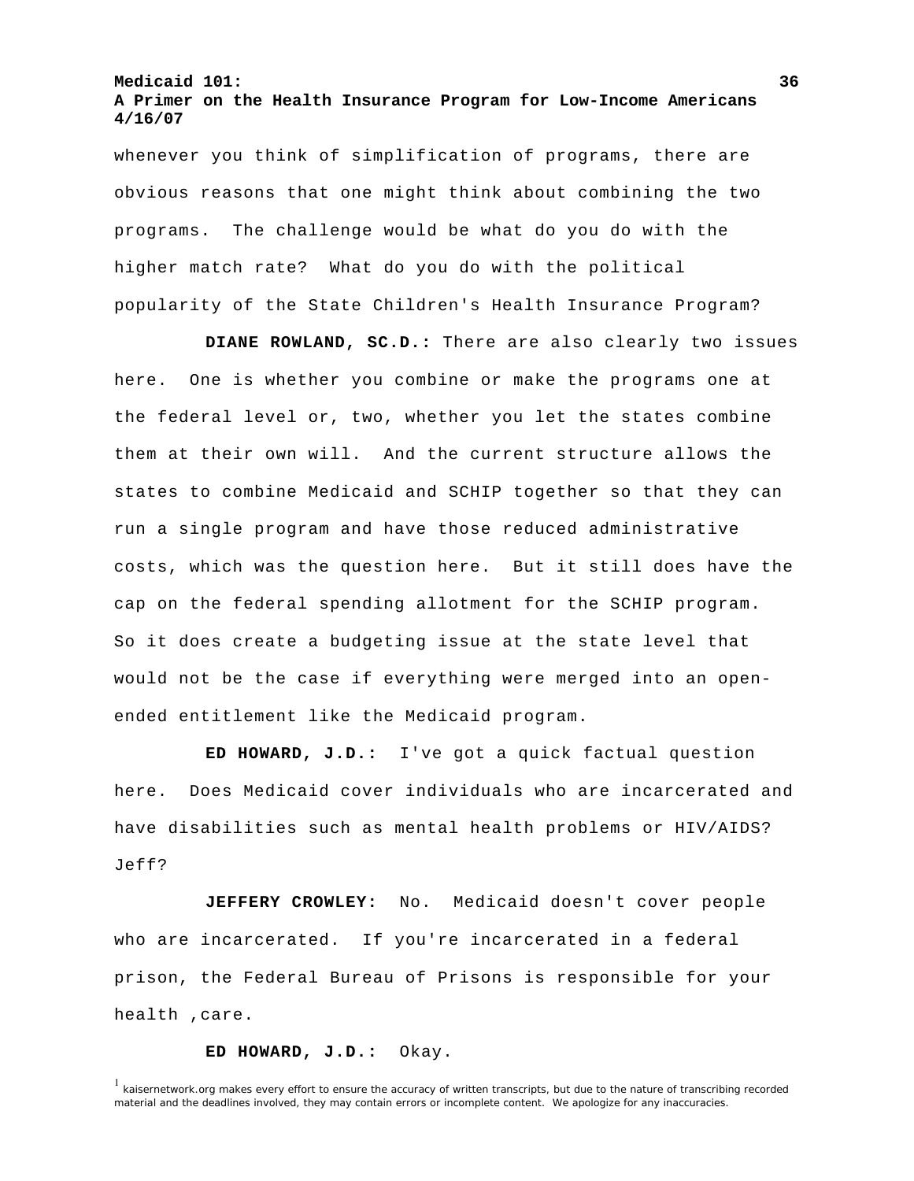whenever you think of simplification of programs, there are obvious reasons that one might think about combining the two programs. The challenge would be what do you do with the higher match rate? What do you do with the political popularity of the State Children's Health Insurance Program?

**DIANE ROWLAND, SC.D.:** There are also clearly two issues here. One is whether you combine or make the programs one at the federal level or, two, whether you let the states combine them at their own will. And the current structure allows the states to combine Medicaid and SCHIP together so that they can run a single program and have those reduced administrative costs, which was the question here. But it still does have the cap on the federal spending allotment for the SCHIP program. So it does create a budgeting issue at the state level that would not be the case if everything were merged into an open-ended entitlement like the Medicaid program.

**ED HOWARD, J.D.:** I've got a quick factual question here. Does Medicaid cover individuals who are incarcerated and have disabilities such as mental health problems or HIV/AIDS? Jeff?

**JEFFERY CROWLEY:** No. Medicaid doesn't cover people who are incarcerated. If you're incarcerated in a federal prison, the Federal Bureau of Prisons is responsible for your health ,care.

**ED HOWARD, J.D.:** Okay.

[1] kaisernetwork.org makes every effort to ensure the accuracy of written transcripts, but due to the nature of transcribing recorded material and the deadlines involved, they may contain errors or incomplete content. We apologize for any inaccuracies.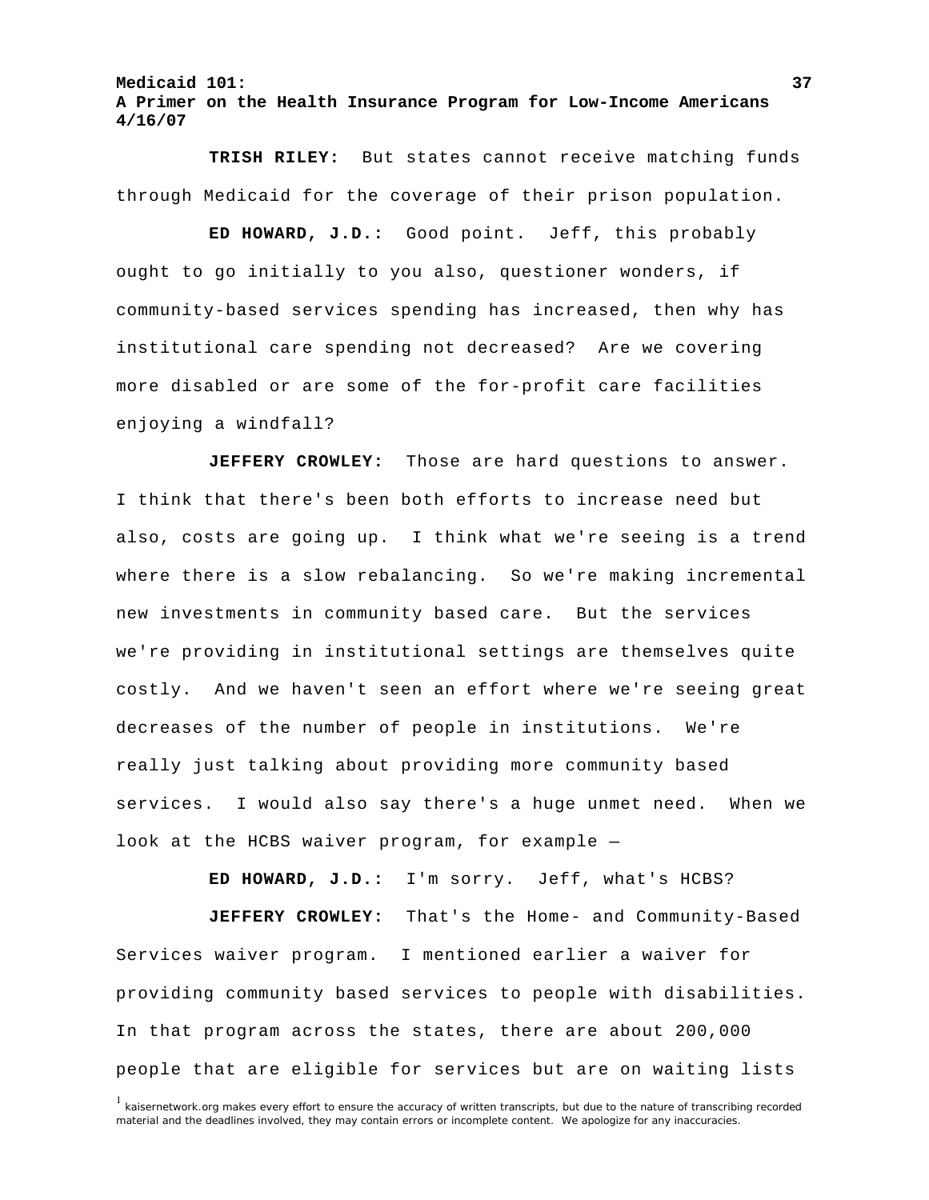**TRISH RILEY:** But states cannot receive matching funds through Medicaid for the coverage of their prison population.

**ED HOWARD, J.D.:** Good point. Jeff, this probably ought to go initially to you also, questioner wonders, if community-based services spending has increased, then why has institutional care spending not decreased? Are we covering more disabled or are some of the for-profit care facilities enjoying a windfall?

**JEFFERY CROWLEY:** Those are hard questions to answer. I think that there's been both efforts to increase need but also, costs are going up. I think what we're seeing is a trend where there is a slow rebalancing. So we're making incremental new investments in community based care. But the services we're providing in institutional settings are themselves quite costly. And we haven't seen an effort where we're seeing great decreases of the number of people in institutions. We're really just talking about providing more community based services. I would also say there's a huge unmet need. When we look at the HCBS waiver program, for example —

**ED HOWARD, J.D.:** I'm sorry. Jeff, what's HCBS?

**JEFFERY CROWLEY:** That's the Home- and Community-Based Services waiver program. I mentioned earlier a waiver for providing community based services to people with disabilities. In that program across the states, there are about 200,000 people that are eligible for services but are on waiting lists

[1] kaisernetwork.org makes every effort to ensure the accuracy of written transcripts, but due to the nature of transcribing recorded material and the deadlines involved, they may contain errors or incomplete content. We apologize for any inaccuracies.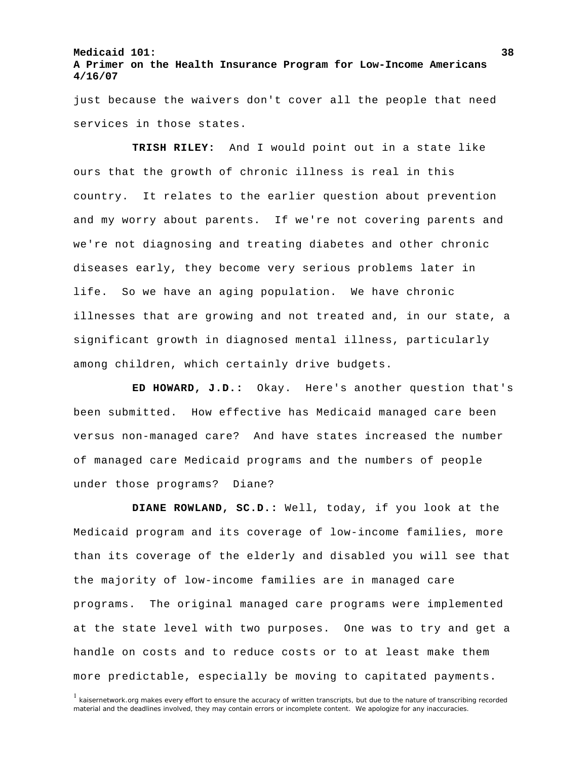just because the waivers don't cover all the people that need services in those states.

**TRISH RILEY:** And I would point out in a state like ours that the growth of chronic illness is real in this country. It relates to the earlier question about prevention and my worry about parents. If we're not covering parents and we're not diagnosing and treating diabetes and other chronic diseases early, they become very serious problems later in life. So we have an aging population. We have chronic illnesses that are growing and not treated and, in our state, a significant growth in diagnosed mental illness, particularly among children, which certainly drive budgets.

**ED HOWARD, J.D.:** Okay. Here's another question that's been submitted. How effective has Medicaid managed care been versus non-managed care? And have states increased the number of managed care Medicaid programs and the numbers of people under those programs? Diane?

**DIANE ROWLAND, SC.D.:** Well, today, if you look at the Medicaid program and its coverage of low-income families, more than its coverage of the elderly and disabled you will see that the majority of low-income families are in managed care programs. The original managed care programs were implemented at the state level with two purposes. One was to try and get a handle on costs and to reduce costs or to at least make them more predictable, especially be moving to capitated payments.

[1] kaisernetwork.org makes every effort to ensure the accuracy of written transcripts, but due to the nature of transcribing recorded material and the deadlines involved, they may contain errors or incomplete content. We apologize for any inaccuracies.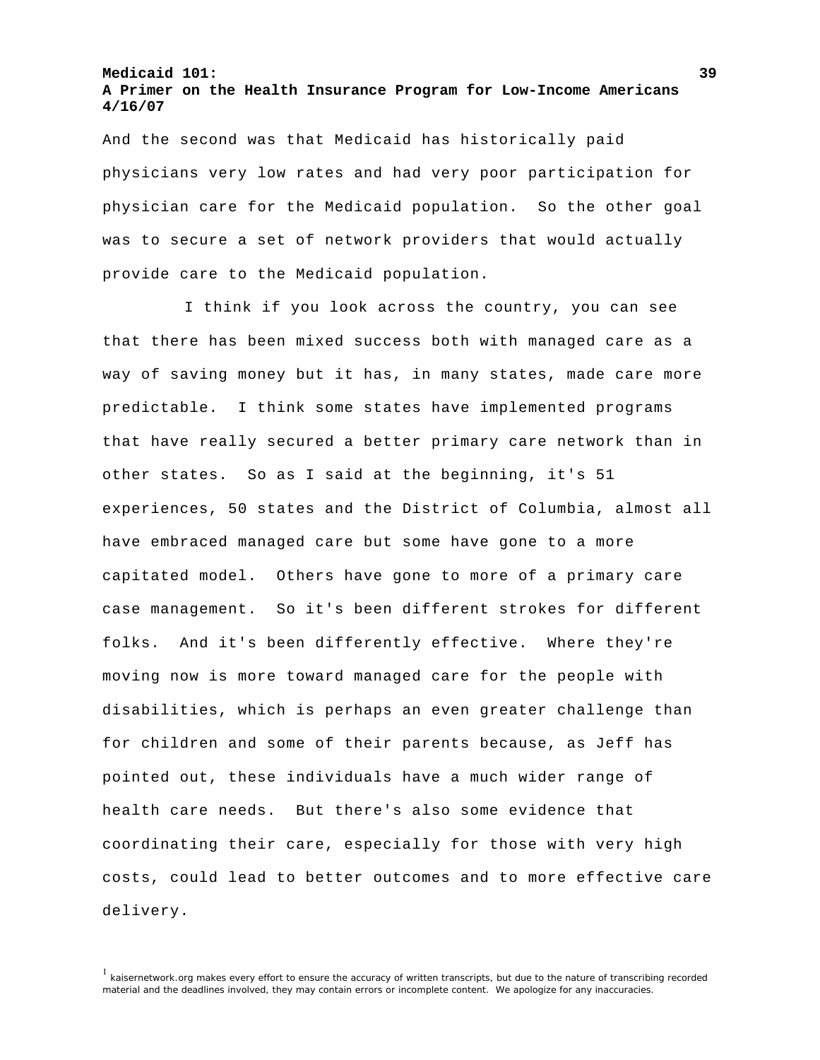And the second was that Medicaid has historically paid physicians very low rates and had very poor participation for physician care for the Medicaid population. So the other goal was to secure a set of network providers that would actually provide care to the Medicaid population.

I think if you look across the country, you can see that there has been mixed success both with managed care as a way of saving money but it has, in many states, made care more predictable. I think some states have implemented programs that have really secured a better primary care network than in other states. So as I said at the beginning, it's 51 experiences, 50 states and the District of Columbia, almost all have embraced managed care but some have gone to a more capitated model. Others have gone to more of a primary care case management. So it's been different strokes for different folks. And it's been differently effective. Where they're moving now is more toward managed care for the people with disabilities, which is perhaps an even greater challenge than for children and some of their parents because, as Jeff has pointed out, these individuals have a much wider range of health care needs. But there's also some evidence that coordinating their care, especially for those with very high costs, could lead to better outcomes and to more effective care delivery.

[1] kaisernetwork.org makes every effort to ensure the accuracy of written transcripts, but due to the nature of transcribing recorded material and the deadlines involved, they may contain errors or incomplete content. We apologize for any inaccuracies.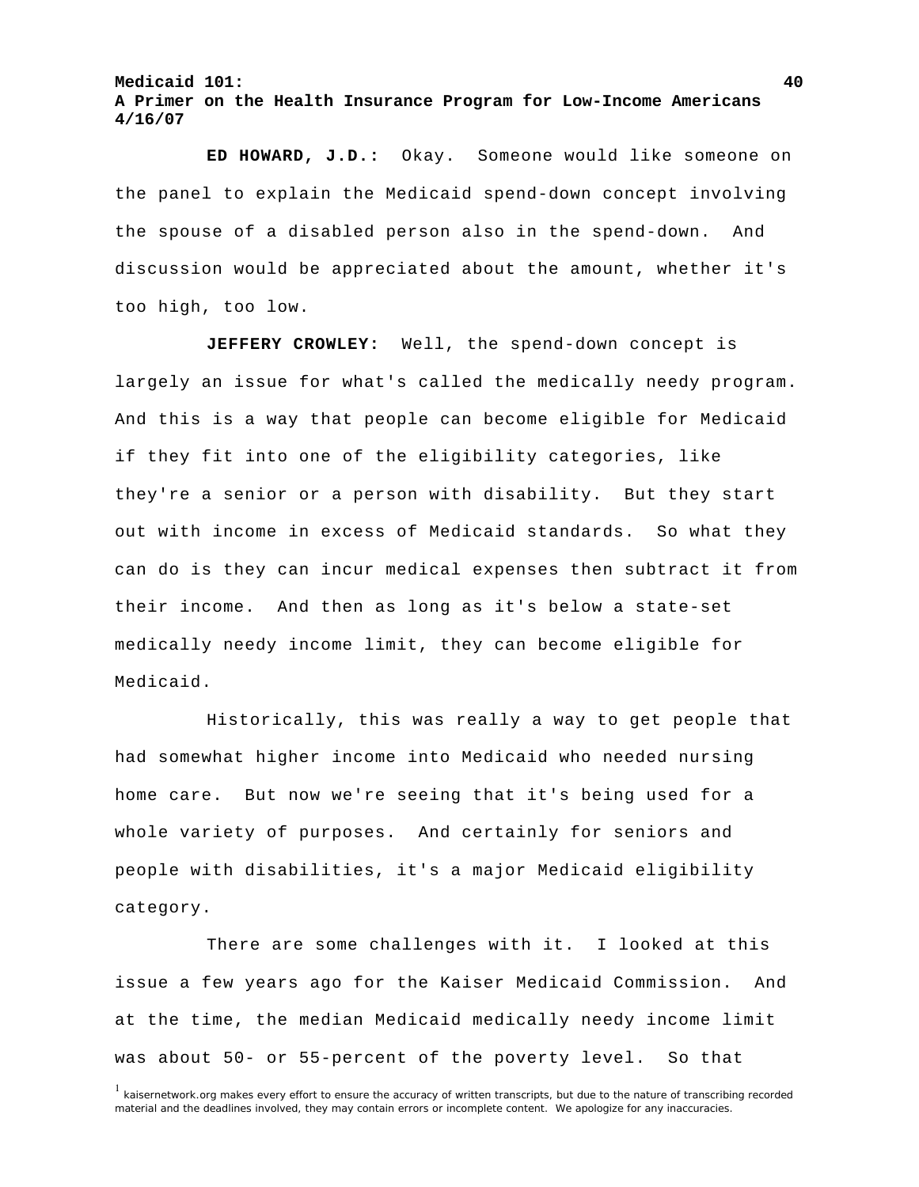**ED HOWARD, J.D.:** Okay. Someone would like someone on the panel to explain the Medicaid spend-down concept involving the spouse of a disabled person also in the spend-down. And discussion would be appreciated about the amount, whether it's too high, too low.

**JEFFERY CROWLEY:** Well, the spend-down concept is largely an issue for what's called the medically needy program. And this is a way that people can become eligible for Medicaid if they fit into one of the eligibility categories, like they're a senior or a person with disability. But they start out with income in excess of Medicaid standards. So what they can do is they can incur medical expenses then subtract it from their income. And then as long as it's below a state-set medically needy income limit, they can become eligible for Medicaid.

Historically, this was really a way to get people that had somewhat higher income into Medicaid who needed nursing home care. But now we're seeing that it's being used for a whole variety of purposes. And certainly for seniors and people with disabilities, it's a major Medicaid eligibility category.

There are some challenges with it. I looked at this issue a few years ago for the Kaiser Medicaid Commission. And at the time, the median Medicaid medically needy income limit was about 50- or 55-percent of the poverty level. So that

[1] kaisernetwork.org makes every effort to ensure the accuracy of written transcripts, but due to the nature of transcribing recorded material and the deadlines involved, they may contain errors or incomplete content. We apologize for any inaccuracies.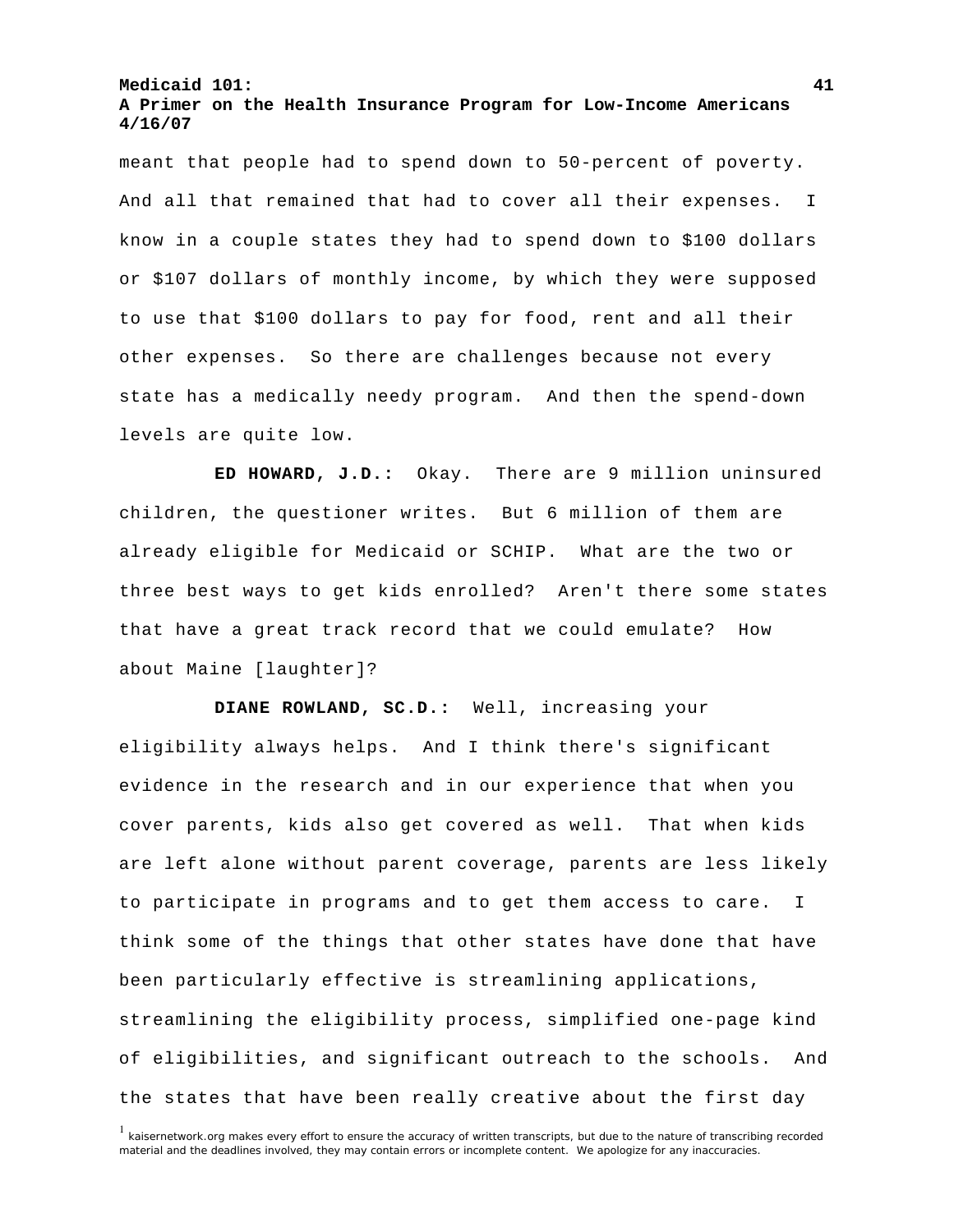meant that people had to spend down to 50-percent of poverty. And all that remained that had to cover all their expenses. I know in a couple states they had to spend down to $100 dollars or $107 dollars of monthly income, by which they were supposed to use that $100 dollars to pay for food, rent and all their other expenses. So there are challenges because not every state has a medically needy program. And then the spend-down levels are quite low.

**ED HOWARD, J.D.:** Okay. There are 9 million uninsured children, the questioner writes. But 6 million of them are already eligible for Medicaid or SCHIP. What are the two or three best ways to get kids enrolled? Aren't there some states that have a great track record that we could emulate? How about Maine [laughter]?

**DIANE ROWLAND, SC.D.:** Well, increasing your eligibility always helps. And I think there's significant evidence in the research and in our experience that when you cover parents, kids also get covered as well. That when kids are left alone without parent coverage, parents are less likely to participate in programs and to get them access to care. I think some of the things that other states have done that have been particularly effective is streamlining applications, streamlining the eligibility process, simplified one-page kind of eligibilities, and significant outreach to the schools. And the states that have been really creative about the first day

[1] kaisernetwork.org makes every effort to ensure the accuracy of written transcripts, but due to the nature of transcribing recorded material and the deadlines involved, they may contain errors or incomplete content. We apologize for any inaccuracies.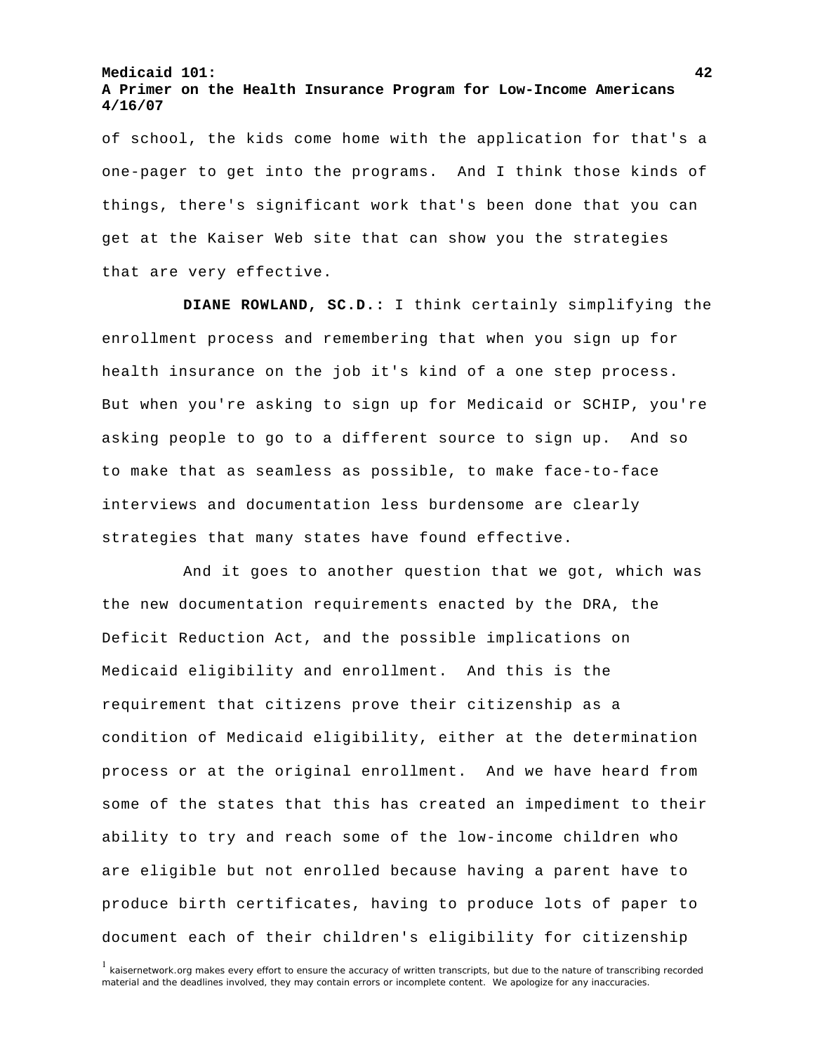of school, the kids come home with the application for that's a one-pager to get into the programs. And I think those kinds of things, there's significant work that's been done that you can get at the Kaiser Web site that can show you the strategies that are very effective.

**DIANE ROWLAND, SC.D.:** I think certainly simplifying the enrollment process and remembering that when you sign up for health insurance on the job it's kind of a one step process. But when you're asking to sign up for Medicaid or SCHIP, you're asking people to go to a different source to sign up. And so to make that as seamless as possible, to make face-to-face interviews and documentation less burdensome are clearly strategies that many states have found effective.

And it goes to another question that we got, which was the new documentation requirements enacted by the DRA, the Deficit Reduction Act, and the possible implications on Medicaid eligibility and enrollment. And this is the requirement that citizens prove their citizenship as a condition of Medicaid eligibility, either at the determination process or at the original enrollment. And we have heard from some of the states that this has created an impediment to their ability to try and reach some of the low-income children who are eligible but not enrolled because having a parent have to produce birth certificates, having to produce lots of paper to document each of their children's eligibility for citizenship

[1] kaisernetwork.org makes every effort to ensure the accuracy of written transcripts, but due to the nature of transcribing recorded material and the deadlines involved, they may contain errors or incomplete content. We apologize for any inaccuracies.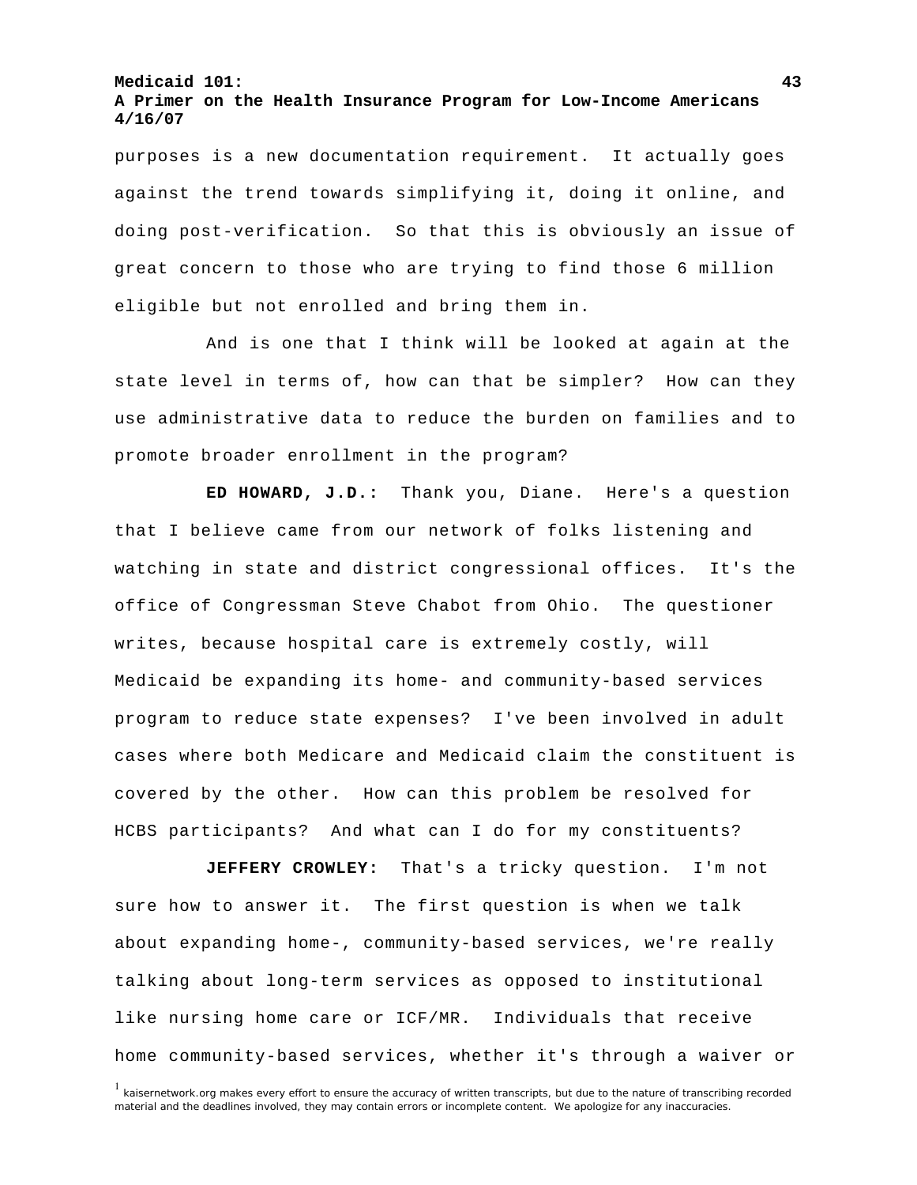purposes is a new documentation requirement. It actually goes against the trend towards simplifying it, doing it online, and doing post-verification. So that this is obviously an issue of great concern to those who are trying to find those 6 million eligible but not enrolled and bring them in.

And is one that I think will be looked at again at the state level in terms of, how can that be simpler? How can they use administrative data to reduce the burden on families and to promote broader enrollment in the program?

**ED HOWARD, J.D.:** Thank you, Diane. Here's a question that I believe came from our network of folks listening and watching in state and district congressional offices. It's the office of Congressman Steve Chabot from Ohio. The questioner writes, because hospital care is extremely costly, will Medicaid be expanding its home- and community-based services program to reduce state expenses? I've been involved in adult cases where both Medicare and Medicaid claim the constituent is covered by the other. How can this problem be resolved for HCBS participants? And what can I do for my constituents?

**JEFFERY CROWLEY:** That's a tricky question. I'm not sure how to answer it. The first question is when we talk about expanding home-, community-based services, we're really talking about long-term services as opposed to institutional like nursing home care or ICF/MR. Individuals that receive home community-based services, whether it's through a waiver or

[1] kaisernetwork.org makes every effort to ensure the accuracy of written transcripts, but due to the nature of transcribing recorded material and the deadlines involved, they may contain errors or incomplete content. We apologize for any inaccuracies.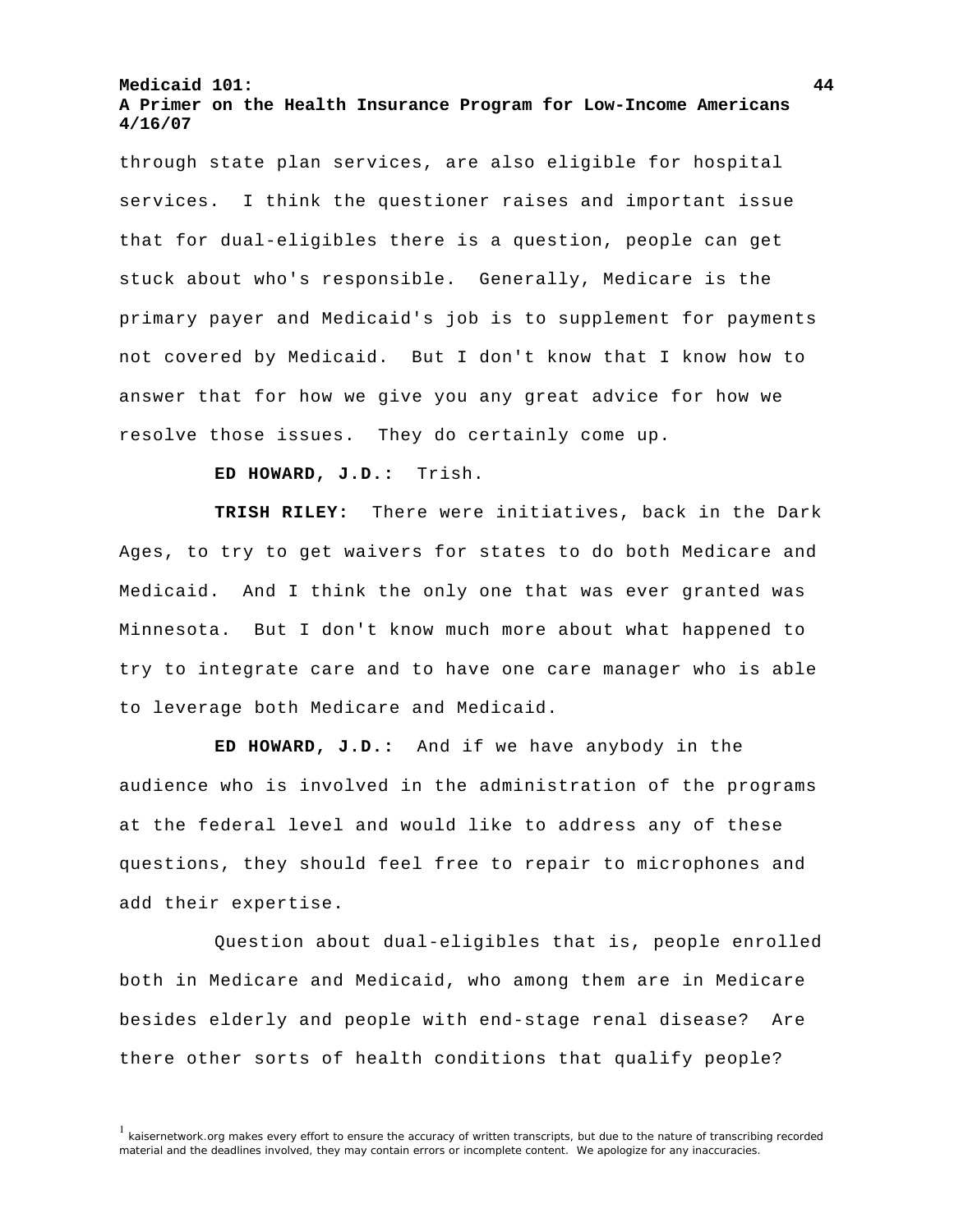through state plan services, are also eligible for hospital services. I think the questioner raises and important issue that for dual-eligibles there is a question, people can get stuck about who's responsible. Generally, Medicare is the primary payer and Medicaid's job is to supplement for payments not covered by Medicaid. But I don't know that I know how to answer that for how we give you any great advice for how we resolve those issues. They do certainly come up.

**ED HOWARD, J.D.:** Trish.

**TRISH RILEY:** There were initiatives, back in the Dark Ages, to try to get waivers for states to do both Medicare and Medicaid. And I think the only one that was ever granted was Minnesota. But I don't know much more about what happened to try to integrate care and to have one care manager who is able to leverage both Medicare and Medicaid.

**ED HOWARD, J.D.:** And if we have anybody in the audience who is involved in the administration of the programs at the federal level and would like to address any of these questions, they should feel free to repair to microphones and add their expertise.

Question about dual-eligibles that is, people enrolled both in Medicare and Medicaid, who among them are in Medicare besides elderly and people with end-stage renal disease? Are there other sorts of health conditions that qualify people?

[1] kaisernetwork.org makes every effort to ensure the accuracy of written transcripts, but due to the nature of transcribing recorded material and the deadlines involved, they may contain errors or incomplete content. We apologize for any inaccuracies.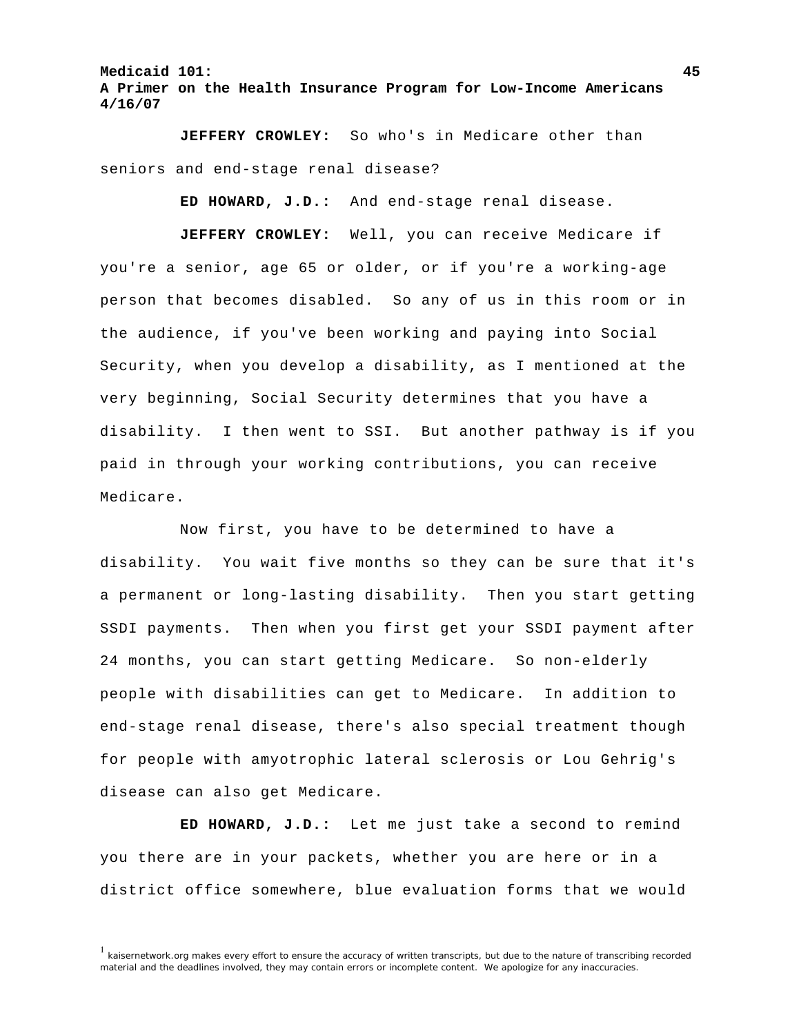**JEFFERY CROWLEY:** So who's in Medicare other than seniors and end-stage renal disease?

**ED HOWARD, J.D.:** And end-stage renal disease.

**JEFFERY CROWLEY:** Well, you can receive Medicare if you're a senior, age 65 or older, or if you're a working-age person that becomes disabled. So any of us in this room or in the audience, if you've been working and paying into Social Security, when you develop a disability, as I mentioned at the very beginning, Social Security determines that you have a disability. I then went to SSI. But another pathway is if you paid in through your working contributions, you can receive Medicare.

Now first, you have to be determined to have a disability. You wait five months so they can be sure that it's a permanent or long-lasting disability. Then you start getting SSDI payments. Then when you first get your SSDI payment after 24 months, you can start getting Medicare. So non-elderly people with disabilities can get to Medicare. In addition to end-stage renal disease, there's also special treatment though for people with amyotrophic lateral sclerosis or Lou Gehrig's disease can also get Medicare.

**ED HOWARD, J.D.:** Let me just take a second to remind you there are in your packets, whether you are here or in a district office somewhere, blue evaluation forms that we would

[1] kaisernetwork.org makes every effort to ensure the accuracy of written transcripts, but due to the nature of transcribing recorded material and the deadlines involved, they may contain errors or incomplete content. We apologize for any inaccuracies.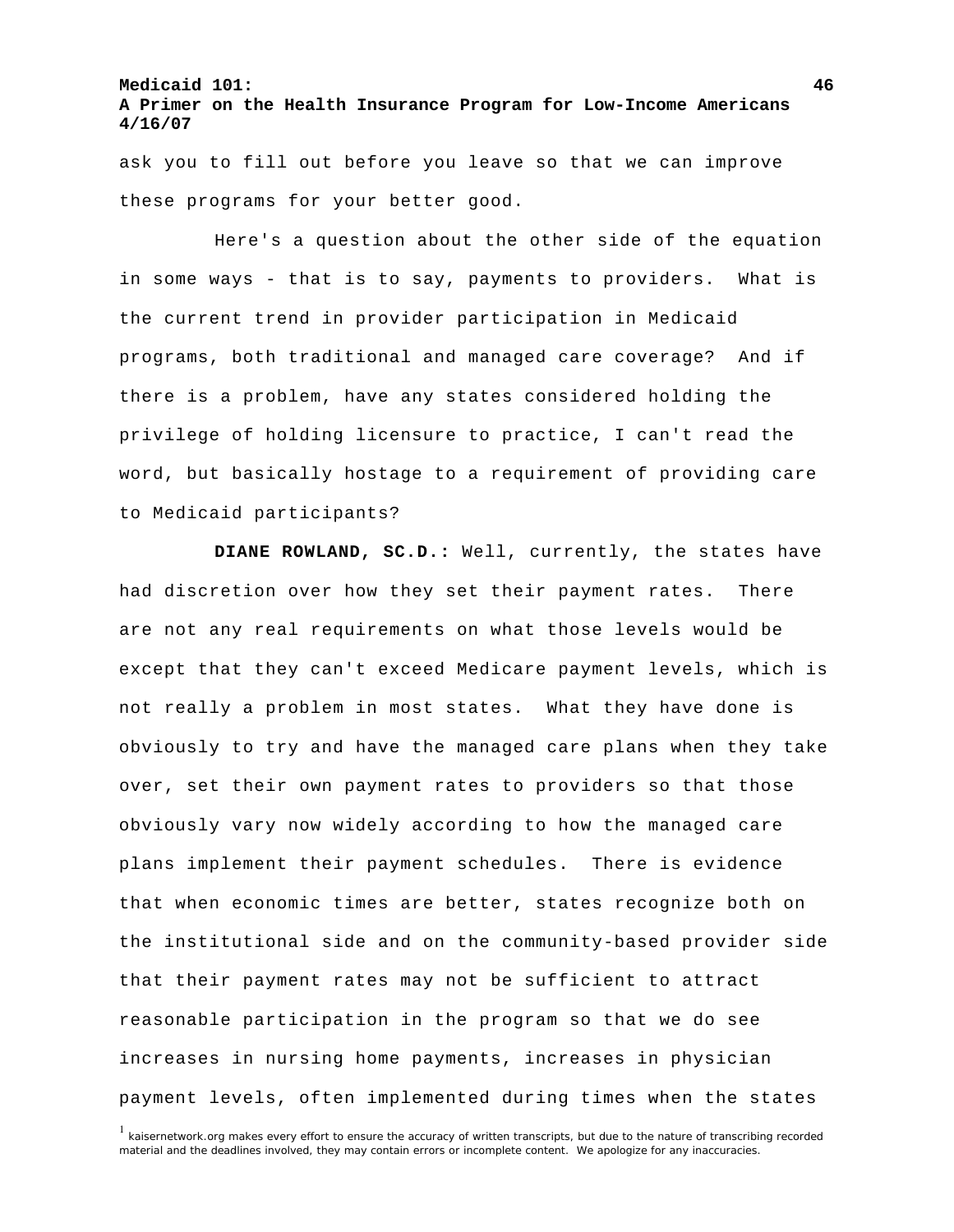ask you to fill out before you leave so that we can improve these programs for your better good.

Here's a question about the other side of the equation in some ways - that is to say, payments to providers. What is the current trend in provider participation in Medicaid programs, both traditional and managed care coverage? And if there is a problem, have any states considered holding the privilege of holding licensure to practice, I can't read the word, but basically hostage to a requirement of providing care to Medicaid participants?

**DIANE ROWLAND, SC.D.:** Well, currently, the states have had discretion over how they set their payment rates. There are not any real requirements on what those levels would be except that they can't exceed Medicare payment levels, which is not really a problem in most states. What they have done is obviously to try and have the managed care plans when they take over, set their own payment rates to providers so that those obviously vary now widely according to how the managed care plans implement their payment schedules. There is evidence that when economic times are better, states recognize both on the institutional side and on the community-based provider side that their payment rates may not be sufficient to attract reasonable participation in the program so that we do see increases in nursing home payments, increases in physician payment levels, often implemented during times when the states

[1] kaisernetwork.org makes every effort to ensure the accuracy of written transcripts, but due to the nature of transcribing recorded material and the deadlines involved, they may contain errors or incomplete content. We apologize for any inaccuracies.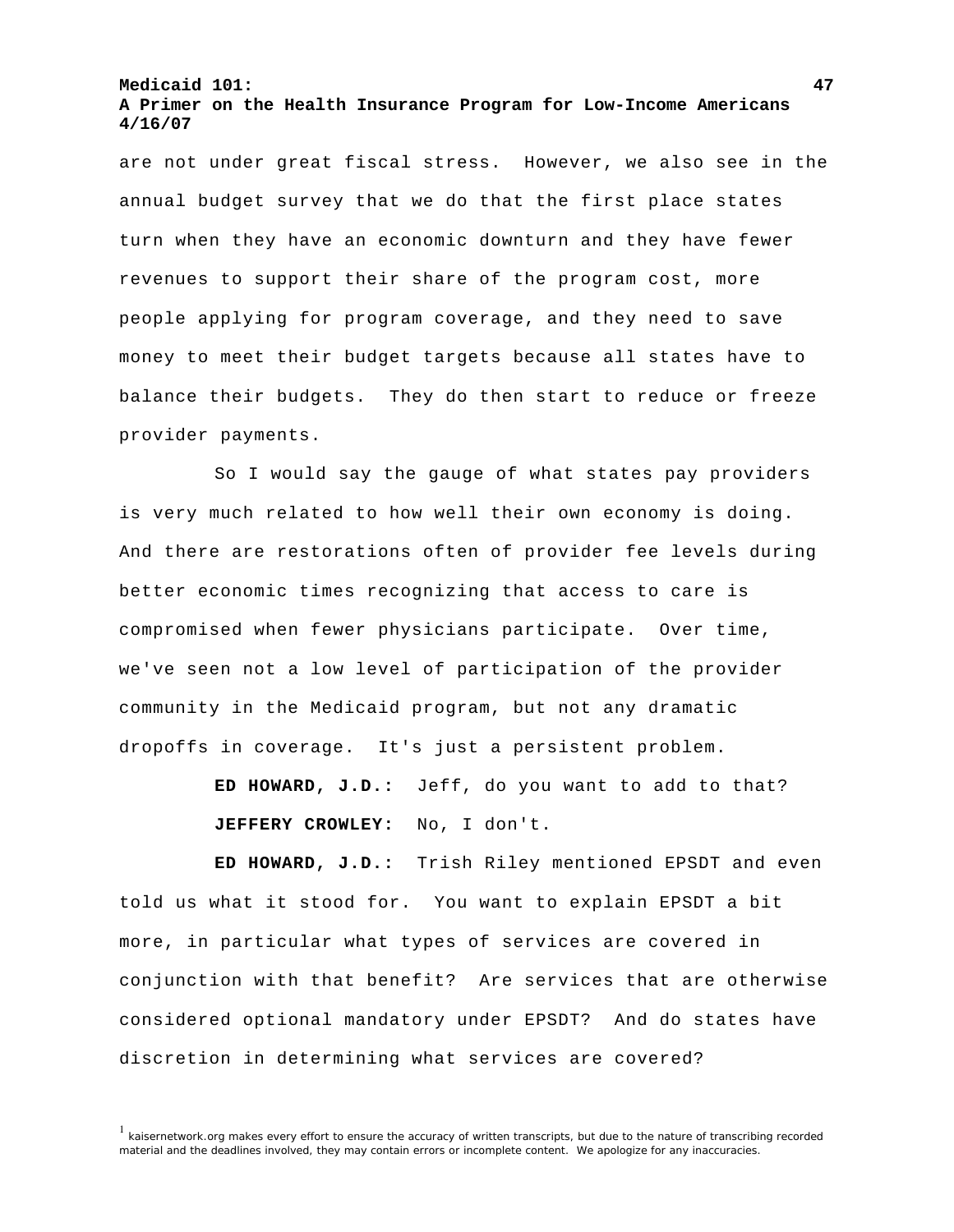are not under great fiscal stress. However, we also see in the annual budget survey that we do that the first place states turn when they have an economic downturn and they have fewer revenues to support their share of the program cost, more people applying for program coverage, and they need to save money to meet their budget targets because all states have to balance their budgets. They do then start to reduce or freeze provider payments.

So I would say the gauge of what states pay providers is very much related to how well their own economy is doing. And there are restorations often of provider fee levels during better economic times recognizing that access to care is compromised when fewer physicians participate. Over time, we've seen not a low level of participation of the provider community in the Medicaid program, but not any dramatic dropoffs in coverage. It's just a persistent problem.

**ED HOWARD, J.D.:** Jeff, do you want to add to that?

**JEFFERY CROWLEY:** No, I don't.

**ED HOWARD, J.D.:** Trish Riley mentioned EPSDT and even told us what it stood for. You want to explain EPSDT a bit more, in particular what types of services are covered in conjunction with that benefit? Are services that are otherwise considered optional mandatory under EPSDT? And do states have discretion in determining what services are covered?

[1] kaisernetwork.org makes every effort to ensure the accuracy of written transcripts, but due to the nature of transcribing recorded material and the deadlines involved, they may contain errors or incomplete content. We apologize for any inaccuracies.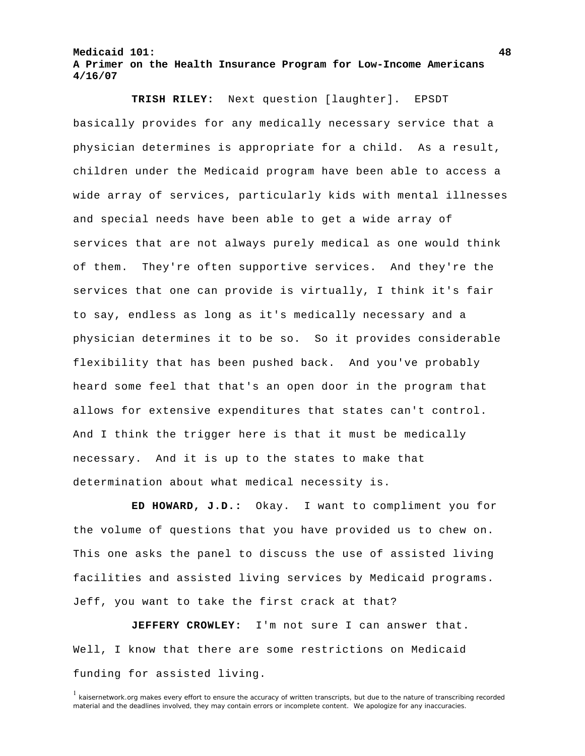**TRISH RILEY:** Next question [laughter]. EPSDT basically provides for any medically necessary service that a physician determines is appropriate for a child. As a result, children under the Medicaid program have been able to access a wide array of services, particularly kids with mental illnesses and special needs have been able to get a wide array of services that are not always purely medical as one would think of them. They're often supportive services. And they're the services that one can provide is virtually, I think it's fair to say, endless as long as it's medically necessary and a physician determines it to be so. So it provides considerable flexibility that has been pushed back. And you've probably heard some feel that that's an open door in the program that allows for extensive expenditures that states can't control. And I think the trigger here is that it must be medically necessary. And it is up to the states to make that determination about what medical necessity is.

**ED HOWARD, J.D.:** Okay. I want to compliment you for the volume of questions that you have provided us to chew on. This one asks the panel to discuss the use of assisted living facilities and assisted living services by Medicaid programs. Jeff, you want to take the first crack at that?

**JEFFERY CROWLEY:** I'm not sure I can answer that. Well, I know that there are some restrictions on Medicaid funding for assisted living.

[1] kaisernetwork.org makes every effort to ensure the accuracy of written transcripts, but due to the nature of transcribing recorded material and the deadlines involved, they may contain errors or incomplete content. We apologize for any inaccuracies.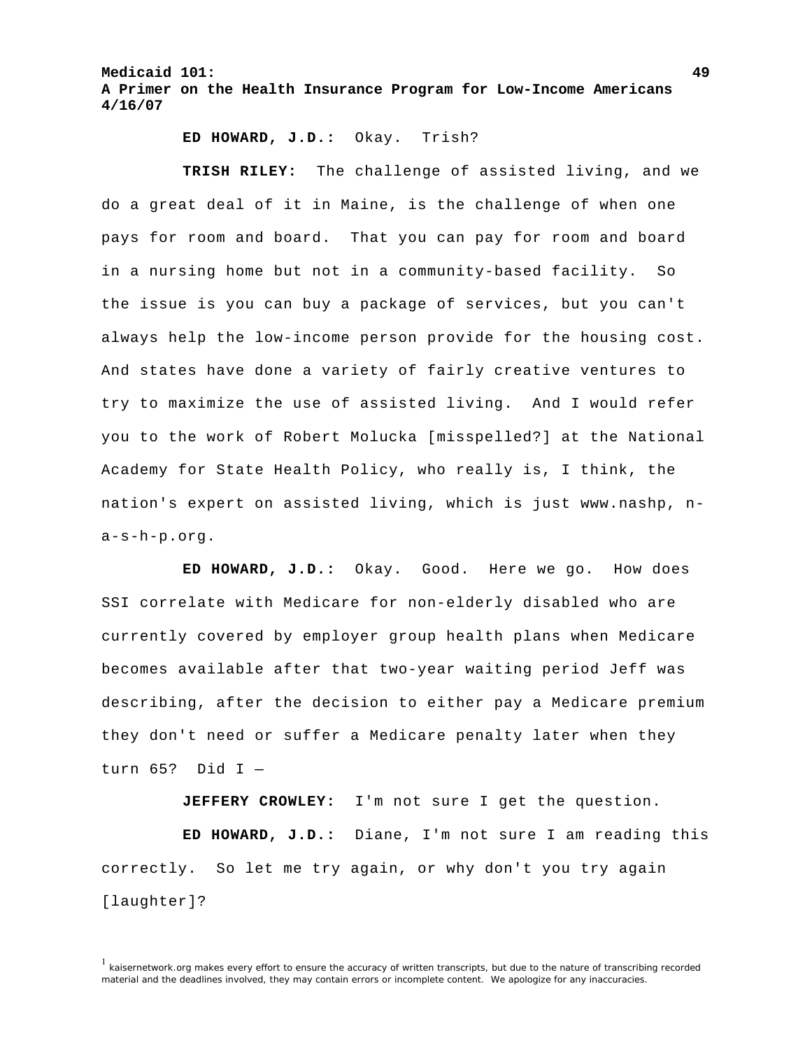**ED HOWARD, J.D.:** Okay. Trish?

**TRISH RILEY:** The challenge of assisted living, and we do a great deal of it in Maine, is the challenge of when one pays for room and board. That you can pay for room and board in a nursing home but not in a community-based facility. So the issue is you can buy a package of services, but you can't always help the low-income person provide for the housing cost. And states have done a variety of fairly creative ventures to try to maximize the use of assisted living. And I would refer you to the work of Robert Molucka [misspelled?] at the National Academy for State Health Policy, who really is, I think, the nation's expert on assisted living, which is just www.nashp, n-a-s-h-p.org.

**ED HOWARD, J.D.:** Okay. Good. Here we go. How does SSI correlate with Medicare for non-elderly disabled who are currently covered by employer group health plans when Medicare becomes available after that two-year waiting period Jeff was describing, after the decision to either pay a Medicare premium they don't need or suffer a Medicare penalty later when they turn 65? Did I —

**JEFFERY CROWLEY:** I'm not sure I get the question.

**ED HOWARD, J.D.:** Diane, I'm not sure I am reading this correctly. So let me try again, or why don't you try again [laughter]?

[1] kaisernetwork.org makes every effort to ensure the accuracy of written transcripts, but due to the nature of transcribing recorded material and the deadlines involved, they may contain errors or incomplete content. We apologize for any inaccuracies.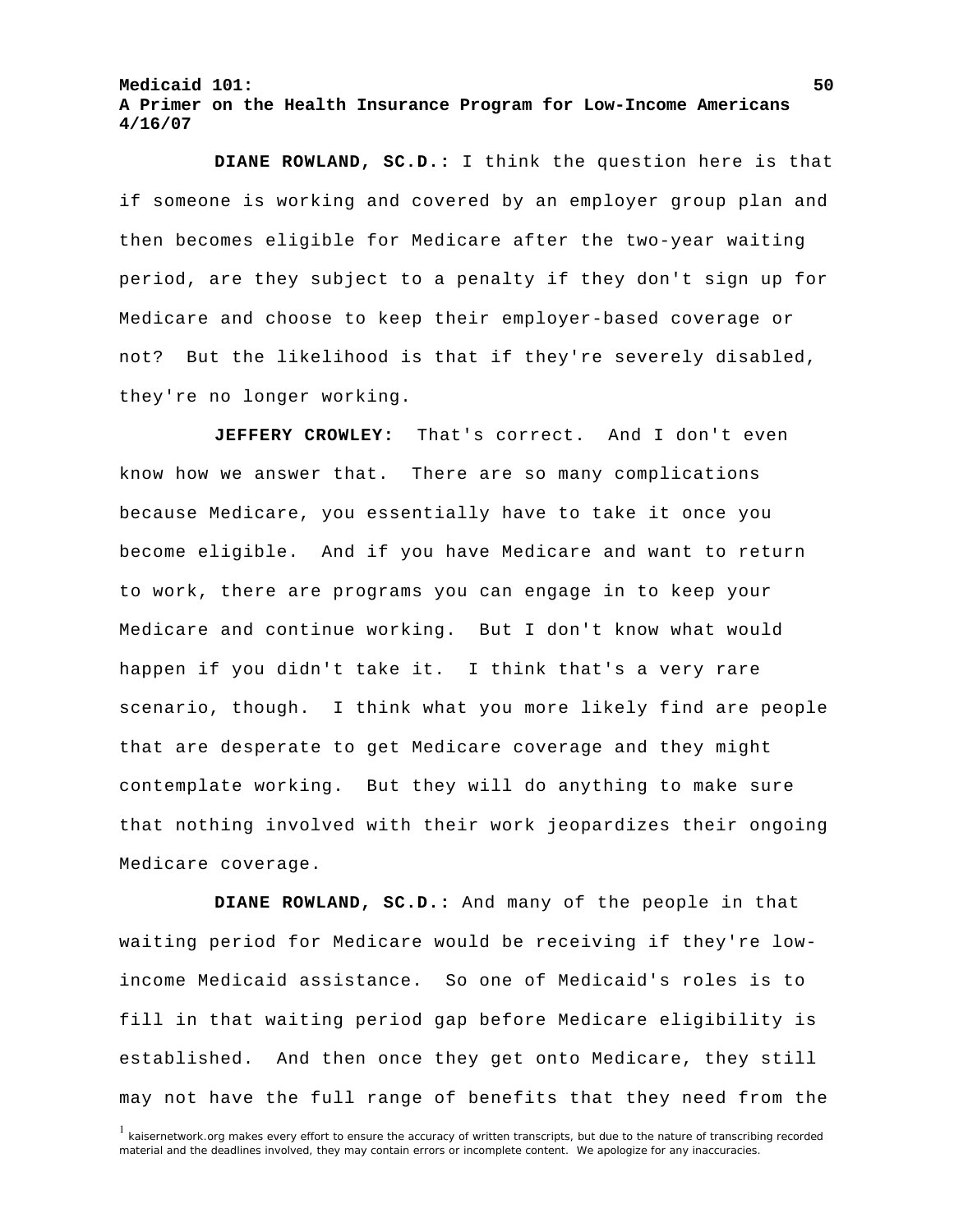**DIANE ROWLAND, SC.D.:** I think the question here is that if someone is working and covered by an employer group plan and then becomes eligible for Medicare after the two-year waiting period, are they subject to a penalty if they don't sign up for Medicare and choose to keep their employer-based coverage or not? But the likelihood is that if they're severely disabled, they're no longer working.

**JEFFERY CROWLEY:** That's correct. And I don't even know how we answer that. There are so many complications because Medicare, you essentially have to take it once you become eligible. And if you have Medicare and want to return to work, there are programs you can engage in to keep your Medicare and continue working. But I don't know what would happen if you didn't take it. I think that's a very rare scenario, though. I think what you more likely find are people that are desperate to get Medicare coverage and they might contemplate working. But they will do anything to make sure that nothing involved with their work jeopardizes their ongoing Medicare coverage.

**DIANE ROWLAND, SC.D.:** And many of the people in that waiting period for Medicare would be receiving if they're low-income Medicaid assistance. So one of Medicaid's roles is to fill in that waiting period gap before Medicare eligibility is established. And then once they get onto Medicare, they still may not have the full range of benefits that they need from the

[1] kaisernetwork.org makes every effort to ensure the accuracy of written transcripts, but due to the nature of transcribing recorded material and the deadlines involved, they may contain errors or incomplete content. We apologize for any inaccuracies.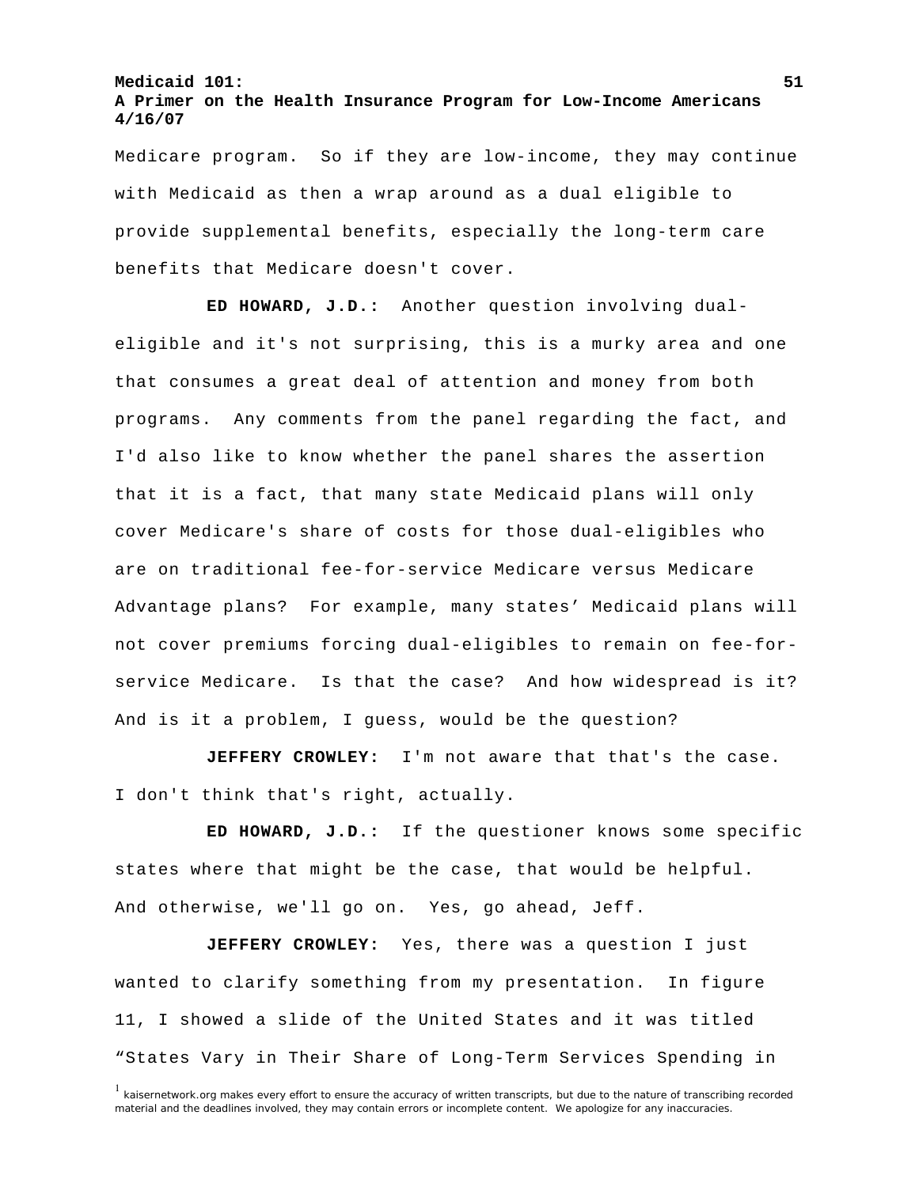Medicare program. So if they are low-income, they may continue with Medicaid as then a wrap around as a dual eligible to provide supplemental benefits, especially the long-term care benefits that Medicare doesn't cover.

**ED HOWARD, J.D.:** Another question involving dual-eligible and it's not surprising, this is a murky area and one that consumes a great deal of attention and money from both programs. Any comments from the panel regarding the fact, and I'd also like to know whether the panel shares the assertion that it is a fact, that many state Medicaid plans will only cover Medicare's share of costs for those dual-eligibles who are on traditional fee-for-service Medicare versus Medicare Advantage plans? For example, many states' Medicaid plans will not cover premiums forcing dual-eligibles to remain on fee-for-service Medicare. Is that the case? And how widespread is it? And is it a problem, I guess, would be the question?

**JEFFERY CROWLEY:** I'm not aware that that's the case. I don't think that's right, actually.

**ED HOWARD, J.D.:** If the questioner knows some specific states where that might be the case, that would be helpful. And otherwise, we'll go on. Yes, go ahead, Jeff.

**JEFFERY CROWLEY:** Yes, there was a question I just wanted to clarify something from my presentation. In figure 11, I showed a slide of the United States and it was titled "States Vary in Their Share of Long-Term Services Spending in

[1] kaisernetwork.org makes every effort to ensure the accuracy of written transcripts, but due to the nature of transcribing recorded material and the deadlines involved, they may contain errors or incomplete content. We apologize for any inaccuracies.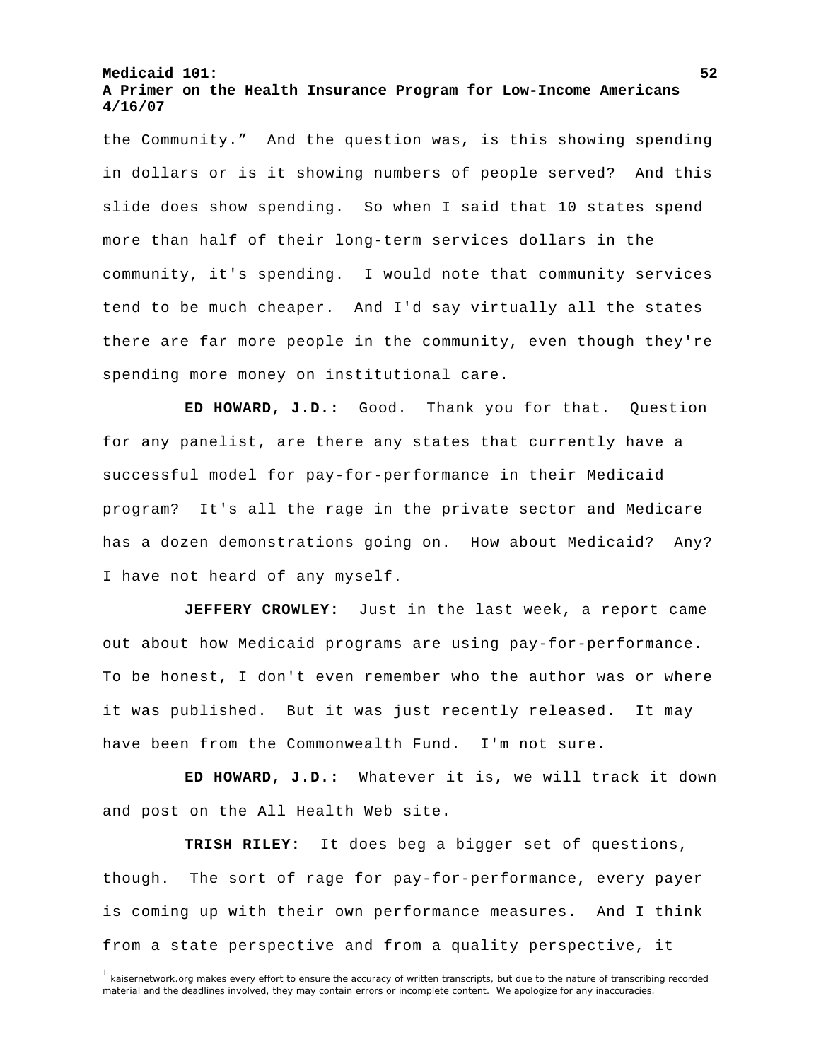the Community." And the question was, is this showing spending in dollars or is it showing numbers of people served? And this slide does show spending. So when I said that 10 states spend more than half of their long-term services dollars in the community, it's spending. I would note that community services tend to be much cheaper. And I'd say virtually all the states there are far more people in the community, even though they're spending more money on institutional care.

**ED HOWARD, J.D.:** Good. Thank you for that. Question for any panelist, are there any states that currently have a successful model for pay-for-performance in their Medicaid program? It's all the rage in the private sector and Medicare has a dozen demonstrations going on. How about Medicaid? Any? I have not heard of any myself.

**JEFFERY CROWLEY:** Just in the last week, a report came out about how Medicaid programs are using pay-for-performance. To be honest, I don't even remember who the author was or where it was published. But it was just recently released. It may have been from the Commonwealth Fund. I'm not sure.

**ED HOWARD, J.D.:** Whatever it is, we will track it down and post on the All Health Web site.

**TRISH RILEY:** It does beg a bigger set of questions, though. The sort of rage for pay-for-performance, every payer is coming up with their own performance measures. And I think from a state perspective and from a quality perspective, it

[1] kaisernetwork.org makes every effort to ensure the accuracy of written transcripts, but due to the nature of transcribing recorded material and the deadlines involved, they may contain errors or incomplete content. We apologize for any inaccuracies.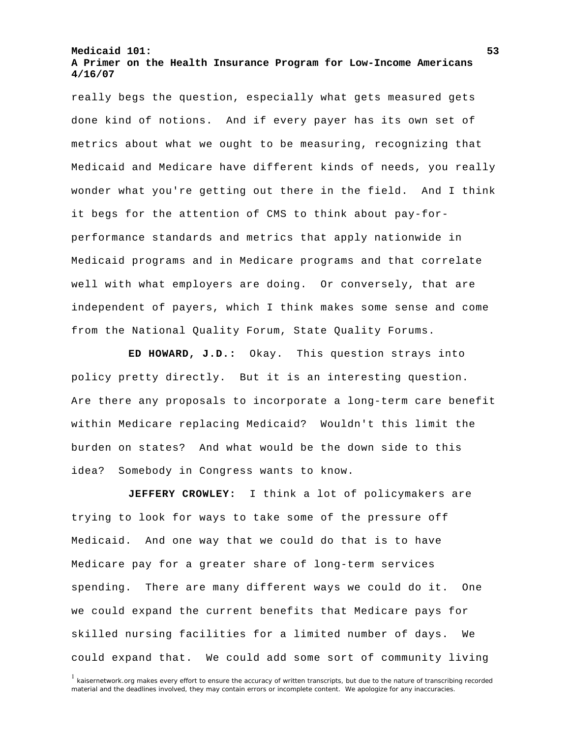really begs the question, especially what gets measured gets done kind of notions. And if every payer has its own set of metrics about what we ought to be measuring, recognizing that Medicaid and Medicare have different kinds of needs, you really wonder what you're getting out there in the field. And I think it begs for the attention of CMS to think about pay-for-performance standards and metrics that apply nationwide in Medicaid programs and in Medicare programs and that correlate well with what employers are doing. Or conversely, that are independent of payers, which I think makes some sense and come from the National Quality Forum, State Quality Forums.

**ED HOWARD, J.D.:** Okay. This question strays into policy pretty directly. But it is an interesting question. Are there any proposals to incorporate a long-term care benefit within Medicare replacing Medicaid? Wouldn't this limit the burden on states? And what would be the down side to this idea? Somebody in Congress wants to know.

**JEFFERY CROWLEY:** I think a lot of policymakers are trying to look for ways to take some of the pressure off Medicaid. And one way that we could do that is to have Medicare pay for a greater share of long-term services spending. There are many different ways we could do it. One we could expand the current benefits that Medicare pays for skilled nursing facilities for a limited number of days. We could expand that. We could add some sort of community living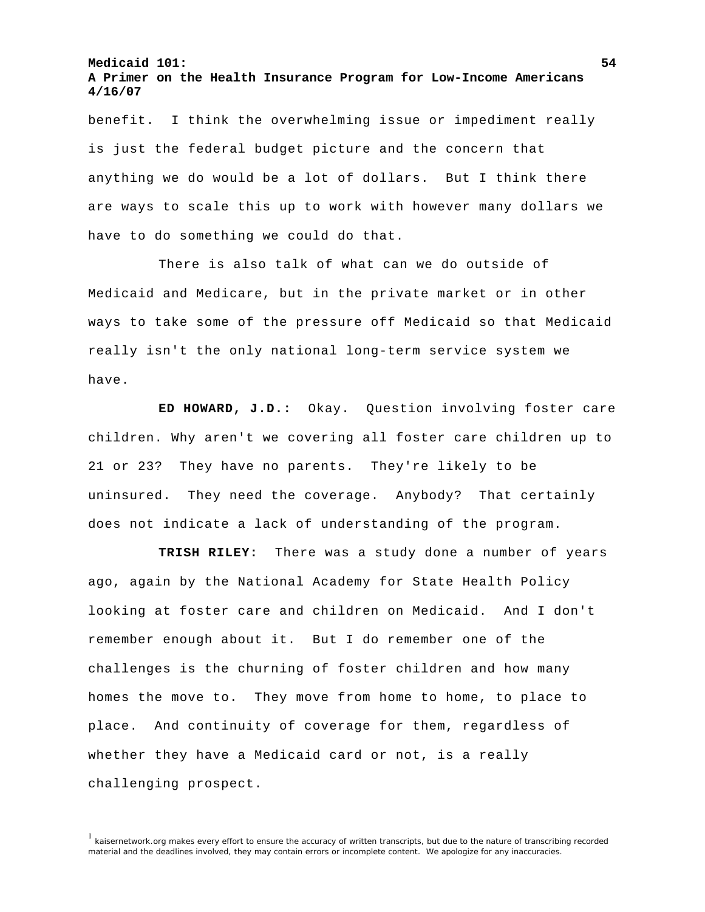benefit. I think the overwhelming issue or impediment really is just the federal budget picture and the concern that anything we do would be a lot of dollars. But I think there are ways to scale this up to work with however many dollars we have to do something we could do that.

There is also talk of what can we do outside of Medicaid and Medicare, but in the private market or in other ways to take some of the pressure off Medicaid so that Medicaid really isn't the only national long-term service system we have.

**ED HOWARD, J.D.:** Okay. Question involving foster care children. Why aren't we covering all foster care children up to 21 or 23? They have no parents. They're likely to be uninsured. They need the coverage. Anybody? That certainly does not indicate a lack of understanding of the program.

**TRISH RILEY:** There was a study done a number of years ago, again by the National Academy for State Health Policy looking at foster care and children on Medicaid. And I don't remember enough about it. But I do remember one of the challenges is the churning of foster children and how many homes the move to. They move from home to home, to place to place. And continuity of coverage for them, regardless of whether they have a Medicaid card or not, is a really challenging prospect.

[1] kaisernetwork.org makes every effort to ensure the accuracy of written transcripts, but due to the nature of transcribing recorded material and the deadlines involved, they may contain errors or incomplete content. We apologize for any inaccuracies.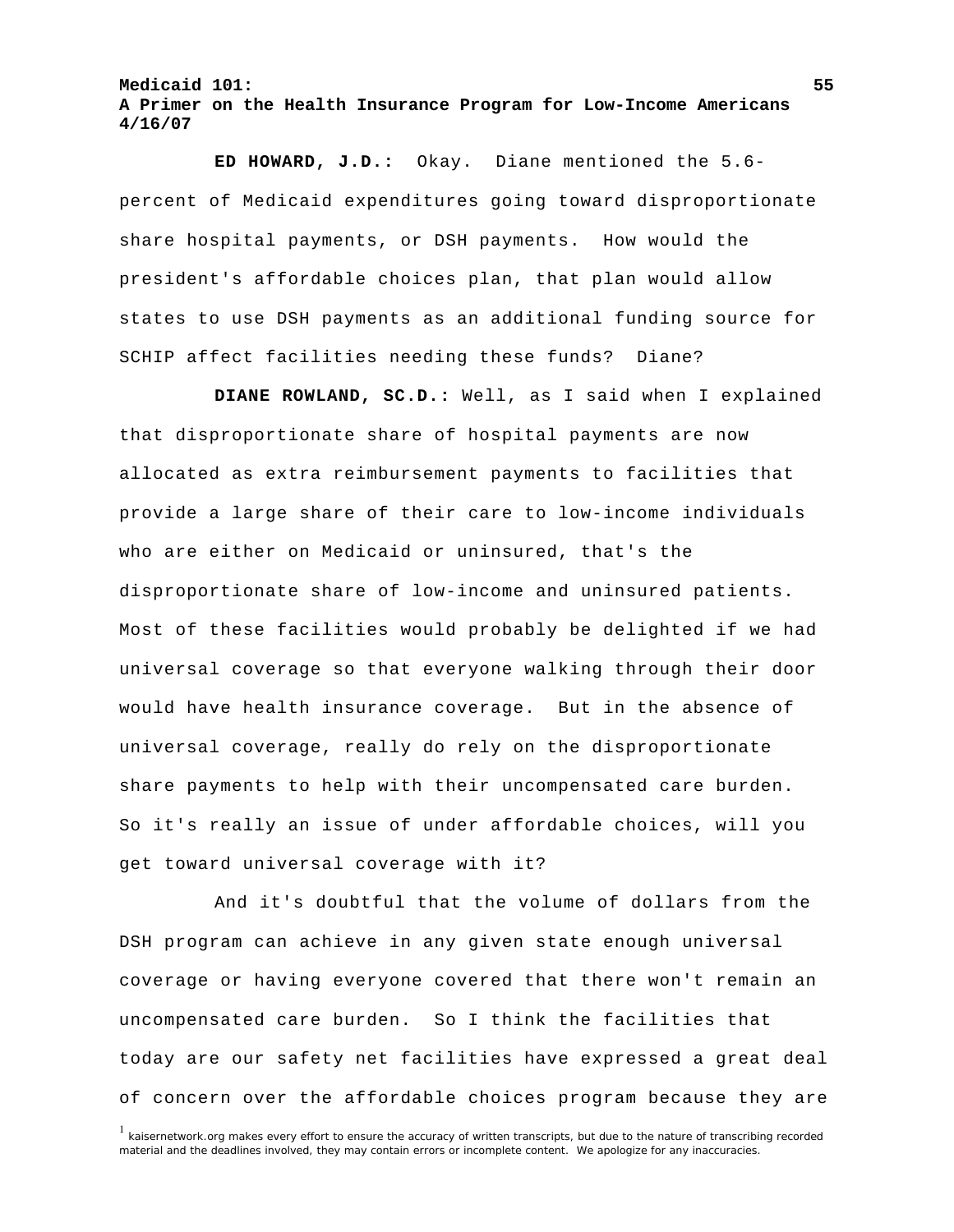**ED HOWARD, J.D.:** Okay. Diane mentioned the 5.6-percent of Medicaid expenditures going toward disproportionate share hospital payments, or DSH payments. How would the president's affordable choices plan, that plan would allow states to use DSH payments as an additional funding source for SCHIP affect facilities needing these funds? Diane?

**DIANE ROWLAND, SC.D.:** Well, as I said when I explained that disproportionate share of hospital payments are now allocated as extra reimbursement payments to facilities that provide a large share of their care to low-income individuals who are either on Medicaid or uninsured, that's the disproportionate share of low-income and uninsured patients. Most of these facilities would probably be delighted if we had universal coverage so that everyone walking through their door would have health insurance coverage. But in the absence of universal coverage, really do rely on the disproportionate share payments to help with their uncompensated care burden. So it's really an issue of under affordable choices, will you get toward universal coverage with it?

And it's doubtful that the volume of dollars from the DSH program can achieve in any given state enough universal coverage or having everyone covered that there won't remain an uncompensated care burden. So I think the facilities that today are our safety net facilities have expressed a great deal of concern over the affordable choices program because they are

[1] kaisernetwork.org makes every effort to ensure the accuracy of written transcripts, but due to the nature of transcribing recorded material and the deadlines involved, they may contain errors or incomplete content. We apologize for any inaccuracies.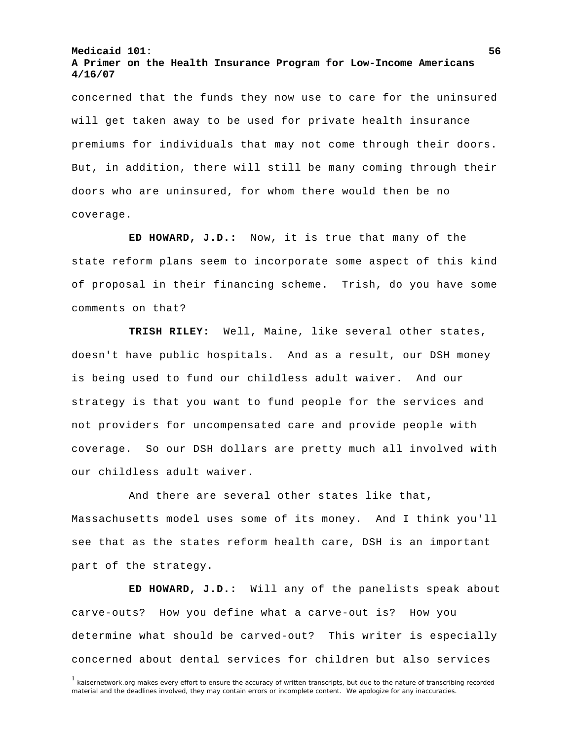concerned that the funds they now use to care for the uninsured will get taken away to be used for private health insurance premiums for individuals that may not come through their doors. But, in addition, there will still be many coming through their doors who are uninsured, for whom there would then be no coverage.

**ED HOWARD, J.D.:** Now, it is true that many of the state reform plans seem to incorporate some aspect of this kind of proposal in their financing scheme. Trish, do you have some comments on that?

**TRISH RILEY:** Well, Maine, like several other states, doesn't have public hospitals. And as a result, our DSH money is being used to fund our childless adult waiver. And our strategy is that you want to fund people for the services and not providers for uncompensated care and provide people with coverage. So our DSH dollars are pretty much all involved with our childless adult waiver.

And there are several other states like that, Massachusetts model uses some of its money. And I think you'll see that as the states reform health care, DSH is an important part of the strategy.

**ED HOWARD, J.D.:** Will any of the panelists speak about carve-outs? How you define what a carve-out is? How you determine what should be carved-out? This writer is especially concerned about dental services for children but also services

[1] kaisernetwork.org makes every effort to ensure the accuracy of written transcripts, but due to the nature of transcribing recorded material and the deadlines involved, they may contain errors or incomplete content. We apologize for any inaccuracies.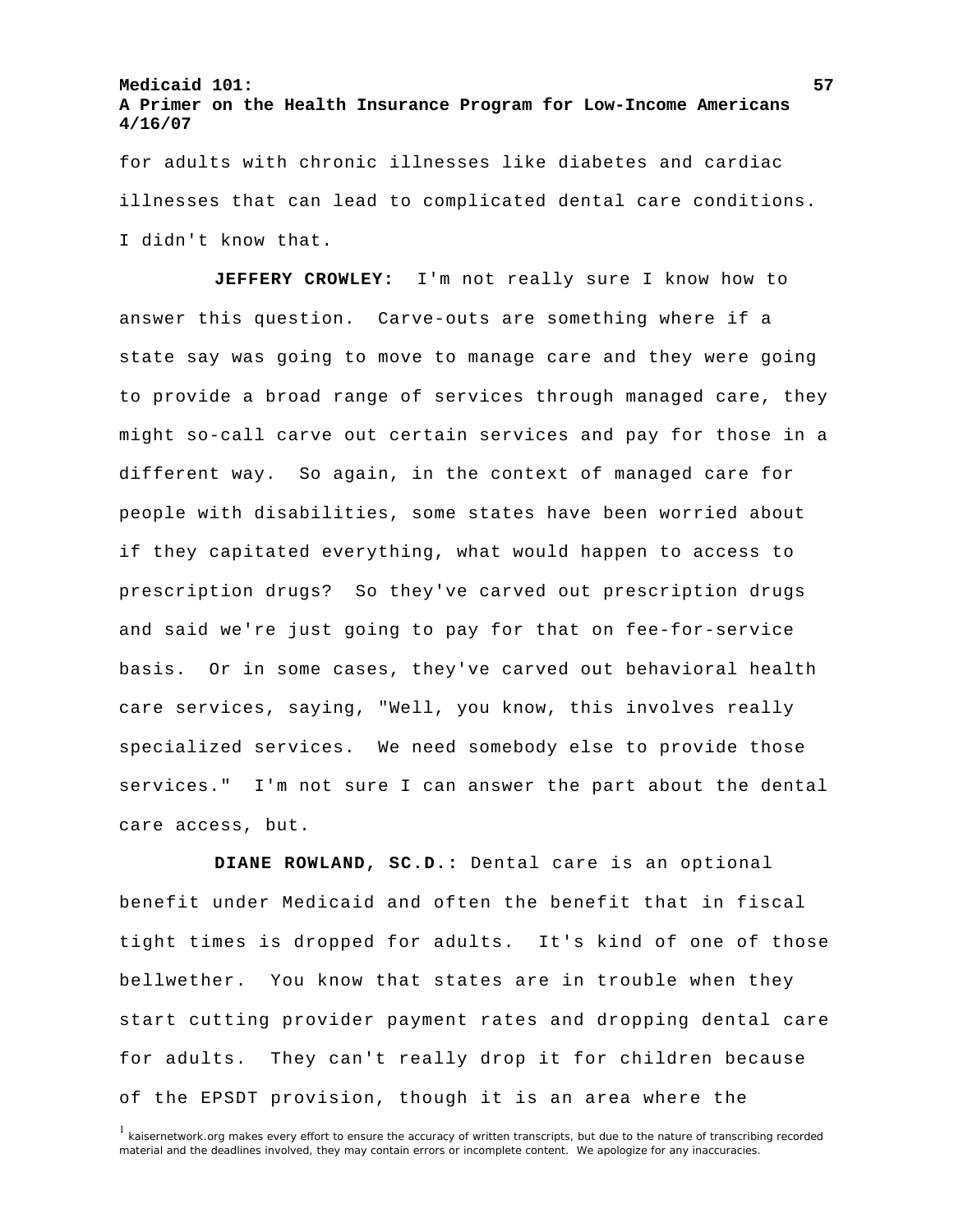for adults with chronic illnesses like diabetes and cardiac illnesses that can lead to complicated dental care conditions. I didn't know that.

**JEFFERY CROWLEY:** I'm not really sure I know how to answer this question. Carve-outs are something where if a state say was going to move to manage care and they were going to provide a broad range of services through managed care, they might so-call carve out certain services and pay for those in a different way. So again, in the context of managed care for people with disabilities, some states have been worried about if they capitated everything, what would happen to access to prescription drugs? So they've carved out prescription drugs and said we're just going to pay for that on fee-for-service basis. Or in some cases, they've carved out behavioral health care services, saying, "Well, you know, this involves really specialized services. We need somebody else to provide those services." I'm not sure I can answer the part about the dental care access, but.

**DIANE ROWLAND, SC.D.:** Dental care is an optional benefit under Medicaid and often the benefit that in fiscal tight times is dropped for adults. It's kind of one of those bellwether. You know that states are in trouble when they start cutting provider payment rates and dropping dental care for adults. They can't really drop it for children because of the EPSDT provision, though it is an area where the

[1] kaisernetwork.org makes every effort to ensure the accuracy of written transcripts, but due to the nature of transcribing recorded material and the deadlines involved, they may contain errors or incomplete content. We apologize for any inaccuracies.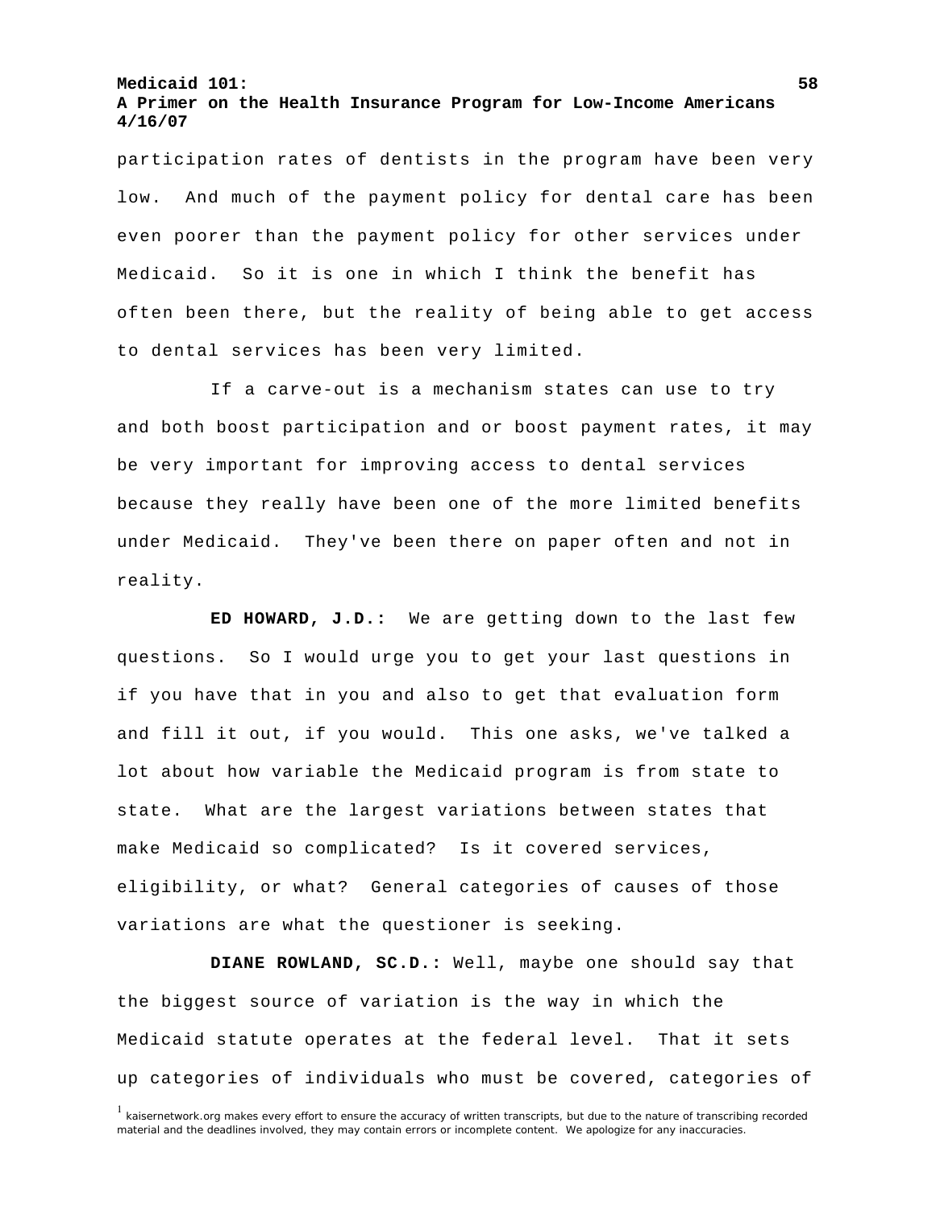participation rates of dentists in the program have been very low. And much of the payment policy for dental care has been even poorer than the payment policy for other services under Medicaid. So it is one in which I think the benefit has often been there, but the reality of being able to get access to dental services has been very limited.

If a carve-out is a mechanism states can use to try and both boost participation and or boost payment rates, it may be very important for improving access to dental services because they really have been one of the more limited benefits under Medicaid. They've been there on paper often and not in reality.

**ED HOWARD, J.D.:** We are getting down to the last few questions. So I would urge you to get your last questions in if you have that in you and also to get that evaluation form and fill it out, if you would. This one asks, we've talked a lot about how variable the Medicaid program is from state to state. What are the largest variations between states that make Medicaid so complicated? Is it covered services, eligibility, or what? General categories of causes of those variations are what the questioner is seeking.

**DIANE ROWLAND, SC.D.:** Well, maybe one should say that the biggest source of variation is the way in which the Medicaid statute operates at the federal level. That it sets up categories of individuals who must be covered, categories of

[1] kaisernetwork.org makes every effort to ensure the accuracy of written transcripts, but due to the nature of transcribing recorded material and the deadlines involved, they may contain errors or incomplete content. We apologize for any inaccuracies.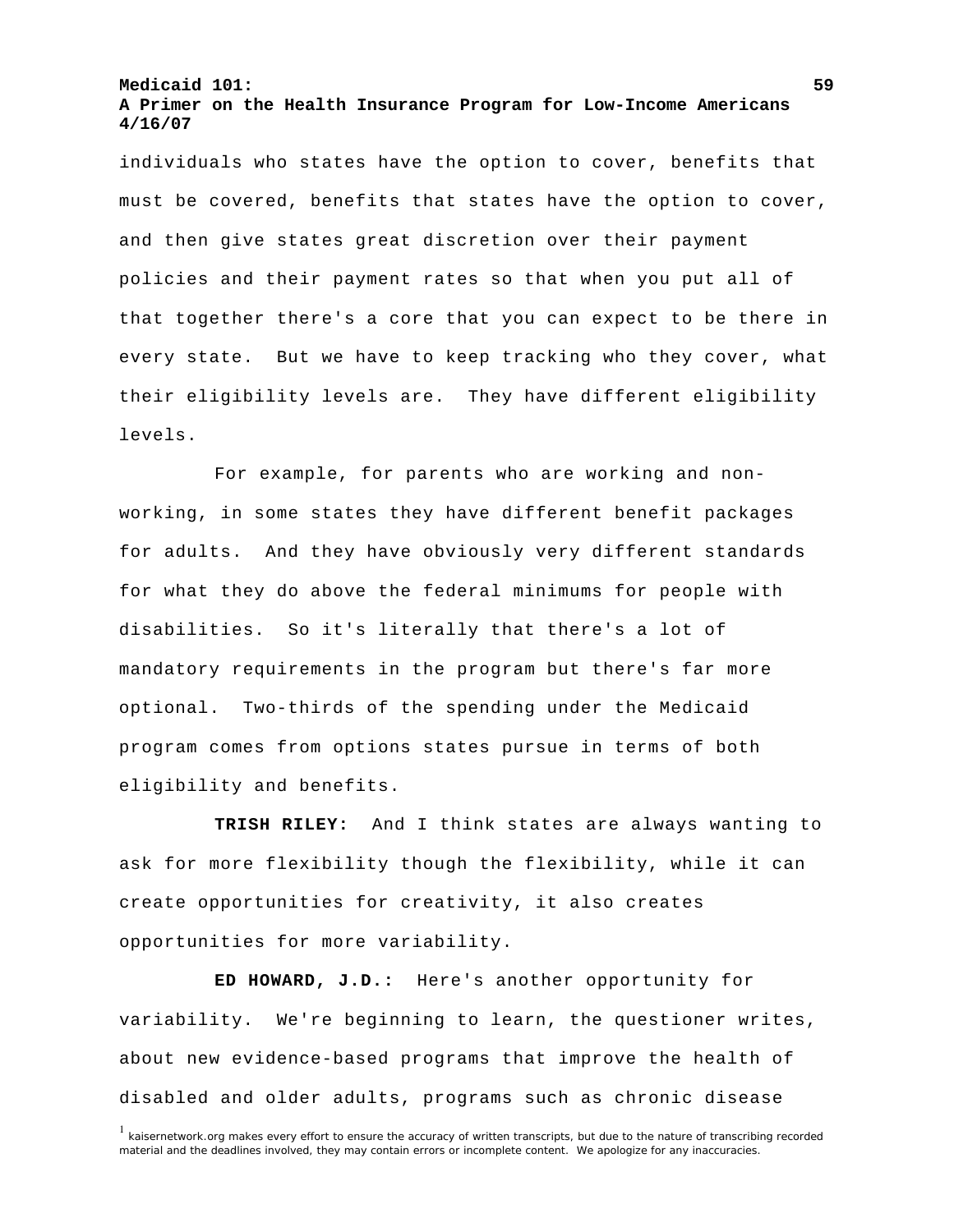individuals who states have the option to cover, benefits that must be covered, benefits that states have the option to cover, and then give states great discretion over their payment policies and their payment rates so that when you put all of that together there's a core that you can expect to be there in every state. But we have to keep tracking who they cover, what their eligibility levels are. They have different eligibility levels.

For example, for parents who are working and non-working, in some states they have different benefit packages for adults. And they have obviously very different standards for what they do above the federal minimums for people with disabilities. So it's literally that there's a lot of mandatory requirements in the program but there's far more optional. Two-thirds of the spending under the Medicaid program comes from options states pursue in terms of both eligibility and benefits.

**TRISH RILEY:** And I think states are always wanting to ask for more flexibility though the flexibility, while it can create opportunities for creativity, it also creates opportunities for more variability.

**ED HOWARD, J.D.:** Here's another opportunity for variability. We're beginning to learn, the questioner writes, about new evidence-based programs that improve the health of disabled and older adults, programs such as chronic disease

[1] kaisernetwork.org makes every effort to ensure the accuracy of written transcripts, but due to the nature of transcribing recorded material and the deadlines involved, they may contain errors or incomplete content. We apologize for any inaccuracies.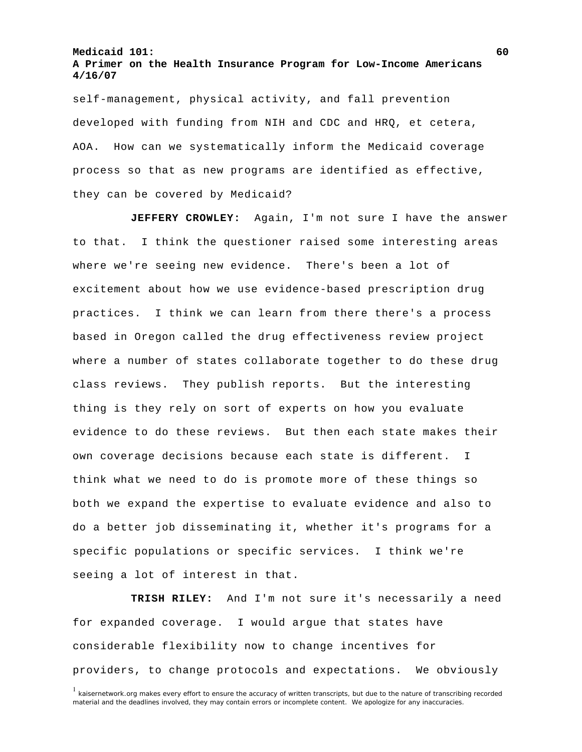self-management, physical activity, and fall prevention developed with funding from NIH and CDC and HRQ, et cetera, AOA. How can we systematically inform the Medicaid coverage process so that as new programs are identified as effective, they can be covered by Medicaid?

**JEFFERY CROWLEY:** Again, I'm not sure I have the answer to that. I think the questioner raised some interesting areas where we're seeing new evidence. There's been a lot of excitement about how we use evidence-based prescription drug practices. I think we can learn from there there's a process based in Oregon called the drug effectiveness review project where a number of states collaborate together to do these drug class reviews. They publish reports. But the interesting thing is they rely on sort of experts on how you evaluate evidence to do these reviews. But then each state makes their own coverage decisions because each state is different. I think what we need to do is promote more of these things so both we expand the expertise to evaluate evidence and also to do a better job disseminating it, whether it's programs for a specific populations or specific services. I think we're seeing a lot of interest in that.

**TRISH RILEY:** And I'm not sure it's necessarily a need for expanded coverage. I would argue that states have considerable flexibility now to change incentives for providers, to change protocols and expectations. We obviously

[1] kaisernetwork.org makes every effort to ensure the accuracy of written transcripts, but due to the nature of transcribing recorded material and the deadlines involved, they may contain errors or incomplete content. We apologize for any inaccuracies.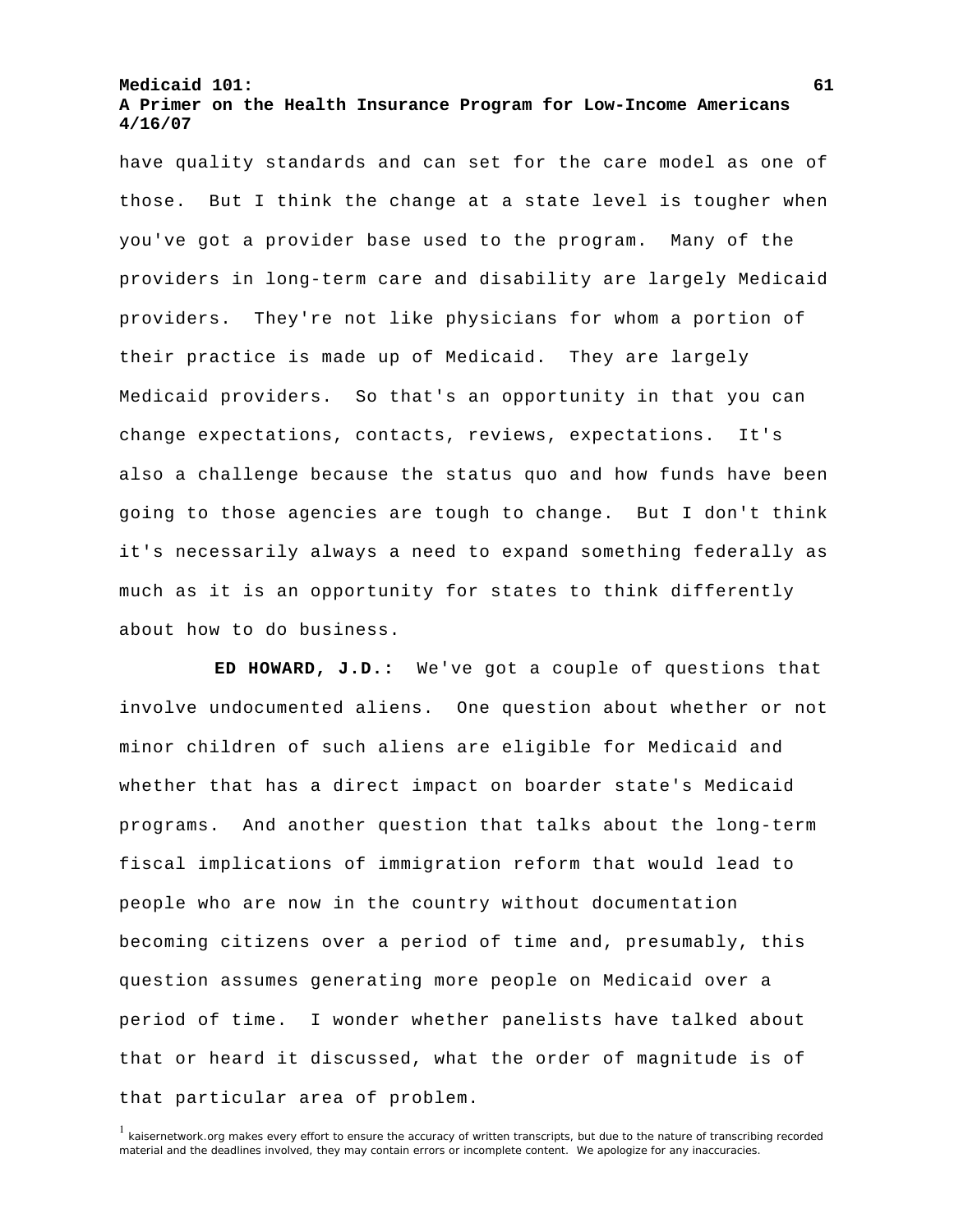have quality standards and can set for the care model as one of those. But I think the change at a state level is tougher when you've got a provider base used to the program. Many of the providers in long-term care and disability are largely Medicaid providers. They're not like physicians for whom a portion of their practice is made up of Medicaid. They are largely Medicaid providers. So that's an opportunity in that you can change expectations, contacts, reviews, expectations. It's also a challenge because the status quo and how funds have been going to those agencies are tough to change. But I don't think it's necessarily always a need to expand something federally as much as it is an opportunity for states to think differently about how to do business.

**ED HOWARD, J.D.:** We've got a couple of questions that involve undocumented aliens. One question about whether or not minor children of such aliens are eligible for Medicaid and whether that has a direct impact on boarder state's Medicaid programs. And another question that talks about the long-term fiscal implications of immigration reform that would lead to people who are now in the country without documentation becoming citizens over a period of time and, presumably, this question assumes generating more people on Medicaid over a period of time. I wonder whether panelists have talked about that or heard it discussed, what the order of magnitude is of that particular area of problem.

[1] kaisernetwork.org makes every effort to ensure the accuracy of written transcripts, but due to the nature of transcribing recorded material and the deadlines involved, they may contain errors or incomplete content. We apologize for any inaccuracies.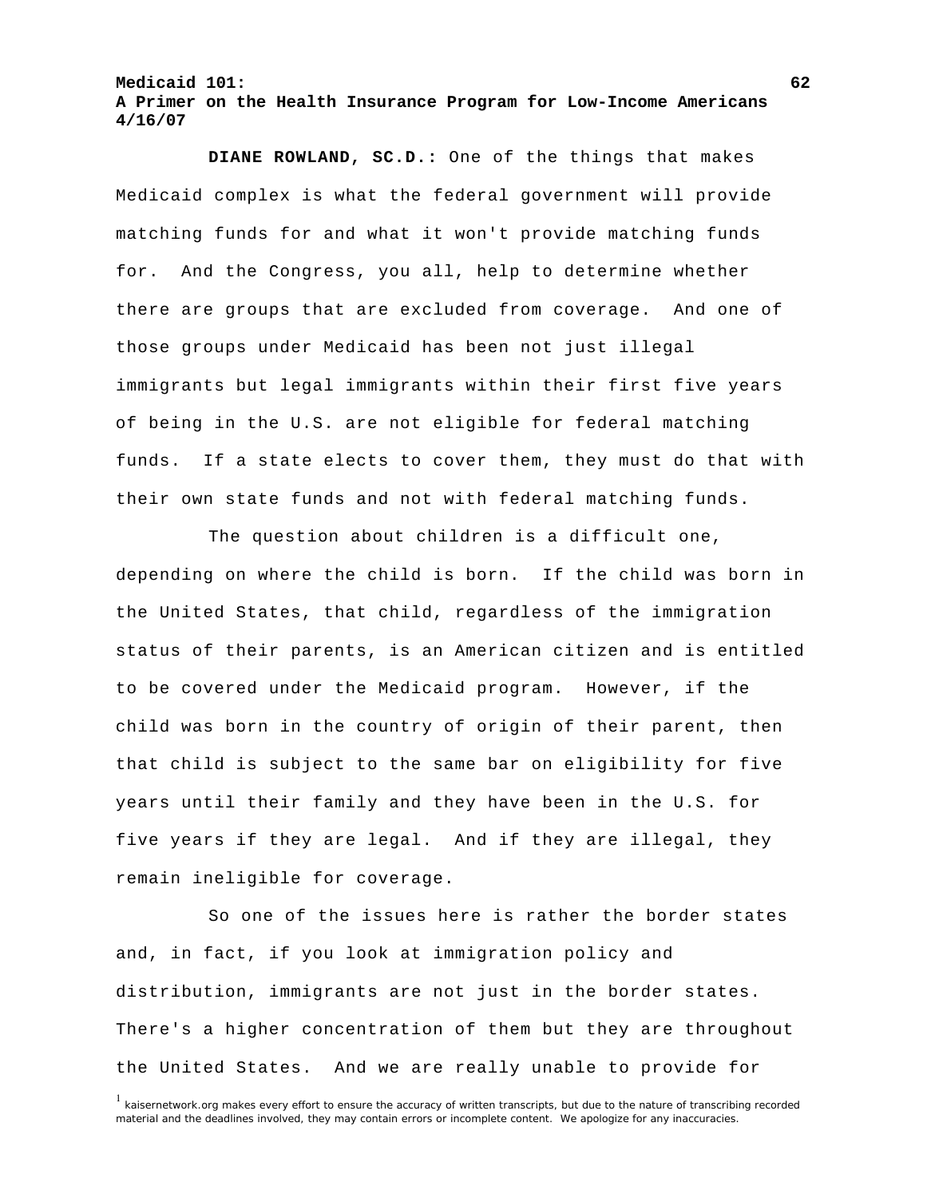**DIANE ROWLAND, SC.D.:** One of the things that makes Medicaid complex is what the federal government will provide matching funds for and what it won't provide matching funds for. And the Congress, you all, help to determine whether there are groups that are excluded from coverage. And one of those groups under Medicaid has been not just illegal immigrants but legal immigrants within their first five years of being in the U.S. are not eligible for federal matching funds. If a state elects to cover them, they must do that with their own state funds and not with federal matching funds.

The question about children is a difficult one, depending on where the child is born. If the child was born in the United States, that child, regardless of the immigration status of their parents, is an American citizen and is entitled to be covered under the Medicaid program. However, if the child was born in the country of origin of their parent, then that child is subject to the same bar on eligibility for five years until their family and they have been in the U.S. for five years if they are legal. And if they are illegal, they remain ineligible for coverage.

So one of the issues here is rather the border states and, in fact, if you look at immigration policy and distribution, immigrants are not just in the border states. There's a higher concentration of them but they are throughout the United States. And we are really unable to provide for

[1] kaisernetwork.org makes every effort to ensure the accuracy of written transcripts, but due to the nature of transcribing recorded material and the deadlines involved, they may contain errors or incomplete content. We apologize for any inaccuracies.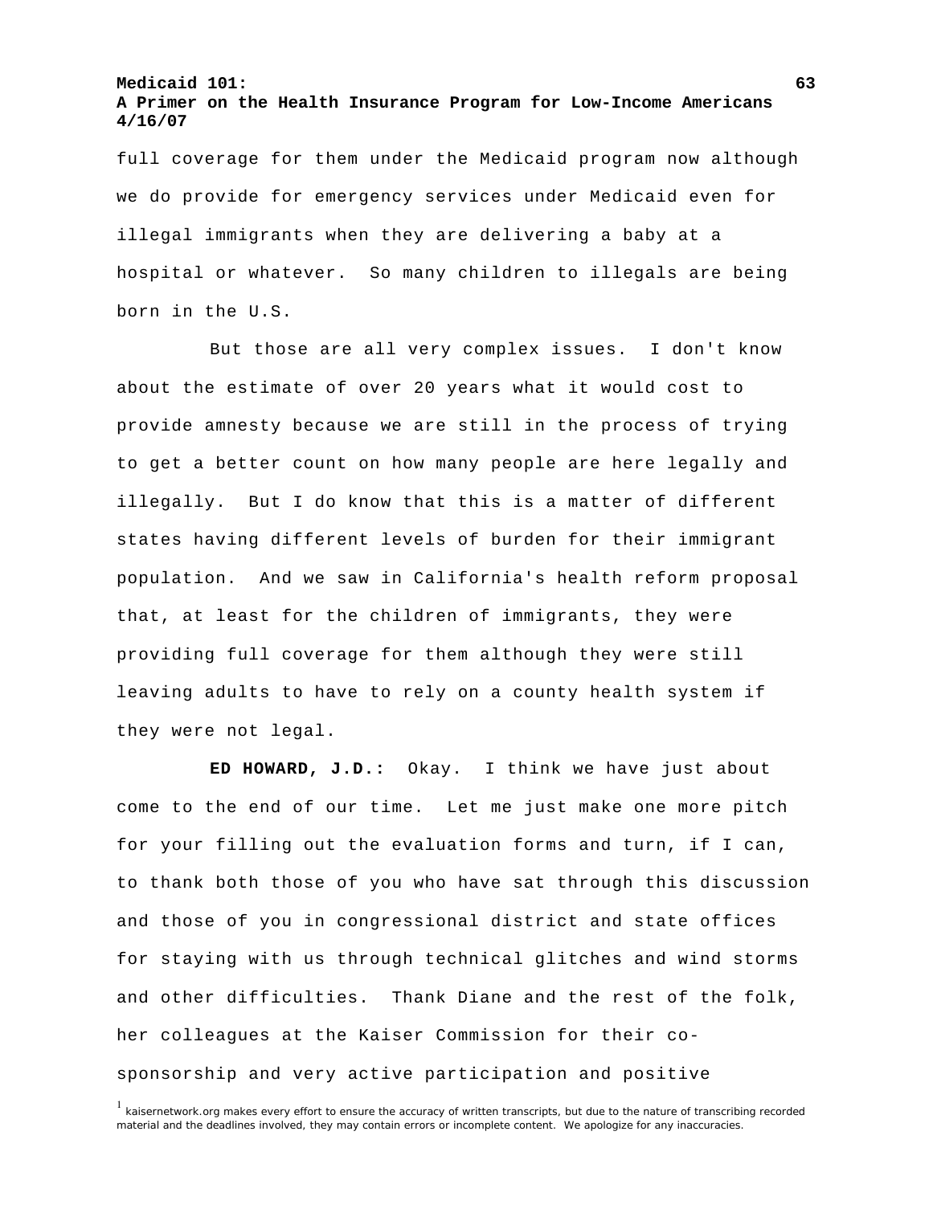full coverage for them under the Medicaid program now although we do provide for emergency services under Medicaid even for illegal immigrants when they are delivering a baby at a hospital or whatever. So many children to illegals are being born in the U.S.

But those are all very complex issues. I don't know about the estimate of over 20 years what it would cost to provide amnesty because we are still in the process of trying to get a better count on how many people are here legally and illegally. But I do know that this is a matter of different states having different levels of burden for their immigrant population. And we saw in California's health reform proposal that, at least for the children of immigrants, they were providing full coverage for them although they were still leaving adults to have to rely on a county health system if they were not legal.

**ED HOWARD, J.D.:** Okay. I think we have just about come to the end of our time. Let me just make one more pitch for your filling out the evaluation forms and turn, if I can, to thank both those of you who have sat through this discussion and those of you in congressional district and state offices for staying with us through technical glitches and wind storms and other difficulties. Thank Diane and the rest of the folk, her colleagues at the Kaiser Commission for their co-sponsorship and very active participation and positive

[1] kaisernetwork.org makes every effort to ensure the accuracy of written transcripts, but due to the nature of transcribing recorded material and the deadlines involved, they may contain errors or incomplete content. We apologize for any inaccuracies.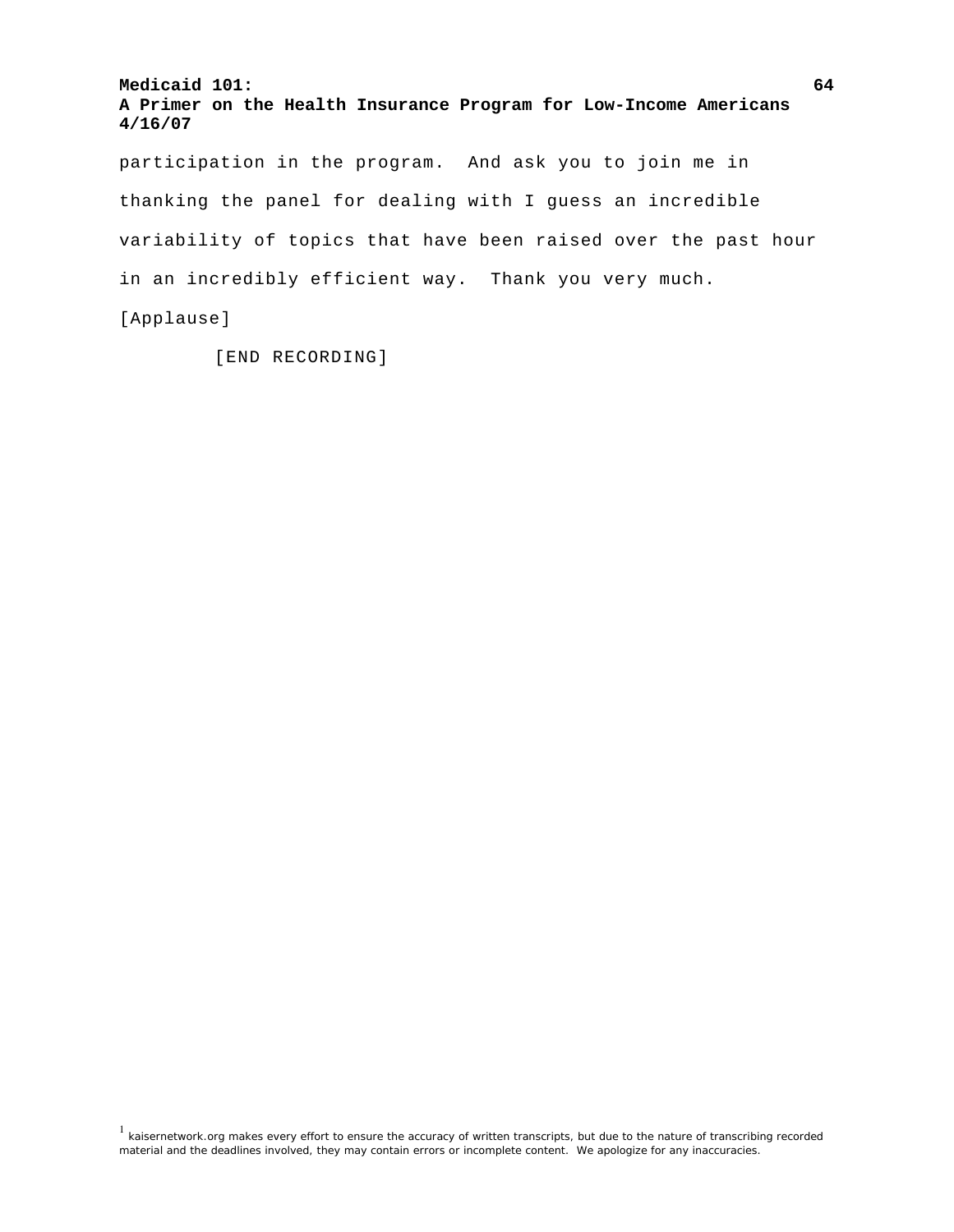participation in the program. And ask you to join me in thanking the panel for dealing with I guess an incredible variability of topics that have been raised over the past hour in an incredibly efficient way. Thank you very much.

[Applause]

[END RECORDING]